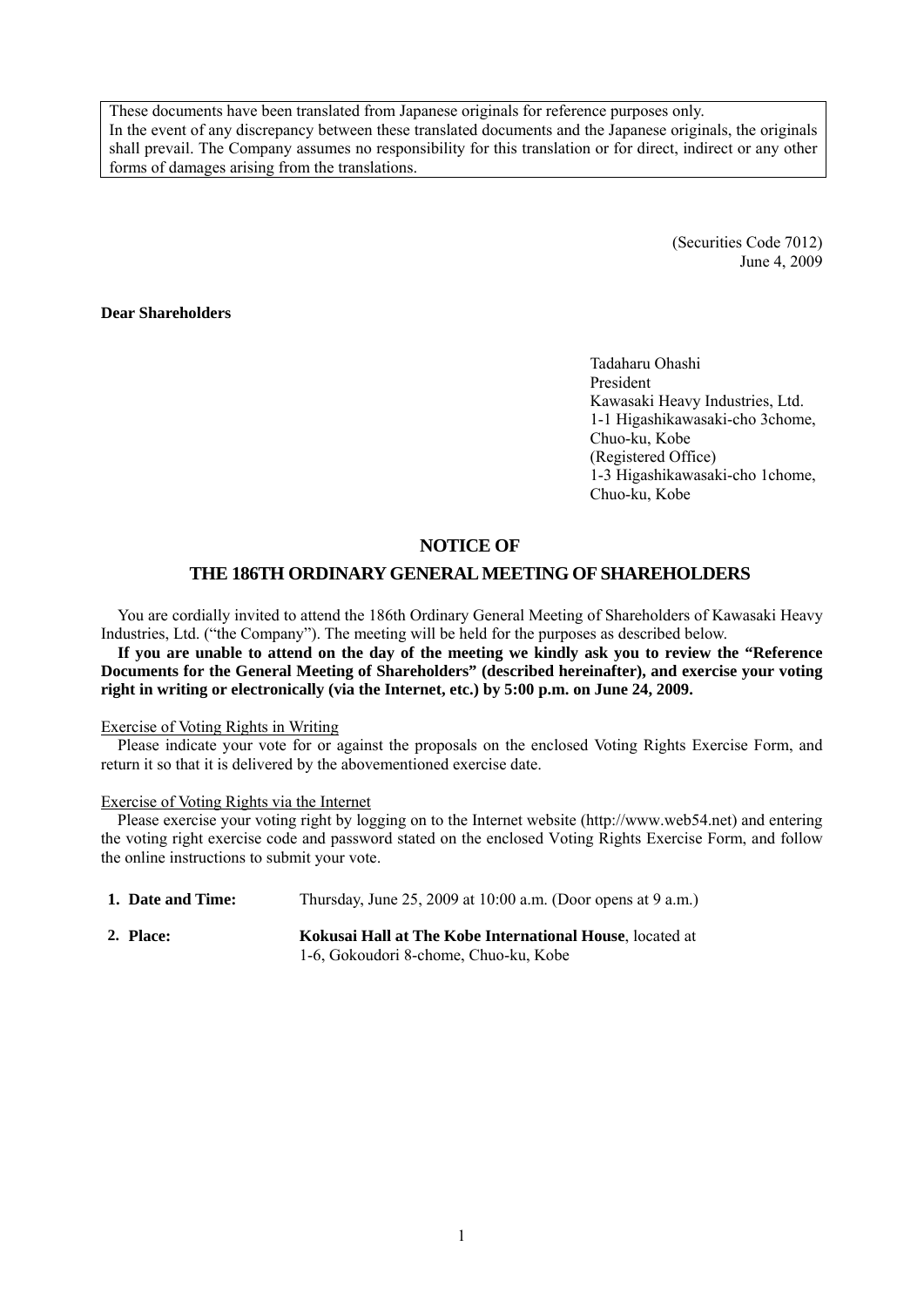These documents have been translated from Japanese originals for reference purposes only.
In the event of any discrepancy between these translated documents and the Japanese originals, the originals shall prevail. The Company assumes no responsibility for this translation or for direct, indirect or any other forms of damages arising from the translations.

(Securities Code 7012)
June 4, 2009

**Dear Shareholders**

Tadaharu Ohashi
President
Kawasaki Heavy Industries, Ltd.
1-1 Higashikawasaki-cho 3chome,
Chuo-ku, Kobe
(Registered Office)
1-3 Higashikawasaki-cho 1chome,
Chuo-ku, Kobe

# NOTICE OF
# THE 186TH ORDINARY GENERAL MEETING OF SHAREHOLDERS

You are cordially invited to attend the 186th Ordinary General Meeting of Shareholders of Kawasaki Heavy Industries, Ltd. ("the Company"). The meeting will be held for the purposes as described below.

**If you are unable to attend on the day of the meeting we kindly ask you to review the "Reference Documents for the General Meeting of Shareholders" (described hereinafter), and exercise your voting right in writing or electronically (via the Internet, etc.) by 5:00 p.m. on June 24, 2009.**

Exercise of Voting Rights in Writing

Please indicate your vote for or against the proposals on the enclosed Voting Rights Exercise Form, and return it so that it is delivered by the abovementioned exercise date.

Exercise of Voting Rights via the Internet

Please exercise your voting right by logging on to the Internet website (http://www.web54.net) and entering the voting right exercise code and password stated on the enclosed Voting Rights Exercise Form, and follow the online instructions to submit your vote.

**1. Date and Time:** Thursday, June 25, 2009 at 10:00 a.m. (Door opens at 9 a.m.)

**2. Place:** **Kokusai Hall at The Kobe International House**, located at 1-6, Gokoudori 8-chome, Chuo-ku, Kobe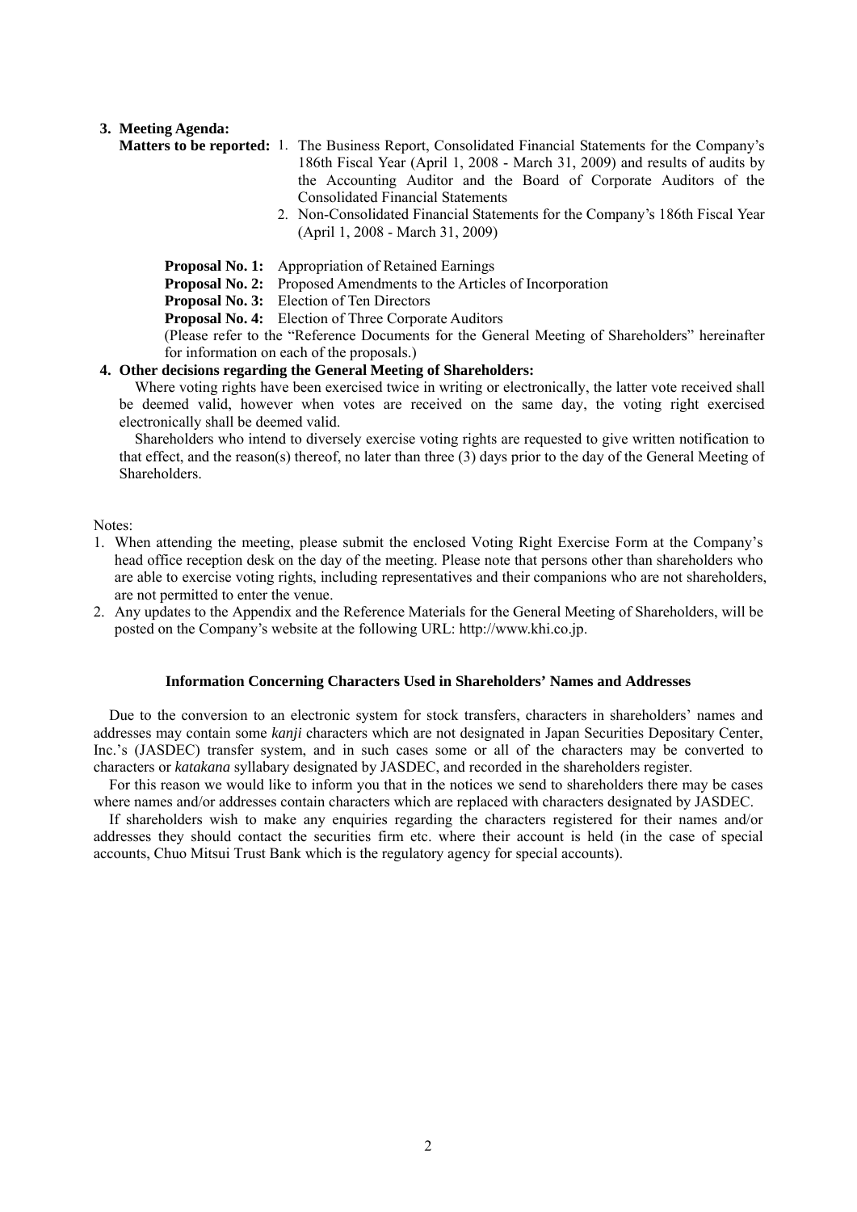**3. Meeting Agenda:**

**Matters to be reported:**

1. The Business Report, Consolidated Financial Statements for the Company's 186th Fiscal Year (April 1, 2008 - March 31, 2009) and results of audits by the Accounting Auditor and the Board of Corporate Auditors of the Consolidated Financial Statements
2. Non-Consolidated Financial Statements for the Company's 186th Fiscal Year (April 1, 2008 - March 31, 2009)

**Proposal No. 1:** Appropriation of Retained Earnings

**Proposal No. 2:** Proposed Amendments to the Articles of Incorporation

**Proposal No. 3:** Election of Ten Directors

**Proposal No. 4:** Election of Three Corporate Auditors

(Please refer to the "Reference Documents for the General Meeting of Shareholders" hereinafter for information on each of the proposals.)

**4. Other decisions regarding the General Meeting of Shareholders:**

Where voting rights have been exercised twice in writing or electronically, the latter vote received shall be deemed valid, however when votes are received on the same day, the voting right exercised electronically shall be deemed valid.

Shareholders who intend to diversely exercise voting rights are requested to give written notification to that effect, and the reason(s) thereof, no later than three (3) days prior to the day of the General Meeting of Shareholders.

Notes:

1. When attending the meeting, please submit the enclosed Voting Right Exercise Form at the Company's head office reception desk on the day of the meeting. Please note that persons other than shareholders who are able to exercise voting rights, including representatives and their companions who are not shareholders, are not permitted to enter the venue.
2. Any updates to the Appendix and the Reference Materials for the General Meeting of Shareholders, will be posted on the Company's website at the following URL: http://www.khi.co.jp.

**Information Concerning Characters Used in Shareholders' Names and Addresses**

Due to the conversion to an electronic system for stock transfers, characters in shareholders' names and addresses may contain some *kanji* characters which are not designated in Japan Securities Depositary Center, Inc.'s (JASDEC) transfer system, and in such cases some or all of the characters may be converted to characters or *katakana* syllabary designated by JASDEC, and recorded in the shareholders register.

For this reason we would like to inform you that in the notices we send to shareholders there may be cases where names and/or addresses contain characters which are replaced with characters designated by JASDEC.

If shareholders wish to make any enquiries regarding the characters registered for their names and/or addresses they should contact the securities firm etc. where their account is held (in the case of special accounts, Chuo Mitsui Trust Bank which is the regulatory agency for special accounts).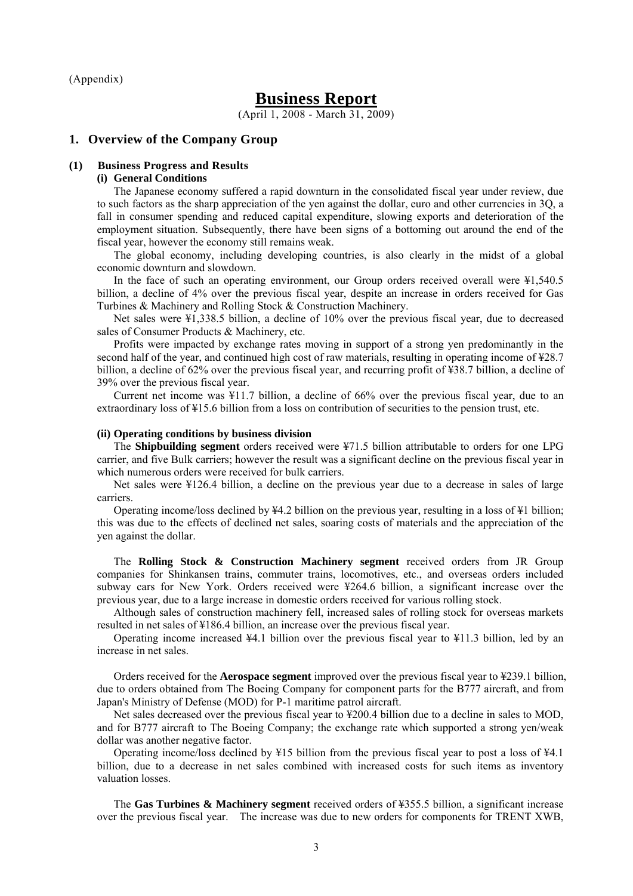(Appendix)

# Business Report

(April 1, 2008 - March 31, 2009)

## 1. Overview of the Company Group

### (1) Business Progress and Results

#### (i) General Conditions

The Japanese economy suffered a rapid downturn in the consolidated fiscal year under review, due to such factors as the sharp appreciation of the yen against the dollar, euro and other currencies in 3Q, a fall in consumer spending and reduced capital expenditure, slowing exports and deterioration of the employment situation. Subsequently, there have been signs of a bottoming out around the end of the fiscal year, however the economy still remains weak.

The global economy, including developing countries, is also clearly in the midst of a global economic downturn and slowdown.

In the face of such an operating environment, our Group orders received overall were ¥1,540.5 billion, a decline of 4% over the previous fiscal year, despite an increase in orders received for Gas Turbines & Machinery and Rolling Stock & Construction Machinery.

Net sales were ¥1,338.5 billion, a decline of 10% over the previous fiscal year, due to decreased sales of Consumer Products & Machinery, etc.

Profits were impacted by exchange rates moving in support of a strong yen predominantly in the second half of the year, and continued high cost of raw materials, resulting in operating income of ¥28.7 billion, a decline of 62% over the previous fiscal year, and recurring profit of ¥38.7 billion, a decline of 39% over the previous fiscal year.

Current net income was ¥11.7 billion, a decline of 66% over the previous fiscal year, due to an extraordinary loss of ¥15.6 billion from a loss on contribution of securities to the pension trust, etc.

#### (ii) Operating conditions by business division

The **Shipbuilding segment** orders received were ¥71.5 billion attributable to orders for one LPG carrier, and five Bulk carriers; however the result was a significant decline on the previous fiscal year in which numerous orders were received for bulk carriers.

Net sales were ¥126.4 billion, a decline on the previous year due to a decrease in sales of large carriers.

Operating income/loss declined by ¥4.2 billion on the previous year, resulting in a loss of ¥1 billion; this was due to the effects of declined net sales, soaring costs of materials and the appreciation of the yen against the dollar.

The **Rolling Stock & Construction Machinery segment** received orders from JR Group companies for Shinkansen trains, commuter trains, locomotives, etc., and overseas orders included subway cars for New York. Orders received were ¥264.6 billion, a significant increase over the previous year, due to a large increase in domestic orders received for various rolling stock.

Although sales of construction machinery fell, increased sales of rolling stock for overseas markets resulted in net sales of ¥186.4 billion, an increase over the previous fiscal year.

Operating income increased ¥4.1 billion over the previous fiscal year to ¥11.3 billion, led by an increase in net sales.

Orders received for the **Aerospace segment** improved over the previous fiscal year to ¥239.1 billion, due to orders obtained from The Boeing Company for component parts for the B777 aircraft, and from Japan's Ministry of Defense (MOD) for P-1 maritime patrol aircraft.

Net sales decreased over the previous fiscal year to ¥200.4 billion due to a decline in sales to MOD, and for B777 aircraft to The Boeing Company; the exchange rate which supported a strong yen/weak dollar was another negative factor.

Operating income/loss declined by ¥15 billion from the previous fiscal year to post a loss of ¥4.1 billion, due to a decrease in net sales combined with increased costs for such items as inventory valuation losses.

The **Gas Turbines & Machinery segment** received orders of ¥355.5 billion, a significant increase over the previous fiscal year. The increase was due to new orders for components for TRENT XWB,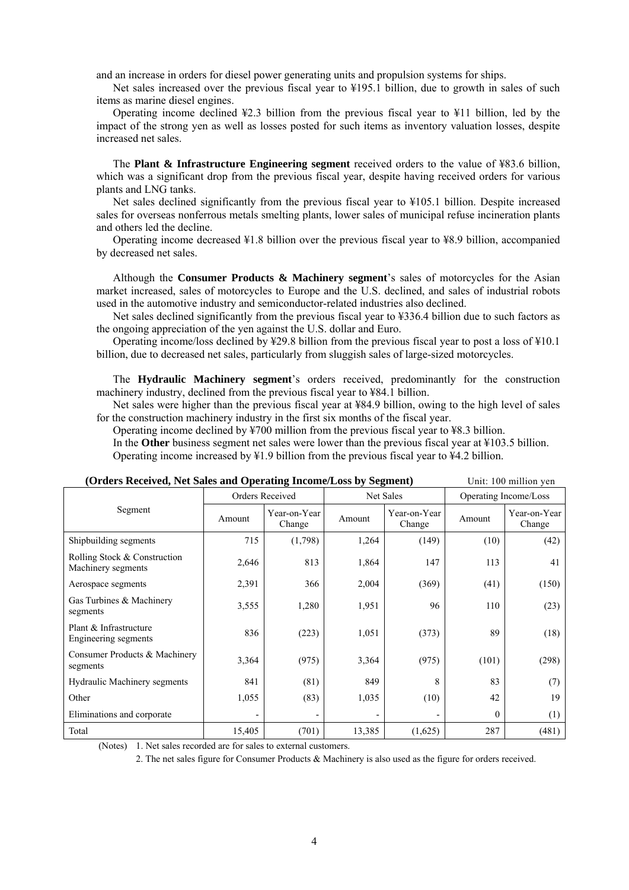and an increase in orders for diesel power generating units and propulsion systems for ships.

Net sales increased over the previous fiscal year to ¥195.1 billion, due to growth in sales of such items as marine diesel engines.

Operating income declined ¥2.3 billion from the previous fiscal year to ¥11 billion, led by the impact of the strong yen as well as losses posted for such items as inventory valuation losses, despite increased net sales.

The **Plant & Infrastructure Engineering segment** received orders to the value of ¥83.6 billion, which was a significant drop from the previous fiscal year, despite having received orders for various plants and LNG tanks.

Net sales declined significantly from the previous fiscal year to ¥105.1 billion. Despite increased sales for overseas nonferrous metals smelting plants, lower sales of municipal refuse incineration plants and others led the decline.

Operating income decreased ¥1.8 billion over the previous fiscal year to ¥8.9 billion, accompanied by decreased net sales.

Although the **Consumer Products & Machinery segment**'s sales of motorcycles for the Asian market increased, sales of motorcycles to Europe and the U.S. declined, and sales of industrial robots used in the automotive industry and semiconductor-related industries also declined.

Net sales declined significantly from the previous fiscal year to ¥336.4 billion due to such factors as the ongoing appreciation of the yen against the U.S. dollar and Euro.

Operating income/loss declined by ¥29.8 billion from the previous fiscal year to post a loss of ¥10.1 billion, due to decreased net sales, particularly from sluggish sales of large-sized motorcycles.

The **Hydraulic Machinery segment**'s orders received, predominantly for the construction machinery industry, declined from the previous fiscal year to ¥84.1 billion.

Net sales were higher than the previous fiscal year at ¥84.9 billion, owing to the high level of sales for the construction machinery industry in the first six months of the fiscal year.

Operating income declined by ¥700 million from the previous fiscal year to ¥8.3 billion.

In the **Other** business segment net sales were lower than the previous fiscal year at ¥103.5 billion.

Operating income increased by ¥1.9 billion from the previous fiscal year to ¥4.2 billion.

**(Orders Received, Net Sales and Operating Income/Loss by Segment)** Unit: 100 million yen

| Segment | Orders Received | | Net Sales | | Operating Income/Loss | |
|---|---|---|---|---|---|---|
| | Amount | Year-on-Year Change | Amount | Year-on-Year Change | Amount | Year-on-Year Change |
| Shipbuilding segments | 715 | (1,798) | 1,264 | (149) | (10) | (42) |
| Rolling Stock & Construction Machinery segments | 2,646 | 813 | 1,864 | 147 | 113 | 41 |
| Aerospace segments | 2,391 | 366 | 2,004 | (369) | (41) | (150) |
| Gas Turbines & Machinery segments | 3,555 | 1,280 | 1,951 | 96 | 110 | (23) |
| Plant & Infrastructure Engineering segments | 836 | (223) | 1,051 | (373) | 89 | (18) |
| Consumer Products & Machinery segments | 3,364 | (975) | 3,364 | (975) | (101) | (298) |
| Hydraulic Machinery segments | 841 | (81) | 849 | 8 | 83 | (7) |
| Other | 1,055 | (83) | 1,035 | (10) | 42 | 19 |
| Eliminations and corporate | - | - | - | - | 0 | (1) |
| Total | 15,405 | (701) | 13,385 | (1,625) | 287 | (481) |

(Notes) 1. Net sales recorded are for sales to external customers.

2. The net sales figure for Consumer Products & Machinery is also used as the figure for orders received.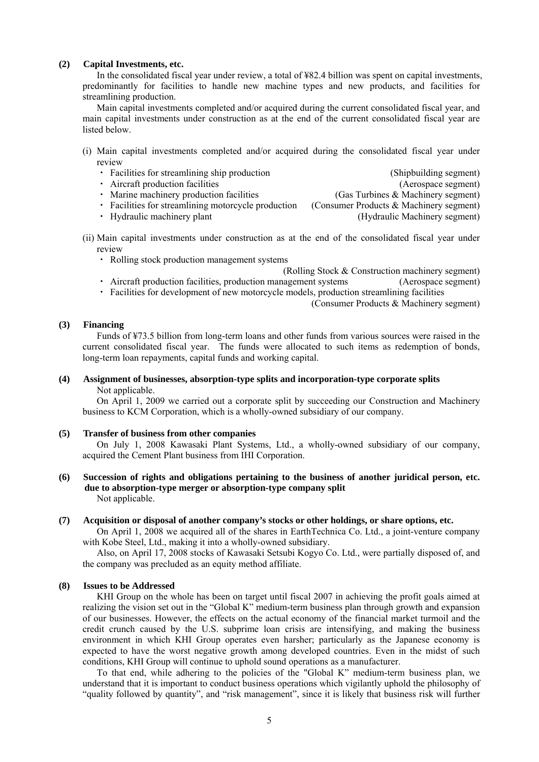### (2) Capital Investments, etc.

In the consolidated fiscal year under review, a total of ¥82.4 billion was spent on capital investments, predominantly for facilities to handle new machine types and new products, and facilities for streamlining production.

Main capital investments completed and/or acquired during the current consolidated fiscal year, and main capital investments under construction as at the end of the current consolidated fiscal year are listed below.

(i) Main capital investments completed and/or acquired during the consolidated fiscal year under review

- Facilities for streamlining ship production (Shipbuilding segment)
- Aircraft production facilities (Aerospace segment)
- Marine machinery production facilities (Gas Turbines & Machinery segment)
- Facilities for streamlining motorcycle production (Consumer Products & Machinery segment)
- Hydraulic machinery plant (Hydraulic Machinery segment)

(ii) Main capital investments under construction as at the end of the consolidated fiscal year under review

- Rolling stock production management systems (Rolling Stock & Construction machinery segment)
- Aircraft production facilities, production management systems (Aerospace segment)
- Facilities for development of new motorcycle models, production streamlining facilities (Consumer Products & Machinery segment)

### (3) Financing

Funds of ¥73.5 billion from long-term loans and other funds from various sources were raised in the current consolidated fiscal year. The funds were allocated to such items as redemption of bonds, long-term loan repayments, capital funds and working capital.

### (4) Assignment of businesses, absorption-type splits and incorporation-type corporate splits

Not applicable.

On April 1, 2009 we carried out a corporate split by succeeding our Construction and Machinery business to KCM Corporation, which is a wholly-owned subsidiary of our company.

### (5) Transfer of business from other companies

On July 1, 2008 Kawasaki Plant Systems, Ltd., a wholly-owned subsidiary of our company, acquired the Cement Plant business from IHI Corporation.

### (6) Succession of rights and obligations pertaining to the business of another juridical person, etc. due to absorption-type merger or absorption-type company split

Not applicable.

### (7) Acquisition or disposal of another company's stocks or other holdings, or share options, etc.

On April 1, 2008 we acquired all of the shares in EarthTechnica Co. Ltd., a joint-venture company with Kobe Steel, Ltd., making it into a wholly-owned subsidiary.

Also, on April 17, 2008 stocks of Kawasaki Setsubi Kogyo Co. Ltd., were partially disposed of, and the company was precluded as an equity method affiliate.

### (8) Issues to be Addressed

KHI Group on the whole has been on target until fiscal 2007 in achieving the profit goals aimed at realizing the vision set out in the "Global K" medium-term business plan through growth and expansion of our businesses. However, the effects on the actual economy of the financial market turmoil and the credit crunch caused by the U.S. subprime loan crisis are intensifying, and making the business environment in which KHI Group operates even harsher; particularly as the Japanese economy is expected to have the worst negative growth among developed countries. Even in the midst of such conditions, KHI Group will continue to uphold sound operations as a manufacturer.

To that end, while adhering to the policies of the "Global K" medium-term business plan, we understand that it is important to conduct business operations which vigilantly uphold the philosophy of "quality followed by quantity", and "risk management", since it is likely that business risk will further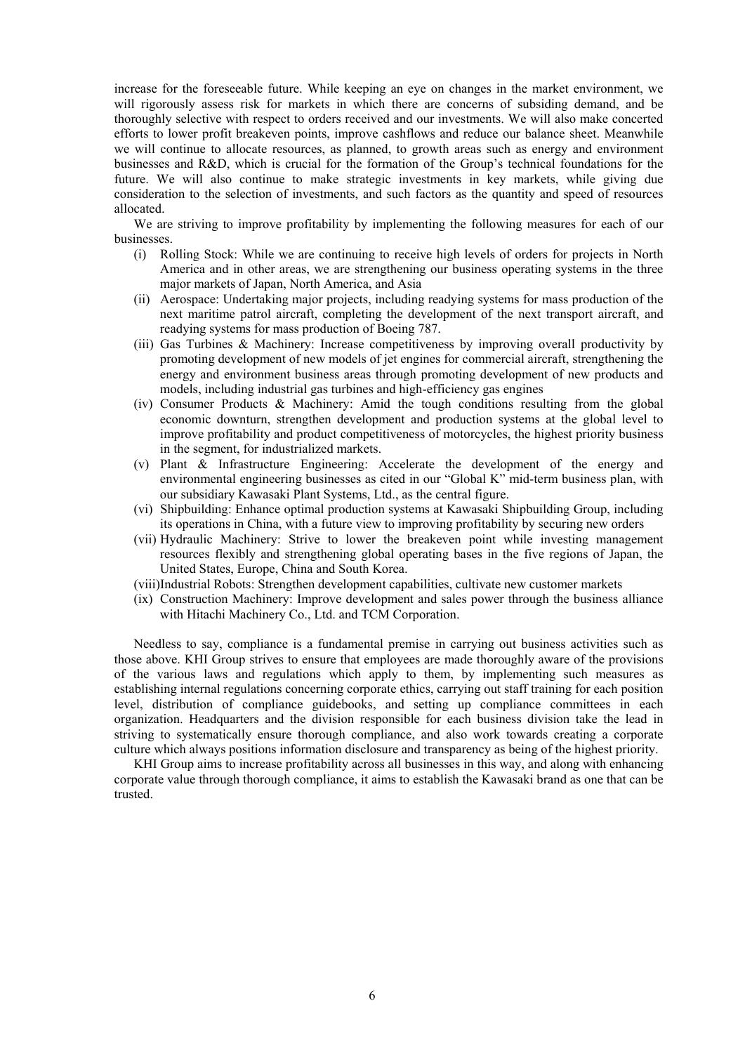increase for the foreseeable future. While keeping an eye on changes in the market environment, we will rigorously assess risk for markets in which there are concerns of subsiding demand, and be thoroughly selective with respect to orders received and our investments. We will also make concerted efforts to lower profit breakeven points, improve cashflows and reduce our balance sheet. Meanwhile we will continue to allocate resources, as planned, to growth areas such as energy and environment businesses and R&D, which is crucial for the formation of the Group's technical foundations for the future. We will also continue to make strategic investments in key markets, while giving due consideration to the selection of investments, and such factors as the quantity and speed of resources allocated.

We are striving to improve profitability by implementing the following measures for each of our businesses.

(i) Rolling Stock: While we are continuing to receive high levels of orders for projects in North America and in other areas, we are strengthening our business operating systems in the three major markets of Japan, North America, and Asia

(ii) Aerospace: Undertaking major projects, including readying systems for mass production of the next maritime patrol aircraft, completing the development of the next transport aircraft, and readying systems for mass production of Boeing 787.

(iii) Gas Turbines & Machinery: Increase competitiveness by improving overall productivity by promoting development of new models of jet engines for commercial aircraft, strengthening the energy and environment business areas through promoting development of new products and models, including industrial gas turbines and high-efficiency gas engines

(iv) Consumer Products & Machinery: Amid the tough conditions resulting from the global economic downturn, strengthen development and production systems at the global level to improve profitability and product competitiveness of motorcycles, the highest priority business in the segment, for industrialized markets.

(v) Plant & Infrastructure Engineering: Accelerate the development of the energy and environmental engineering businesses as cited in our "Global K" mid-term business plan, with our subsidiary Kawasaki Plant Systems, Ltd., as the central figure.

(vi) Shipbuilding: Enhance optimal production systems at Kawasaki Shipbuilding Group, including its operations in China, with a future view to improving profitability by securing new orders

(vii) Hydraulic Machinery: Strive to lower the breakeven point while investing management resources flexibly and strengthening global operating bases in the five regions of Japan, the United States, Europe, China and South Korea.

(viii) Industrial Robots: Strengthen development capabilities, cultivate new customer markets

(ix) Construction Machinery: Improve development and sales power through the business alliance with Hitachi Machinery Co., Ltd. and TCM Corporation.

Needless to say, compliance is a fundamental premise in carrying out business activities such as those above. KHI Group strives to ensure that employees are made thoroughly aware of the provisions of the various laws and regulations which apply to them, by implementing such measures as establishing internal regulations concerning corporate ethics, carrying out staff training for each position level, distribution of compliance guidebooks, and setting up compliance committees in each organization. Headquarters and the division responsible for each business division take the lead in striving to systematically ensure thorough compliance, and also work towards creating a corporate culture which always positions information disclosure and transparency as being of the highest priority.

KHI Group aims to increase profitability across all businesses in this way, and along with enhancing corporate value through thorough compliance, it aims to establish the Kawasaki brand as one that can be trusted.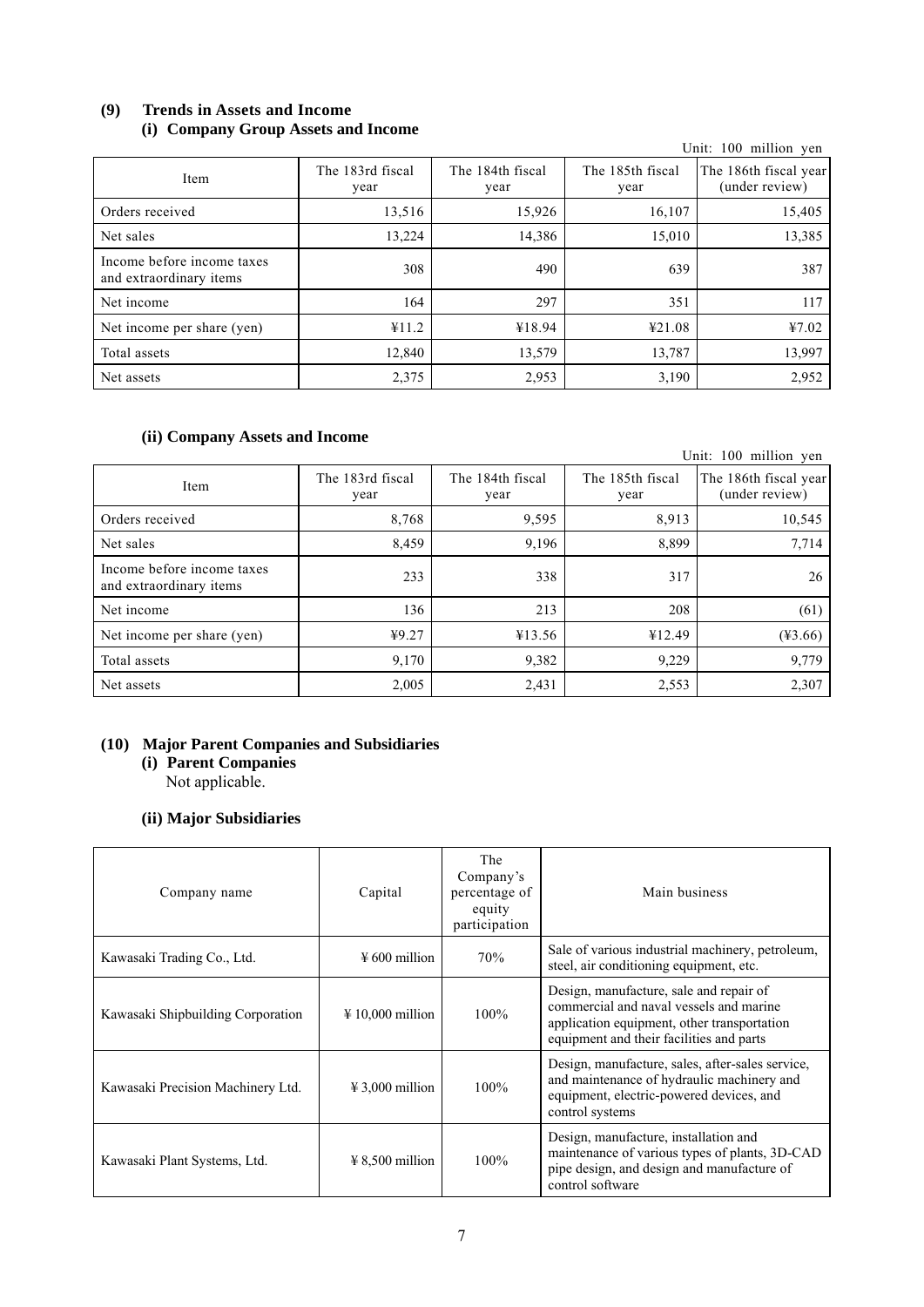## (9) Trends in Assets and Income

### (i) Company Group Assets and Income

Unit: 100 million yen

| Item | The 183rd fiscal year | The 184th fiscal year | The 185th fiscal year | The 186th fiscal year (under review) |
|---|---|---|---|---|
| Orders received | 13,516 | 15,926 | 16,107 | 15,405 |
| Net sales | 13,224 | 14,386 | 15,010 | 13,385 |
| Income before income taxes and extraordinary items | 308 | 490 | 639 | 387 |
| Net income | 164 | 297 | 351 | 117 |
| Net income per share (yen) | ¥11.2 | ¥18.94 | ¥21.08 | ¥7.02 |
| Total assets | 12,840 | 13,579 | 13,787 | 13,997 |
| Net assets | 2,375 | 2,953 | 3,190 | 2,952 |

### (ii) Company Assets and Income

Unit: 100 million yen

| Item | The 183rd fiscal year | The 184th fiscal year | The 185th fiscal year | The 186th fiscal year (under review) |
|---|---|---|---|---|
| Orders received | 8,768 | 9,595 | 8,913 | 10,545 |
| Net sales | 8,459 | 9,196 | 8,899 | 7,714 |
| Income before income taxes and extraordinary items | 233 | 338 | 317 | 26 |
| Net income | 136 | 213 | 208 | (61) |
| Net income per share (yen) | ¥9.27 | ¥13.56 | ¥12.49 | (¥3.66) |
| Total assets | 9,170 | 9,382 | 9,229 | 9,779 |
| Net assets | 2,005 | 2,431 | 2,553 | 2,307 |

## (10) Major Parent Companies and Subsidiaries

### (i) Parent Companies

Not applicable.

### (ii) Major Subsidiaries

| Company name | Capital | The Company's percentage of equity participation | Main business |
|---|---|---|---|
| Kawasaki Trading Co., Ltd. | ¥ 600 million | 70% | Sale of various industrial machinery, petroleum, steel, air conditioning equipment, etc. |
| Kawasaki Shipbuilding Corporation | ¥ 10,000 million | 100% | Design, manufacture, sale and repair of commercial and naval vessels and marine application equipment, other transportation equipment and their facilities and parts |
| Kawasaki Precision Machinery Ltd. | ¥ 3,000 million | 100% | Design, manufacture, sales, after-sales service, and maintenance of hydraulic machinery and equipment, electric-powered devices, and control systems |
| Kawasaki Plant Systems, Ltd. | ¥ 8,500 million | 100% | Design, manufacture, installation and maintenance of various types of plants, 3D-CAD pipe design, and design and manufacture of control software |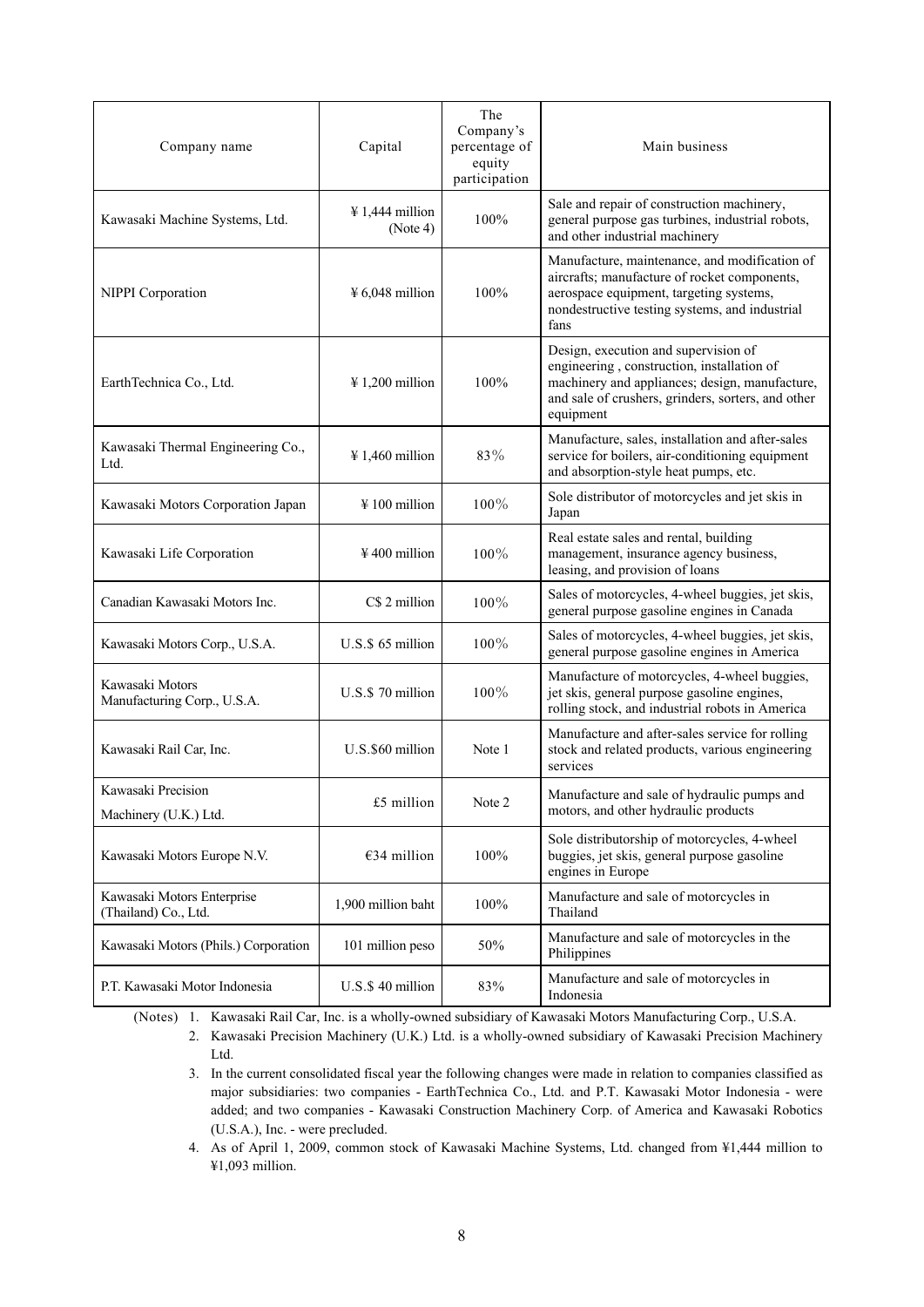| Company name | Capital | The Company's percentage of equity participation | Main business |
|---|---|---|---|
| Kawasaki Machine Systems, Ltd. | ¥ 1,444 million (Note 4) | 100% | Sale and repair of construction machinery, general purpose gas turbines, industrial robots, and other industrial machinery |
| NIPPI Corporation | ¥ 6,048 million | 100% | Manufacture, maintenance, and modification of aircrafts; manufacture of rocket components, aerospace equipment, targeting systems, nondestructive testing systems, and industrial fans |
| EarthTechnica Co., Ltd. | ¥ 1,200 million | 100% | Design, execution and supervision of engineering , construction, installation of machinery and appliances; design, manufacture, and sale of crushers, grinders, sorters, and other equipment |
| Kawasaki Thermal Engineering Co., Ltd. | ¥ 1,460 million | 83% | Manufacture, sales, installation and after-sales service for boilers, air-conditioning equipment and absorption-style heat pumps, etc. |
| Kawasaki Motors Corporation Japan | ¥ 100 million | 100% | Sole distributor of motorcycles and jet skis in Japan |
| Kawasaki Life Corporation | ¥ 400 million | 100% | Real estate sales and rental, building management, insurance agency business, leasing, and provision of loans |
| Canadian Kawasaki Motors Inc. | C$ 2 million | 100% | Sales of motorcycles, 4-wheel buggies, jet skis, general purpose gasoline engines in Canada |
| Kawasaki Motors Corp., U.S.A. | U.S.$ 65 million | 100% | Sales of motorcycles, 4-wheel buggies, jet skis, general purpose gasoline engines in America |
| Kawasaki Motors Manufacturing Corp., U.S.A. | U.S.$ 70 million | 100% | Manufacture of motorcycles, 4-wheel buggies, jet skis, general purpose gasoline engines, rolling stock, and industrial robots in America |
| Kawasaki Rail Car, Inc. | U.S.$60 million | Note 1 | Manufacture and after-sales service for rolling stock and related products, various engineering services |
| Kawasaki Precision Machinery (U.K.) Ltd. | £5 million | Note 2 | Manufacture and sale of hydraulic pumps and motors, and other hydraulic products |
| Kawasaki Motors Europe N.V. | €34 million | 100% | Sole distributorship of motorcycles, 4-wheel buggies, jet skis, general purpose gasoline engines in Europe |
| Kawasaki Motors Enterprise (Thailand) Co., Ltd. | 1,900 million baht | 100% | Manufacture and sale of motorcycles in Thailand |
| Kawasaki Motors (Phils.) Corporation | 101 million peso | 50% | Manufacture and sale of motorcycles in the Philippines |
| P.T. Kawasaki Motor Indonesia | U.S.$ 40 million | 83% | Manufacture and sale of motorcycles in Indonesia |

(Notes)
1. Kawasaki Rail Car, Inc. is a wholly-owned subsidiary of Kawasaki Motors Manufacturing Corp., U.S.A.
2. Kawasaki Precision Machinery (U.K.) Ltd. is a wholly-owned subsidiary of Kawasaki Precision Machinery Ltd.
3. In the current consolidated fiscal year the following changes were made in relation to companies classified as major subsidiaries: two companies - EarthTechnica Co., Ltd. and P.T. Kawasaki Motor Indonesia - were added; and two companies - Kawasaki Construction Machinery Corp. of America and Kawasaki Robotics (U.S.A.), Inc. - were precluded.
4. As of April 1, 2009, common stock of Kawasaki Machine Systems, Ltd. changed from ¥1,444 million to ¥1,093 million.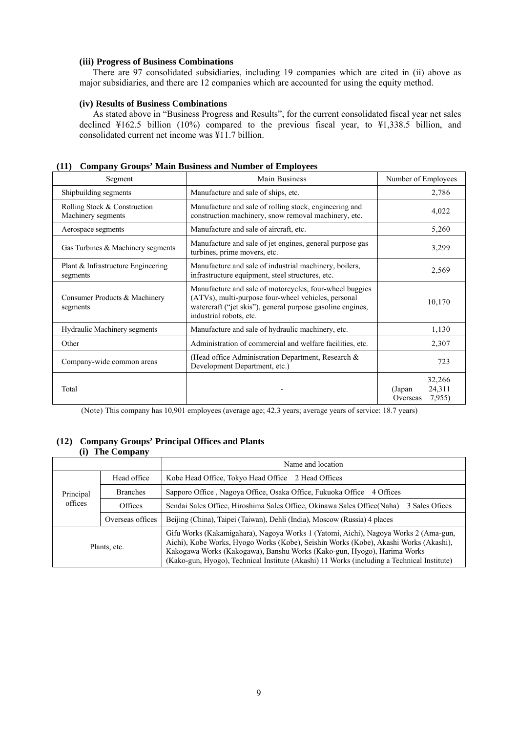#### (iii) Progress of Business Combinations

There are 97 consolidated subsidiaries, including 19 companies which are cited in (ii) above as major subsidiaries, and there are 12 companies which are accounted for using the equity method.

#### (iv) Results of Business Combinations

As stated above in "Business Progress and Results", for the current consolidated fiscal year net sales declined ¥162.5 billion (10%) compared to the previous fiscal year, to ¥1,338.5 billion, and consolidated current net income was ¥11.7 billion.

### (11) Company Groups' Main Business and Number of Employees

| Segment | Main Business | Number of Employees |
|---|---|---|
| Shipbuilding segments | Manufacture and sale of ships, etc. | 2,786 |
| Rolling Stock & Construction Machinery segments | Manufacture and sale of rolling stock, engineering and construction machinery, snow removal machinery, etc. | 4,022 |
| Aerospace segments | Manufacture and sale of aircraft, etc. | 5,260 |
| Gas Turbines & Machinery segments | Manufacture and sale of jet engines, general purpose gas turbines, prime movers, etc. | 3,299 |
| Plant & Infrastructure Engineering segments | Manufacture and sale of industrial machinery, boilers, infrastructure equipment, steel structures, etc. | 2,569 |
| Consumer Products & Machinery segments | Manufacture and sale of motorcycles, four-wheel buggies (ATVs), multi-purpose four-wheel vehicles, personal watercraft ("jet skis"), general purpose gasoline engines, industrial robots, etc. | 10,170 |
| Hydraulic Machinery segments | Manufacture and sale of hydraulic machinery, etc. | 1,130 |
| Other | Administration of commercial and welfare facilities, etc. | 2,307 |
| Company-wide common areas | (Head office Administration Department, Research & Development Department, etc.) | 723 |
| Total | - | 32,266 (Japan 24,311 Overseas 7,955) |

(Note) This company has 10,901 employees (average age; 42.3 years; average years of service: 18.7 years)

### (12) Company Groups' Principal Offices and Plants

#### (i) The Company

| | | Name and location |
|---|---|---|
| Principal offices | Head office | Kobe Head Office, Tokyo Head Office 2 Head Offices |
| | Branches | Sapporo Office , Nagoya Office, Osaka Office, Fukuoka Office 4 Offices |
| | Offices | Sendai Sales Office, Hiroshima Sales Office, Okinawa Sales Office(Naha) 3 Sales Ofices |
| | Overseas offices | Beijing (China), Taipei (Taiwan), Dehli (India), Moscow (Russia) 4 places |
| Plants, etc. | | Gifu Works (Kakamigahara), Nagoya Works 1 (Yatomi, Aichi), Nagoya Works 2 (Ama-gun, Aichi), Kobe Works, Hyogo Works (Kobe), Seishin Works (Kobe), Akashi Works (Akashi), Kakogawa Works (Kakogawa), Banshu Works (Kako-gun, Hyogo), Harima Works (Kako-gun, Hyogo), Technical Institute (Akashi) 11 Works (including a Technical Institute) |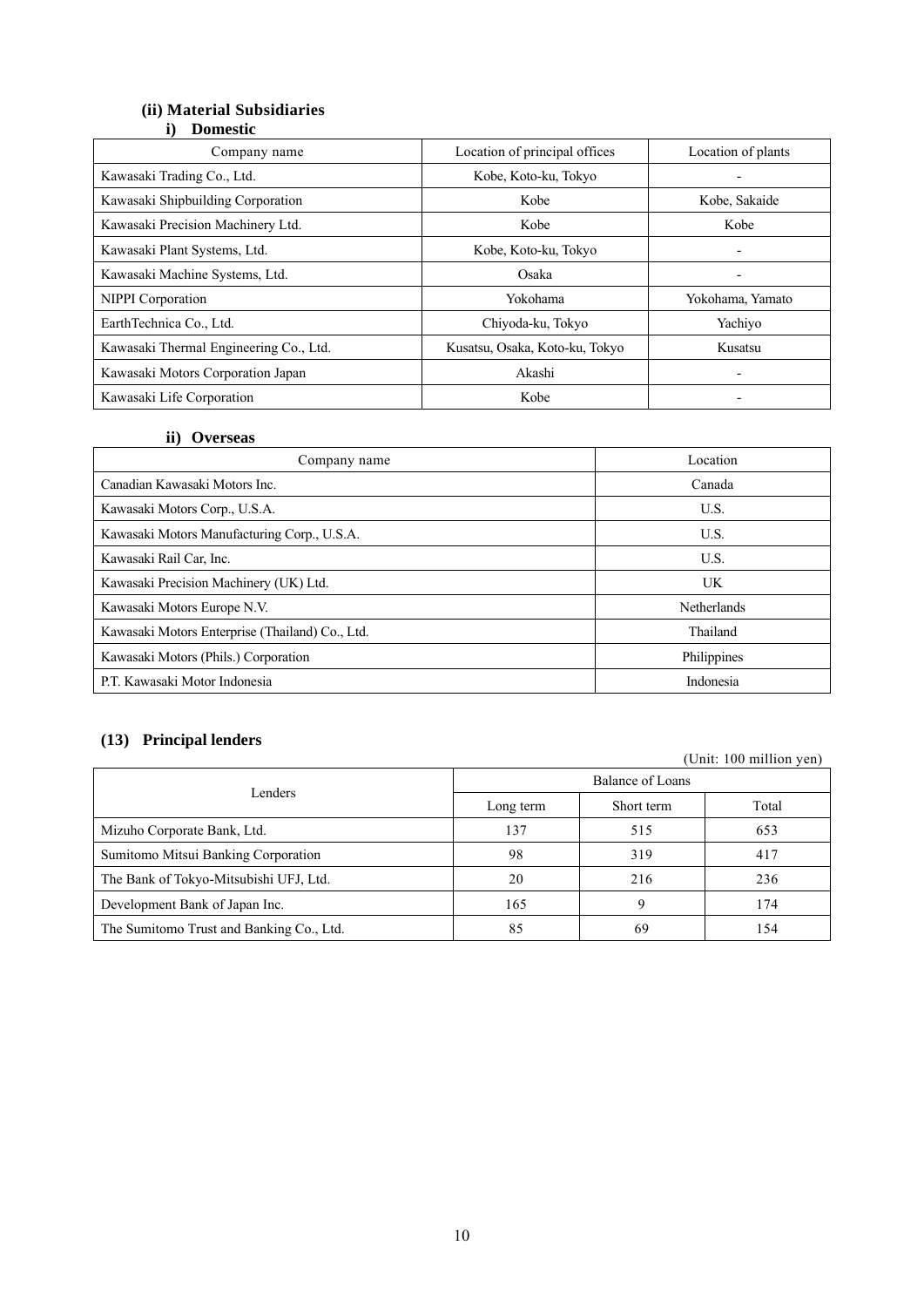### (ii) Material Subsidiaries

#### i) Domestic

| Company name | Location of principal offices | Location of plants |
|---|---|---|
| Kawasaki Trading Co., Ltd. | Kobe, Koto-ku, Tokyo | - |
| Kawasaki Shipbuilding Corporation | Kobe | Kobe, Sakaide |
| Kawasaki Precision Machinery Ltd. | Kobe | Kobe |
| Kawasaki Plant Systems, Ltd. | Kobe, Koto-ku, Tokyo | - |
| Kawasaki Machine Systems, Ltd. | Osaka | - |
| NIPPI Corporation | Yokohama | Yokohama, Yamato |
| EarthTechnica Co., Ltd. | Chiyoda-ku, Tokyo | Yachiyo |
| Kawasaki Thermal Engineering Co., Ltd. | Kusatsu, Osaka, Koto-ku, Tokyo | Kusatsu |
| Kawasaki Motors Corporation Japan | Akashi | - |
| Kawasaki Life Corporation | Kobe | - |

#### ii) Overseas

| Company name | Location |
|---|---|
| Canadian Kawasaki Motors Inc. | Canada |
| Kawasaki Motors Corp., U.S.A. | U.S. |
| Kawasaki Motors Manufacturing Corp., U.S.A. | U.S. |
| Kawasaki Rail Car, Inc. | U.S. |
| Kawasaki Precision Machinery (UK) Ltd. | UK |
| Kawasaki Motors Europe N.V. | Netherlands |
| Kawasaki Motors Enterprise (Thailand) Co., Ltd. | Thailand |
| Kawasaki Motors (Phils.) Corporation | Philippines |
| P.T. Kawasaki Motor Indonesia | Indonesia |

### (13) Principal lenders

(Unit: 100 million yen)

| Lenders | Balance of Loans | | |
|---|---|---|---|
| | Long term | Short term | Total |
| Mizuho Corporate Bank, Ltd. | 137 | 515 | 653 |
| Sumitomo Mitsui Banking Corporation | 98 | 319 | 417 |
| The Bank of Tokyo-Mitsubishi UFJ, Ltd. | 20 | 216 | 236 |
| Development Bank of Japan Inc. | 165 | 9 | 174 |
| The Sumitomo Trust and Banking Co., Ltd. | 85 | 69 | 154 |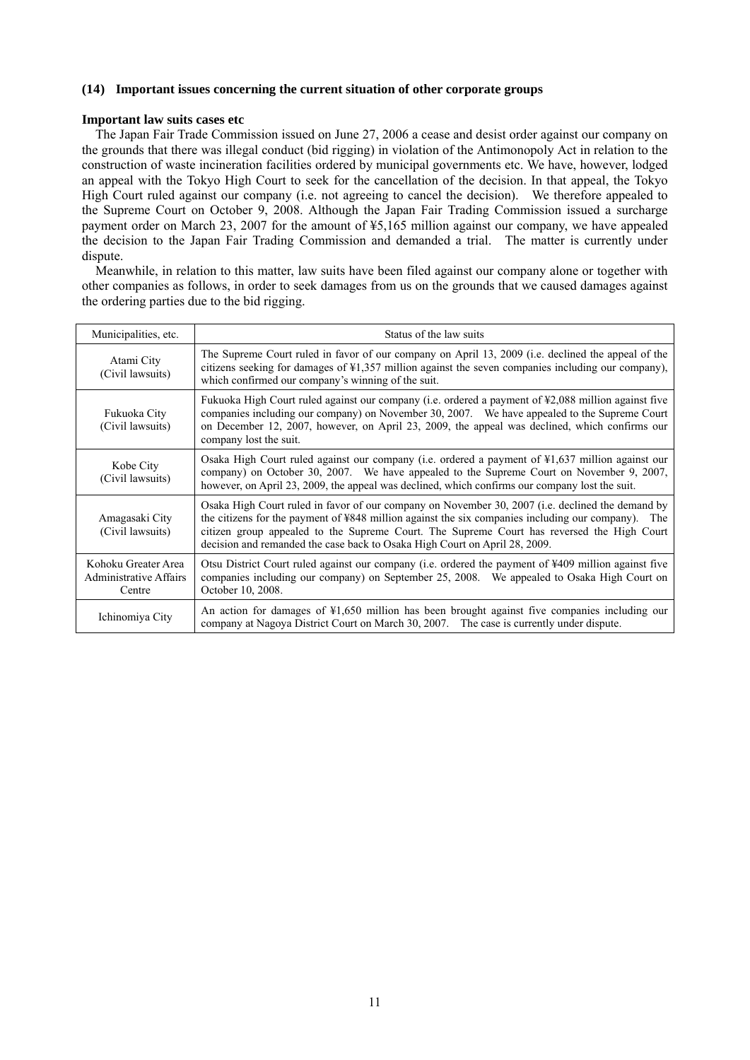### (14) Important issues concerning the current situation of other corporate groups

**Important law suits cases etc**

The Japan Fair Trade Commission issued on June 27, 2006 a cease and desist order against our company on the grounds that there was illegal conduct (bid rigging) in violation of the Antimonopoly Act in relation to the construction of waste incineration facilities ordered by municipal governments etc. We have, however, lodged an appeal with the Tokyo High Court to seek for the cancellation of the decision. In that appeal, the Tokyo High Court ruled against our company (i.e. not agreeing to cancel the decision). We therefore appealed to the Supreme Court on October 9, 2008. Although the Japan Fair Trading Commission issued a surcharge payment order on March 23, 2007 for the amount of ¥5,165 million against our company, we have appealed the decision to the Japan Fair Trading Commission and demanded a trial. The matter is currently under dispute.

Meanwhile, in relation to this matter, law suits have been filed against our company alone or together with other companies as follows, in order to seek damages from us on the grounds that we caused damages against the ordering parties due to the bid rigging.

| Municipalities, etc. | Status of the law suits |
|---|---|
| Atami City (Civil lawsuits) | The Supreme Court ruled in favor of our company on April 13, 2009 (i.e. declined the appeal of the citizens seeking for damages of ¥1,357 million against the seven companies including our company), which confirmed our company's winning of the suit. |
| Fukuoka City (Civil lawsuits) | Fukuoka High Court ruled against our company (i.e. ordered a payment of ¥2,088 million against five companies including our company) on November 30, 2007. We have appealed to the Supreme Court on December 12, 2007, however, on April 23, 2009, the appeal was declined, which confirms our company lost the suit. |
| Kobe City (Civil lawsuits) | Osaka High Court ruled against our company (i.e. ordered a payment of ¥1,637 million against our company) on October 30, 2007. We have appealed to the Supreme Court on November 9, 2007, however, on April 23, 2009, the appeal was declined, which confirms our company lost the suit. |
| Amagasaki City (Civil lawsuits) | Osaka High Court ruled in favor of our company on November 30, 2007 (i.e. declined the demand by the citizens for the payment of ¥848 million against the six companies including our company). The citizen group appealed to the Supreme Court. The Supreme Court has reversed the High Court decision and remanded the case back to Osaka High Court on April 28, 2009. |
| Kohoku Greater Area Administrative Affairs Centre | Otsu District Court ruled against our company (i.e. ordered the payment of ¥409 million against five companies including our company) on September 25, 2008. We appealed to Osaka High Court on October 10, 2008. |
| Ichinomiya City | An action for damages of ¥1,650 million has been brought against five companies including our company at Nagoya District Court on March 30, 2007. The case is currently under dispute. |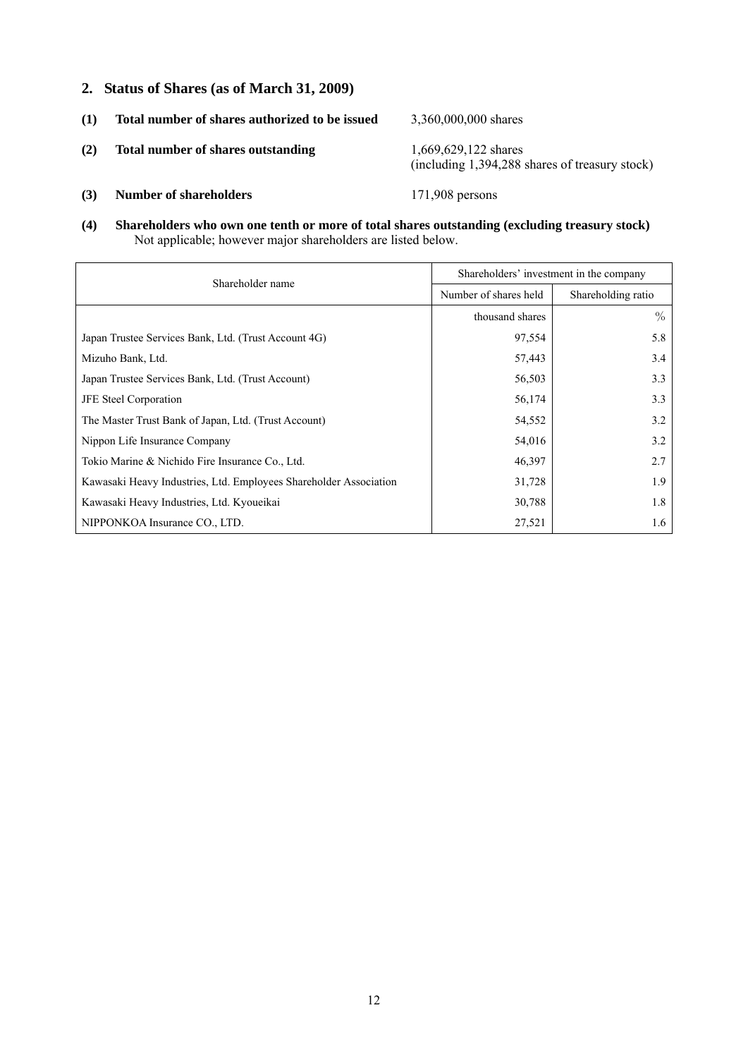## 2. Status of Shares (as of March 31, 2009)

**(1) Total number of shares authorized to be issued** 3,360,000,000 shares

**(2) Total number of shares outstanding** 1,669,629,122 shares (including 1,394,288 shares of treasury stock)

**(3) Number of shareholders** 171,908 persons

**(4) Shareholders who own one tenth or more of total shares outstanding (excluding treasury stock)**

Not applicable; however major shareholders are listed below.

| Shareholder name | Shareholders' investment in the company | |
|---|---|---|
| | Number of shares held | Shareholding ratio |
| | thousand shares | % |
| Japan Trustee Services Bank, Ltd. (Trust Account 4G) | 97,554 | 5.8 |
| Mizuho Bank, Ltd. | 57,443 | 3.4 |
| Japan Trustee Services Bank, Ltd. (Trust Account) | 56,503 | 3.3 |
| JFE Steel Corporation | 56,174 | 3.3 |
| The Master Trust Bank of Japan, Ltd. (Trust Account) | 54,552 | 3.2 |
| Nippon Life Insurance Company | 54,016 | 3.2 |
| Tokio Marine & Nichido Fire Insurance Co., Ltd. | 46,397 | 2.7 |
| Kawasaki Heavy Industries, Ltd. Employees Shareholder Association | 31,728 | 1.9 |
| Kawasaki Heavy Industries, Ltd. Kyoueikai | 30,788 | 1.8 |
| NIPPONKOA Insurance CO., LTD. | 27,521 | 1.6 |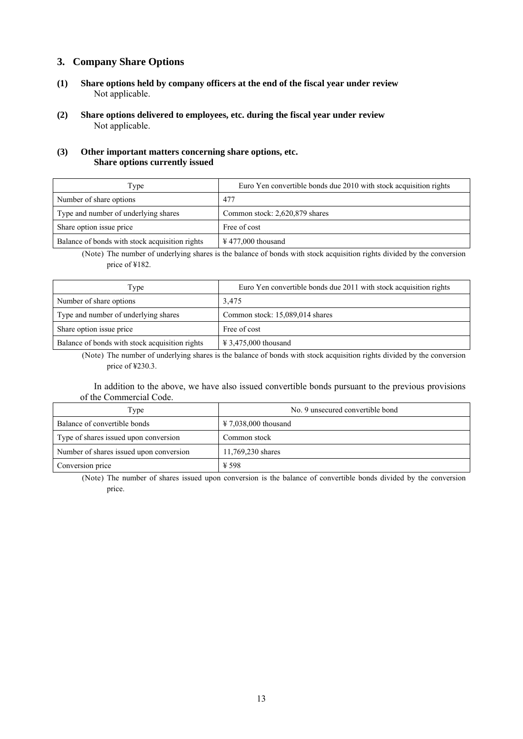## 3. Company Share Options

**(1) Share options held by company officers at the end of the fiscal year under review**

Not applicable.

**(2) Share options delivered to employees, etc. during the fiscal year under review**

Not applicable.

**(3) Other important matters concerning share options, etc.**
**Share options currently issued**

| Type | Euro Yen convertible bonds due 2010 with stock acquisition rights |
|---|---|
| Number of share options | 477 |
| Type and number of underlying shares | Common stock: 2,620,879 shares |
| Share option issue price | Free of cost |
| Balance of bonds with stock acquisition rights | ¥ 477,000 thousand |

(Note) The number of underlying shares is the balance of bonds with stock acquisition rights divided by the conversion price of ¥182.

| Type | Euro Yen convertible bonds due 2011 with stock acquisition rights |
|---|---|
| Number of share options | 3,475 |
| Type and number of underlying shares | Common stock: 15,089,014 shares |
| Share option issue price | Free of cost |
| Balance of bonds with stock acquisition rights | ¥ 3,475,000 thousand |

(Note) The number of underlying shares is the balance of bonds with stock acquisition rights divided by the conversion price of ¥230.3.

In addition to the above, we have also issued convertible bonds pursuant to the previous provisions of the Commercial Code.

| Type | No. 9 unsecured convertible bond |
|---|---|
| Balance of convertible bonds | ¥ 7,038,000 thousand |
| Type of shares issued upon conversion | Common stock |
| Number of shares issued upon conversion | 11,769,230 shares |
| Conversion price | ¥ 598 |

(Note) The number of shares issued upon conversion is the balance of convertible bonds divided by the conversion price.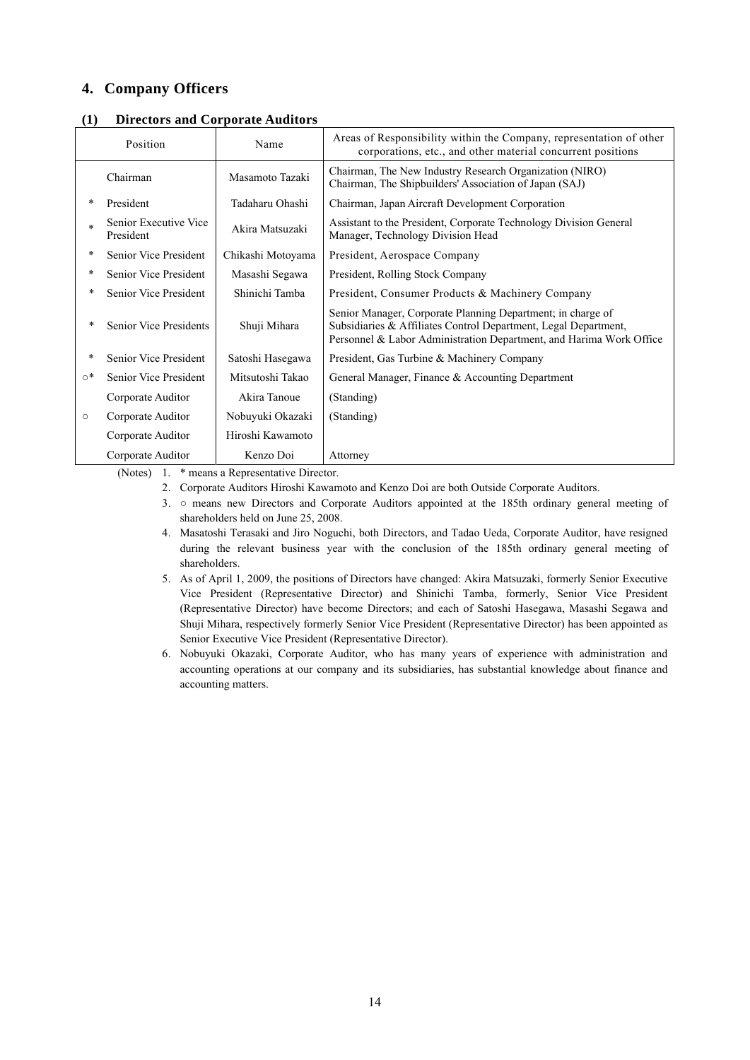## 4. Company Officers

### (1) Directors and Corporate Auditors

| | Position | Name | Areas of Responsibility within the Company, representation of other corporations, etc., and other material concurrent positions |
|---|---|---|---|
| | Chairman | Masamoto Tazaki | Chairman, The New Industry Research Organization (NIRO)<br>Chairman, The Shipbuilders' Association of Japan (SAJ) |
| * | President | Tadaharu Ohashi | Chairman, Japan Aircraft Development Corporation |
| * | Senior Executive Vice President | Akira Matsuzaki | Assistant to the President, Corporate Technology Division General Manager, Technology Division Head |
| * | Senior Vice President | Chikashi Motoyama | President, Aerospace Company |
| * | Senior Vice President | Masashi Segawa | President, Rolling Stock Company |
| * | Senior Vice President | Shinichi Tamba | President, Consumer Products & Machinery Company |
| * | Senior Vice Presidents | Shuji Mihara | Senior Manager, Corporate Planning Department; in charge of Subsidiaries & Affiliates Control Department, Legal Department, Personnel & Labor Administration Department, and Harima Work Office |
| * | Senior Vice President | Satoshi Hasegawa | President, Gas Turbine & Machinery Company |
| ○* | Senior Vice President | Mitsutoshi Takao | General Manager, Finance & Accounting Department |
| | Corporate Auditor | Akira Tanoue | (Standing) |
| ○ | Corporate Auditor | Nobuyuki Okazaki | (Standing) |
| | Corporate Auditor | Hiroshi Kawamoto | |
| | Corporate Auditor | Kenzo Doi | Attorney |

(Notes)
1. * means a Representative Director.
2. Corporate Auditors Hiroshi Kawamoto and Kenzo Doi are both Outside Corporate Auditors.
3. ○ means new Directors and Corporate Auditors appointed at the 185th ordinary general meeting of shareholders held on June 25, 2008.
4. Masatoshi Terasaki and Jiro Noguchi, both Directors, and Tadao Ueda, Corporate Auditor, have resigned during the relevant business year with the conclusion of the 185th ordinary general meeting of shareholders.
5. As of April 1, 2009, the positions of Directors have changed: Akira Matsuzaki, formerly Senior Executive Vice President (Representative Director) and Shinichi Tamba, formerly, Senior Vice President (Representative Director) have become Directors; and each of Satoshi Hasegawa, Masashi Segawa and Shuji Mihara, respectively formerly Senior Vice President (Representative Director) has been appointed as Senior Executive Vice President (Representative Director).
6. Nobuyuki Okazaki, Corporate Auditor, who has many years of experience with administration and accounting operations at our company and its subsidiaries, has substantial knowledge about finance and accounting matters.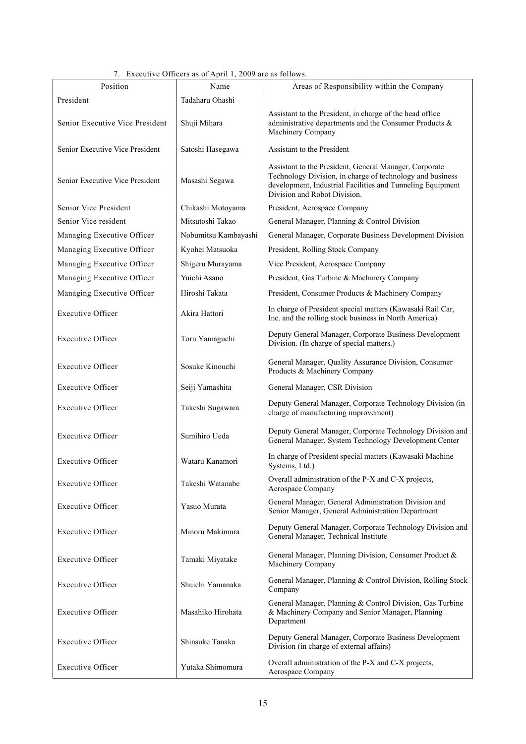7. Executive Officers as of April 1, 2009 are as follows.

| Position | Name | Areas of Responsibility within the Company |
|---|---|---|
| President | Tadaharu Ohashi | |
| Senior Executive Vice President | Shuji Mihara | Assistant to the President, in charge of the head office administrative departments and the Consumer Products & Machinery Company |
| Senior Executive Vice President | Satoshi Hasegawa | Assistant to the President |
| Senior Executive Vice President | Masashi Segawa | Assistant to the President, General Manager, Corporate Technology Division, in charge of technology and business development, Industrial Facilities and Tunneling Equipment Division and Robot Division. |
| Senior Vice President | Chikashi Motoyama | President, Aerospace Company |
| Senior Vice resident | Mitsutoshi Takao | General Manager, Planning & Control Division |
| Managing Executive Officer | Nobumitsu Kambayashi | General Manager, Corporate Business Development Division |
| Managing Executive Officer | Kyohei Matsuoka | President, Rolling Stock Company |
| Managing Executive Officer | Shigeru Murayama | Vice President, Aerospace Company |
| Managing Executive Officer | Yuichi Asano | President, Gas Turbine & Machinery Company |
| Managing Executive Officer | Hiroshi Takata | President, Consumer Products & Machinery Company |
| Executive Officer | Akira Hattori | In charge of President special matters (Kawasaki Rail Car, Inc. and the rolling stock business in North America) |
| Executive Officer | Toru Yamaguchi | Deputy General Manager, Corporate Business Development Division. (In charge of special matters.) |
| Executive Officer | Sosuke Kinouchi | General Manager, Quality Assurance Division, Consumer Products & Machinery Company |
| Executive Officer | Seiji Yamashita | General Manager, CSR Division |
| Executive Officer | Takeshi Sugawara | Deputy General Manager, Corporate Technology Division (in charge of manufacturing improvement) |
| Executive Officer | Sumihiro Ueda | Deputy General Manager, Corporate Technology Division and General Manager, System Technology Development Center |
| Executive Officer | Wataru Kanamori | In charge of President special matters (Kawasaki Machine Systems, Ltd.) |
| Executive Officer | Takeshi Watanabe | Overall administration of the P-X and C-X projects, Aerospace Company |
| Executive Officer | Yasuo Murata | General Manager, General Administration Division and Senior Manager, General Administration Department |
| Executive Officer | Minoru Makimura | Deputy General Manager, Corporate Technology Division and General Manager, Technical Institute |
| Executive Officer | Tamaki Miyatake | General Manager, Planning Division, Consumer Product & Machinery Company |
| Executive Officer | Shuichi Yamanaka | General Manager, Planning & Control Division, Rolling Stock Company |
| Executive Officer | Masahiko Hirohata | General Manager, Planning & Control Division, Gas Turbine & Machinery Company and Senior Manager, Planning Department |
| Executive Officer | Shinsuke Tanaka | Deputy General Manager, Corporate Business Development Division (in charge of external affairs) |
| Executive Officer | Yutaka Shimomura | Overall administration of the P-X and C-X projects, Aerospace Company |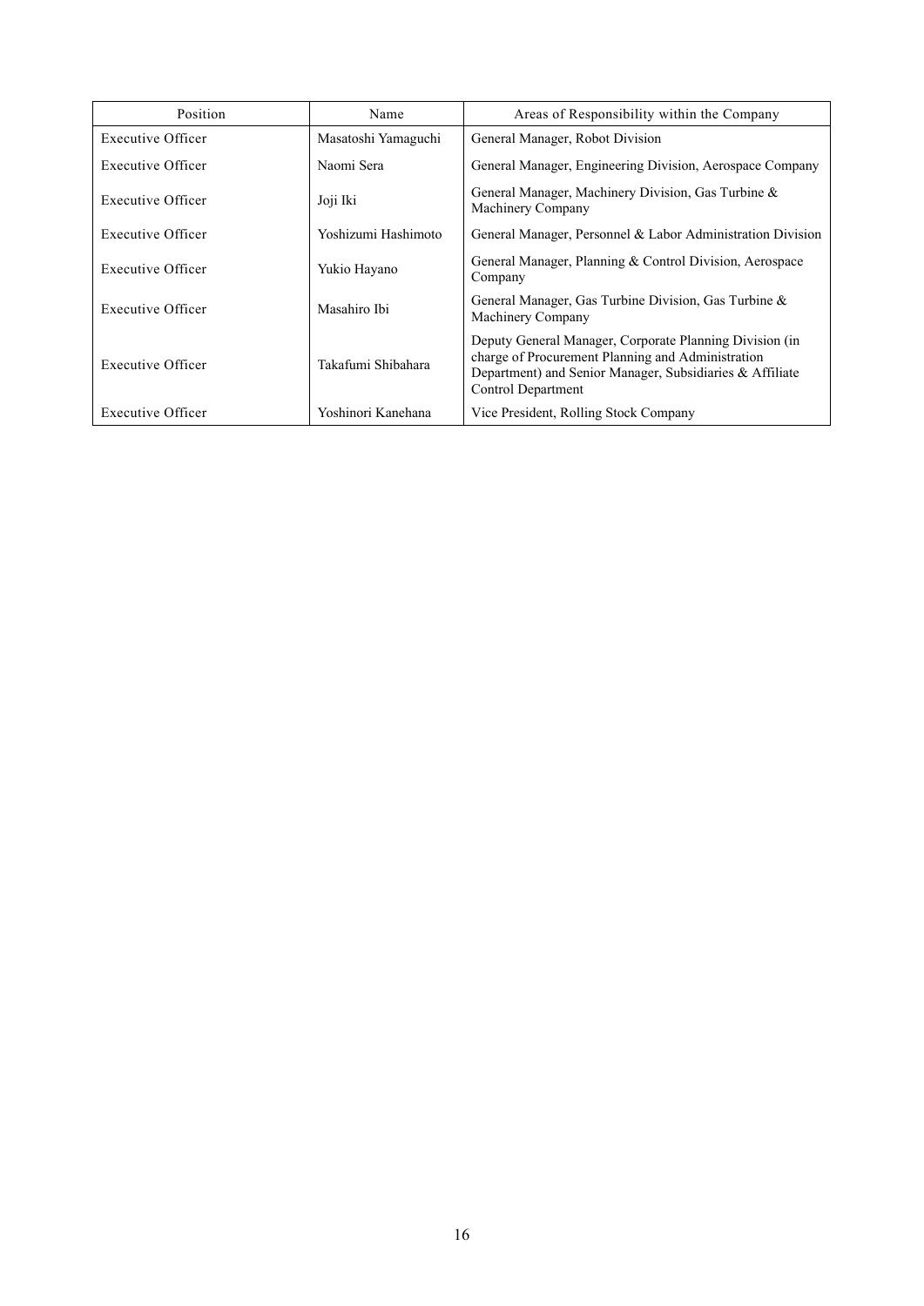| Position | Name | Areas of Responsibility within the Company |
|---|---|---|
| Executive Officer | Masatoshi Yamaguchi | General Manager, Robot Division |
| Executive Officer | Naomi Sera | General Manager, Engineering Division, Aerospace Company |
| Executive Officer | Joji Iki | General Manager, Machinery Division, Gas Turbine & Machinery Company |
| Executive Officer | Yoshizumi Hashimoto | General Manager, Personnel & Labor Administration Division |
| Executive Officer | Yukio Hayano | General Manager, Planning & Control Division, Aerospace Company |
| Executive Officer | Masahiro Ibi | General Manager, Gas Turbine Division, Gas Turbine & Machinery Company |
| Executive Officer | Takafumi Shibahara | Deputy General Manager, Corporate Planning Division (in charge of Procurement Planning and Administration Department) and Senior Manager, Subsidiaries & Affiliate Control Department |
| Executive Officer | Yoshinori Kanehana | Vice President, Rolling Stock Company |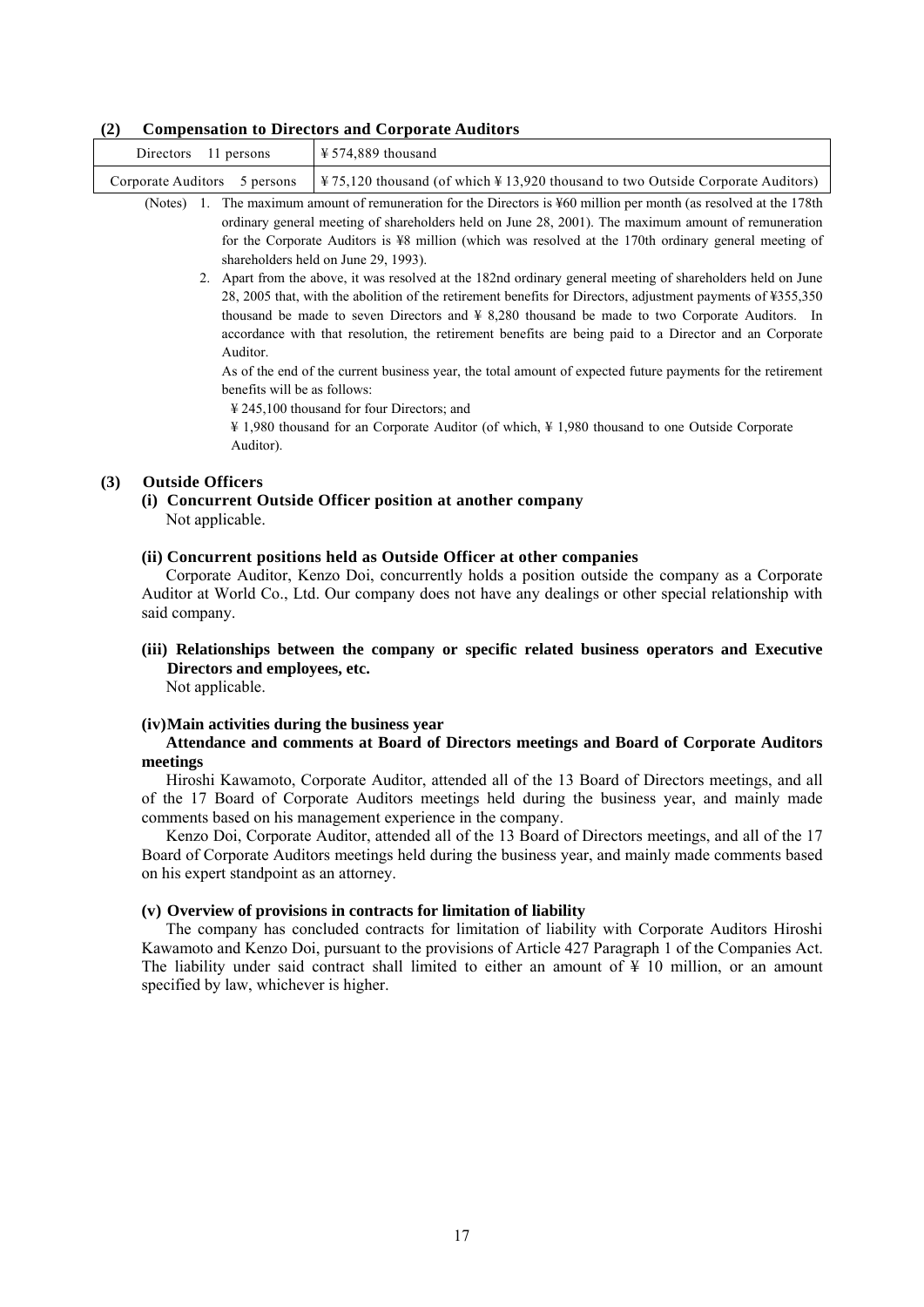### (2) Compensation to Directors and Corporate Auditors

| Directors 11 persons | ¥ 574,889 thousand |
|---|---|
| Corporate Auditors 5 persons | ¥ 75,120 thousand (of which ¥ 13,920 thousand to two Outside Corporate Auditors) |

(Notes) 1. The maximum amount of remuneration for the Directors is ¥60 million per month (as resolved at the 178th ordinary general meeting of shareholders held on June 28, 2001). The maximum amount of remuneration for the Corporate Auditors is ¥8 million (which was resolved at the 170th ordinary general meeting of shareholders held on June 29, 1993).

2. Apart from the above, it was resolved at the 182nd ordinary general meeting of shareholders held on June 28, 2005 that, with the abolition of the retirement benefits for Directors, adjustment payments of ¥355,350 thousand be made to seven Directors and ¥ 8,280 thousand be made to two Corporate Auditors. In accordance with that resolution, the retirement benefits are being paid to a Director and an Corporate Auditor.

As of the end of the current business year, the total amount of expected future payments for the retirement benefits will be as follows:

¥ 245,100 thousand for four Directors; and

¥ 1,980 thousand for an Corporate Auditor (of which, ¥ 1,980 thousand to one Outside Corporate Auditor).

### (3) Outside Officers

#### (i) Concurrent Outside Officer position at another company

Not applicable.

#### (ii) Concurrent positions held as Outside Officer at other companies

Corporate Auditor, Kenzo Doi, concurrently holds a position outside the company as a Corporate Auditor at World Co., Ltd. Our company does not have any dealings or other special relationship with said company.

#### (iii) Relationships between the company or specific related business operators and Executive Directors and employees, etc.

Not applicable.

#### (iv) Main activities during the business year

**Attendance and comments at Board of Directors meetings and Board of Corporate Auditors meetings**

Hiroshi Kawamoto, Corporate Auditor, attended all of the 13 Board of Directors meetings, and all of the 17 Board of Corporate Auditors meetings held during the business year, and mainly made comments based on his management experience in the company.

Kenzo Doi, Corporate Auditor, attended all of the 13 Board of Directors meetings, and all of the 17 Board of Corporate Auditors meetings held during the business year, and mainly made comments based on his expert standpoint as an attorney.

#### (v) Overview of provisions in contracts for limitation of liability

The company has concluded contracts for limitation of liability with Corporate Auditors Hiroshi Kawamoto and Kenzo Doi, pursuant to the provisions of Article 427 Paragraph 1 of the Companies Act. The liability under said contract shall limited to either an amount of ¥ 10 million, or an amount specified by law, whichever is higher.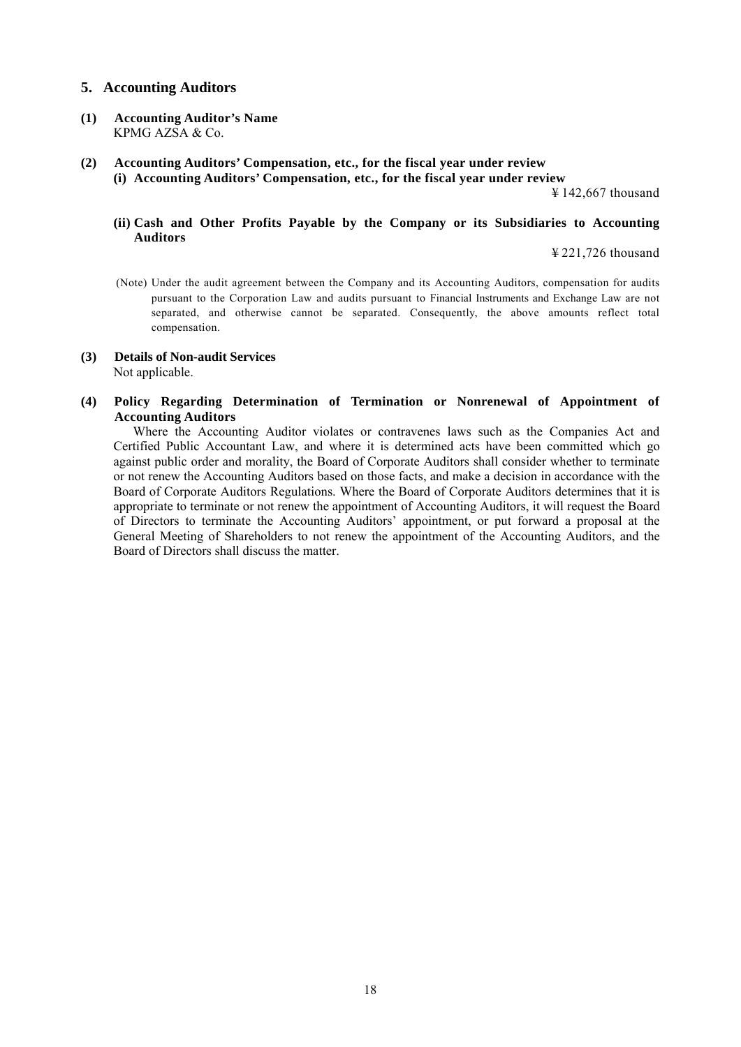## 5. Accounting Auditors

### (1) Accounting Auditor's Name

KPMG AZSA & Co.

### (2) Accounting Auditors' Compensation, etc., for the fiscal year under review

**(i) Accounting Auditors' Compensation, etc., for the fiscal year under review**

¥ 142,667 thousand

**(ii) Cash and Other Profits Payable by the Company or its Subsidiaries to Accounting Auditors**

¥ 221,726 thousand

(Note) Under the audit agreement between the Company and its Accounting Auditors, compensation for audits pursuant to the Corporation Law and audits pursuant to Financial Instruments and Exchange Law are not separated, and otherwise cannot be separated. Consequently, the above amounts reflect total compensation.

### (3) Details of Non-audit Services

Not applicable.

### (4) Policy Regarding Determination of Termination or Nonrenewal of Appointment of Accounting Auditors

Where the Accounting Auditor violates or contravenes laws such as the Companies Act and Certified Public Accountant Law, and where it is determined acts have been committed which go against public order and morality, the Board of Corporate Auditors shall consider whether to terminate or not renew the Accounting Auditors based on those facts, and make a decision in accordance with the Board of Corporate Auditors Regulations. Where the Board of Corporate Auditors determines that it is appropriate to terminate or not renew the appointment of Accounting Auditors, it will request the Board of Directors to terminate the Accounting Auditors' appointment, or put forward a proposal at the General Meeting of Shareholders to not renew the appointment of the Accounting Auditors, and the Board of Directors shall discuss the matter.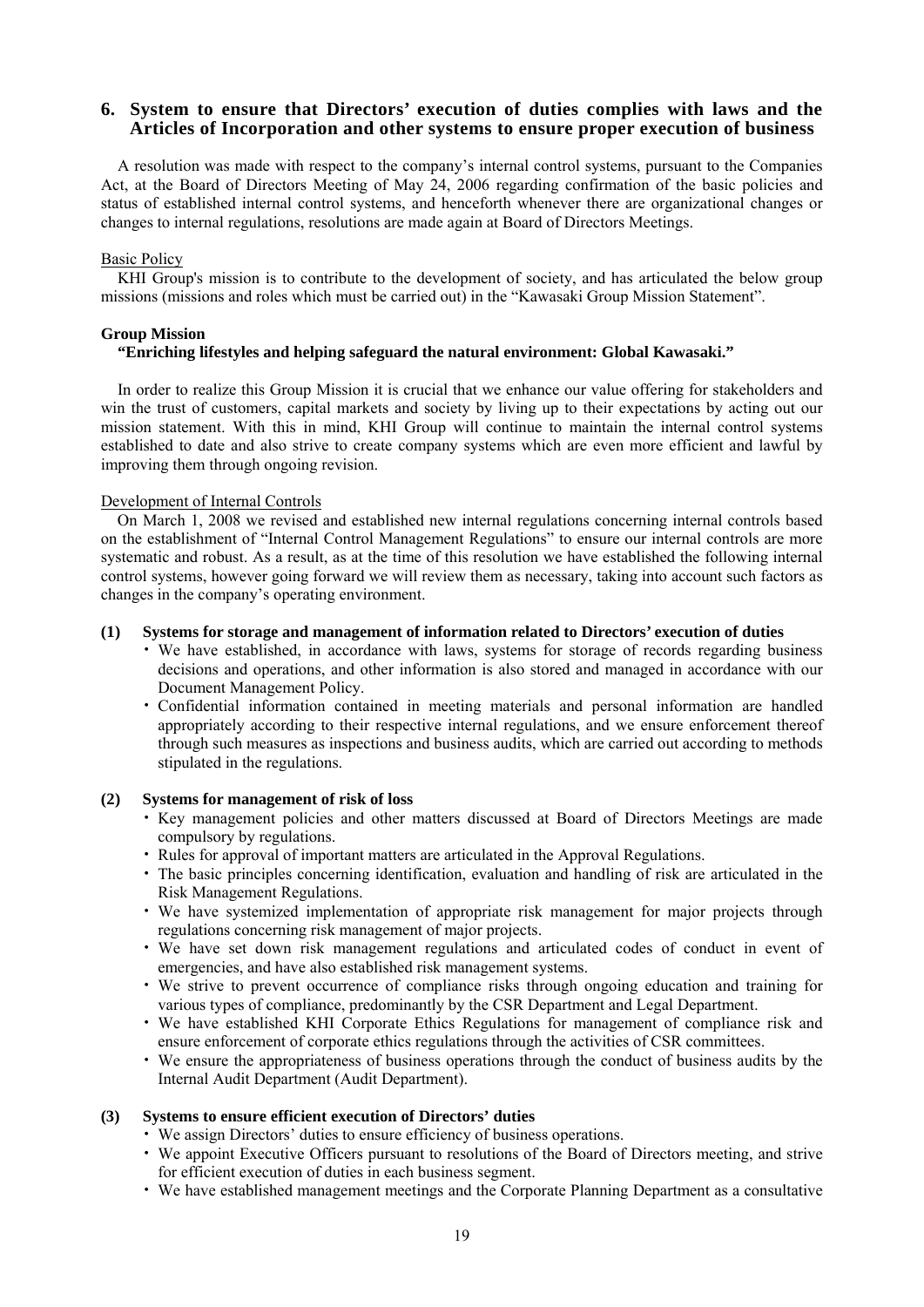## 6. System to ensure that Directors' execution of duties complies with laws and the Articles of Incorporation and other systems to ensure proper execution of business

A resolution was made with respect to the company's internal control systems, pursuant to the Companies Act, at the Board of Directors Meeting of May 24, 2006 regarding confirmation of the basic policies and status of established internal control systems, and henceforth whenever there are organizational changes or changes to internal regulations, resolutions are made again at Board of Directors Meetings.

Basic Policy

KHI Group's mission is to contribute to the development of society, and has articulated the below group missions (missions and roles which must be carried out) in the "Kawasaki Group Mission Statement".

**Group Mission**

**"Enriching lifestyles and helping safeguard the natural environment: Global Kawasaki."**

In order to realize this Group Mission it is crucial that we enhance our value offering for stakeholders and win the trust of customers, capital markets and society by living up to their expectations by acting out our mission statement. With this in mind, KHI Group will continue to maintain the internal control systems established to date and also strive to create company systems which are even more efficient and lawful by improving them through ongoing revision.

Development of Internal Controls

On March 1, 2008 we revised and established new internal regulations concerning internal controls based on the establishment of "Internal Control Management Regulations" to ensure our internal controls are more systematic and robust. As a result, as at the time of this resolution we have established the following internal control systems, however going forward we will review them as necessary, taking into account such factors as changes in the company's operating environment.

**(1) Systems for storage and management of information related to Directors' execution of duties**

- We have established, in accordance with laws, systems for storage of records regarding business decisions and operations, and other information is also stored and managed in accordance with our Document Management Policy.
- Confidential information contained in meeting materials and personal information are handled appropriately according to their respective internal regulations, and we ensure enforcement thereof through such measures as inspections and business audits, which are carried out according to methods stipulated in the regulations.

**(2) Systems for management of risk of loss**

- Key management policies and other matters discussed at Board of Directors Meetings are made compulsory by regulations.
- Rules for approval of important matters are articulated in the Approval Regulations.
- The basic principles concerning identification, evaluation and handling of risk are articulated in the Risk Management Regulations.
- We have systemized implementation of appropriate risk management for major projects through regulations concerning risk management of major projects.
- We have set down risk management regulations and articulated codes of conduct in event of emergencies, and have also established risk management systems.
- We strive to prevent occurrence of compliance risks through ongoing education and training for various types of compliance, predominantly by the CSR Department and Legal Department.
- We have established KHI Corporate Ethics Regulations for management of compliance risk and ensure enforcement of corporate ethics regulations through the activities of CSR committees.
- We ensure the appropriateness of business operations through the conduct of business audits by the Internal Audit Department (Audit Department).

**(3) Systems to ensure efficient execution of Directors' duties**

- We assign Directors' duties to ensure efficiency of business operations.
- We appoint Executive Officers pursuant to resolutions of the Board of Directors meeting, and strive for efficient execution of duties in each business segment.
- We have established management meetings and the Corporate Planning Department as a consultative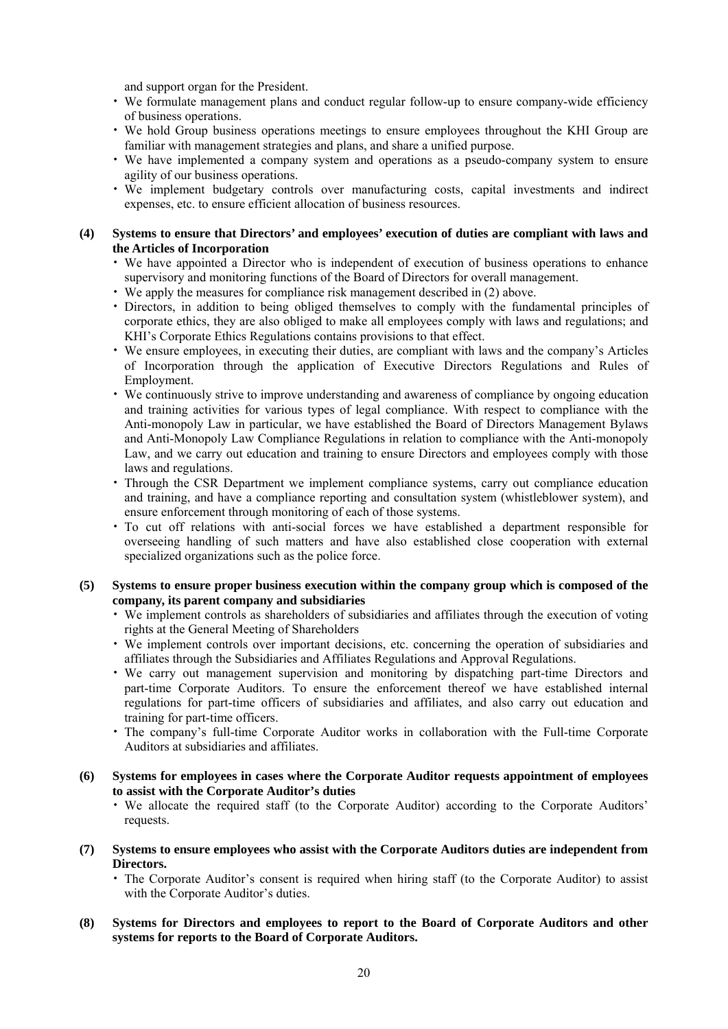and support organ for the President.

- We formulate management plans and conduct regular follow-up to ensure company-wide efficiency of business operations.
- We hold Group business operations meetings to ensure employees throughout the KHI Group are familiar with management strategies and plans, and share a unified purpose.
- We have implemented a company system and operations as a pseudo-company system to ensure agility of our business operations.
- We implement budgetary controls over manufacturing costs, capital investments and indirect expenses, etc. to ensure efficient allocation of business resources.

**(4) Systems to ensure that Directors' and employees' execution of duties are compliant with laws and the Articles of Incorporation**

- We have appointed a Director who is independent of execution of business operations to enhance supervisory and monitoring functions of the Board of Directors for overall management.
- We apply the measures for compliance risk management described in (2) above.
- Directors, in addition to being obliged themselves to comply with the fundamental principles of corporate ethics, they are also obliged to make all employees comply with laws and regulations; and KHI's Corporate Ethics Regulations contains provisions to that effect.
- We ensure employees, in executing their duties, are compliant with laws and the company's Articles of Incorporation through the application of Executive Directors Regulations and Rules of Employment.
- We continuously strive to improve understanding and awareness of compliance by ongoing education and training activities for various types of legal compliance. With respect to compliance with the Anti-monopoly Law in particular, we have established the Board of Directors Management Bylaws and Anti-Monopoly Law Compliance Regulations in relation to compliance with the Anti-monopoly Law, and we carry out education and training to ensure Directors and employees comply with those laws and regulations.
- Through the CSR Department we implement compliance systems, carry out compliance education and training, and have a compliance reporting and consultation system (whistleblower system), and ensure enforcement through monitoring of each of those systems.
- To cut off relations with anti-social forces we have established a department responsible for overseeing handling of such matters and have also established close cooperation with external specialized organizations such as the police force.

**(5) Systems to ensure proper business execution within the company group which is composed of the company, its parent company and subsidiaries**

- We implement controls as shareholders of subsidiaries and affiliates through the execution of voting rights at the General Meeting of Shareholders
- We implement controls over important decisions, etc. concerning the operation of subsidiaries and affiliates through the Subsidiaries and Affiliates Regulations and Approval Regulations.
- We carry out management supervision and monitoring by dispatching part-time Directors and part-time Corporate Auditors. To ensure the enforcement thereof we have established internal regulations for part-time officers of subsidiaries and affiliates, and also carry out education and training for part-time officers.
- The company's full-time Corporate Auditor works in collaboration with the Full-time Corporate Auditors at subsidiaries and affiliates.

**(6) Systems for employees in cases where the Corporate Auditor requests appointment of employees to assist with the Corporate Auditor's duties**

- We allocate the required staff (to the Corporate Auditor) according to the Corporate Auditors' requests.

**(7) Systems to ensure employees who assist with the Corporate Auditors duties are independent from Directors.**

- The Corporate Auditor's consent is required when hiring staff (to the Corporate Auditor) to assist with the Corporate Auditor's duties.

**(8) Systems for Directors and employees to report to the Board of Corporate Auditors and other systems for reports to the Board of Corporate Auditors.**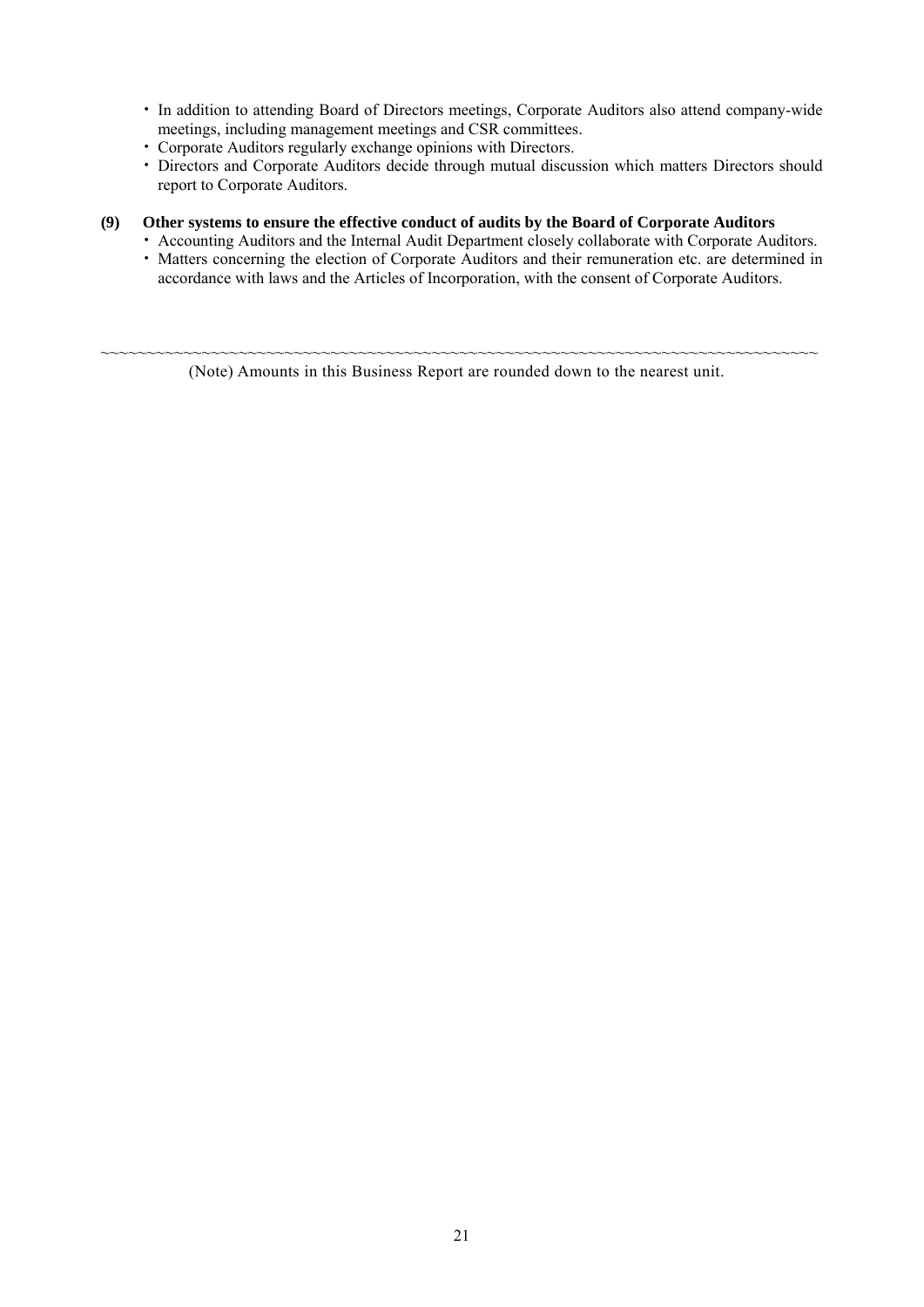- In addition to attending Board of Directors meetings, Corporate Auditors also attend company-wide meetings, including management meetings and CSR committees.
- Corporate Auditors regularly exchange opinions with Directors.
- Directors and Corporate Auditors decide through mutual discussion which matters Directors should report to Corporate Auditors.

**(9) Other systems to ensure the effective conduct of audits by the Board of Corporate Auditors**

- Accounting Auditors and the Internal Audit Department closely collaborate with Corporate Auditors.
- Matters concerning the election of Corporate Auditors and their remuneration etc. are determined in accordance with laws and the Articles of Incorporation, with the consent of Corporate Auditors.

~~~~~~~~~~~~~~~~~~~~~~~~~~~~~~~~~~~~~~~~~~~~~~~~~~~~~~~~~~~~~~~~~~~~~~~~~~~~~~~~~

(Note) Amounts in this Business Report are rounded down to the nearest unit.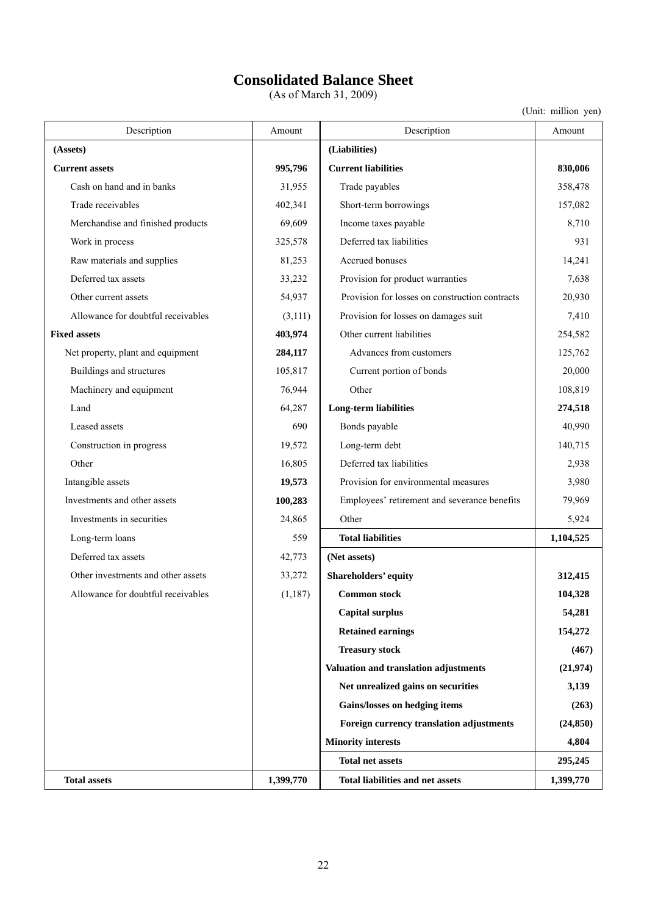# Consolidated Balance Sheet

(As of March 31, 2009)

(Unit: million yen)

| Description | Amount | Description | Amount |
|---|---|---|---|
| **(Assets)** | | **(Liabilities)** | |
| **Current assets** | **995,796** | **Current liabilities** | **830,006** |
| Cash on hand and in banks | 31,955 | Trade payables | 358,478 |
| Trade receivables | 402,341 | Short-term borrowings | 157,082 |
| Merchandise and finished products | 69,609 | Income taxes payable | 8,710 |
| Work in process | 325,578 | Deferred tax liabilities | 931 |
| Raw materials and supplies | 81,253 | Accrued bonuses | 14,241 |
| Deferred tax assets | 33,232 | Provision for product warranties | 7,638 |
| Other current assets | 54,937 | Provision for losses on construction contracts | 20,930 |
| Allowance for doubtful receivables | (3,111) | Provision for losses on damages suit | 7,410 |
| **Fixed assets** | **403,974** | Other current liabilities | 254,582 |
| Net property, plant and equipment | **284,117** | Advances from customers | 125,762 |
| Buildings and structures | 105,817 | Current portion of bonds | 20,000 |
| Machinery and equipment | 76,944 | Other | 108,819 |
| Land | 64,287 | **Long-term liabilities** | **274,518** |
| Leased assets | 690 | Bonds payable | 40,990 |
| Construction in progress | 19,572 | Long-term debt | 140,715 |
| Other | 16,805 | Deferred tax liabilities | 2,938 |
| Intangible assets | **19,573** | Provision for environmental measures | 3,980 |
| Investments and other assets | **100,283** | Employees' retirement and severance benefits | 79,969 |
| Investments in securities | 24,865 | Other | 5,924 |
| Long-term loans | 559 | **Total liabilities** | **1,104,525** |
| Deferred tax assets | 42,773 | **(Net assets)** | |
| Other investments and other assets | 33,272 | **Shareholders' equity** | **312,415** |
| Allowance for doubtful receivables | (1,187) | **Common stock** | **104,328** |
| | | **Capital surplus** | **54,281** |
| | | **Retained earnings** | **154,272** |
| | | **Treasury stock** | **(467)** |
| | | **Valuation and translation adjustments** | **(21,974)** |
| | | **Net unrealized gains on securities** | **3,139** |
| | | **Gains/losses on hedging items** | **(263)** |
| | | **Foreign currency translation adjustments** | **(24,850)** |
| | | **Minority interests** | **4,804** |
| | | **Total net assets** | **295,245** |
| **Total assets** | **1,399,770** | **Total liabilities and net assets** | **1,399,770** |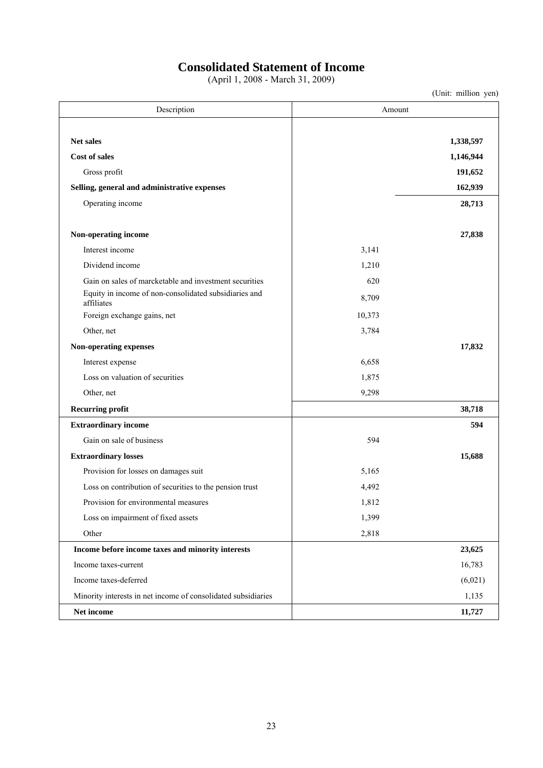# Consolidated Statement of Income

(April 1, 2008 - March 31, 2009)

(Unit: million yen)

| Description | Amount | |
|---|---|---|
| **Net sales** | | **1,338,597** |
| **Cost of sales** | | **1,146,944** |
| Gross profit | | **191,652** |
| **Selling, general and administrative expenses** | | **162,939** |
| Operating income | | **28,713** |
| **Non-operating income** | | **27,838** |
| Interest income | 3,141 | |
| Dividend income | 1,210 | |
| Gain on sales of marcketable and investment securities | 620 | |
| Equity in income of non-consolidated subsidiaries and affiliates | 8,709 | |
| Foreign exchange gains, net | 10,373 | |
| Other, net | 3,784 | |
| **Non-operating expenses** | | **17,832** |
| Interest expense | 6,658 | |
| Loss on valuation of securities | 1,875 | |
| Other, net | 9,298 | |
| **Recurring profit** | | **38,718** |
| **Extraordinary income** | | **594** |
| Gain on sale of business | 594 | |
| **Extraordinary losses** | | **15,688** |
| Provision for losses on damages suit | 5,165 | |
| Loss on contribution of securities to the pension trust | 4,492 | |
| Provision for environmental measures | 1,812 | |
| Loss on impairment of fixed assets | 1,399 | |
| Other | 2,818 | |
| **Income before income taxes and minority interests** | | **23,625** |
| Income taxes-current | | 16,783 |
| Income taxes-deferred | | (6,021) |
| Minority interests in net income of consolidated subsidiaries | | 1,135 |
| **Net income** | | **11,727** |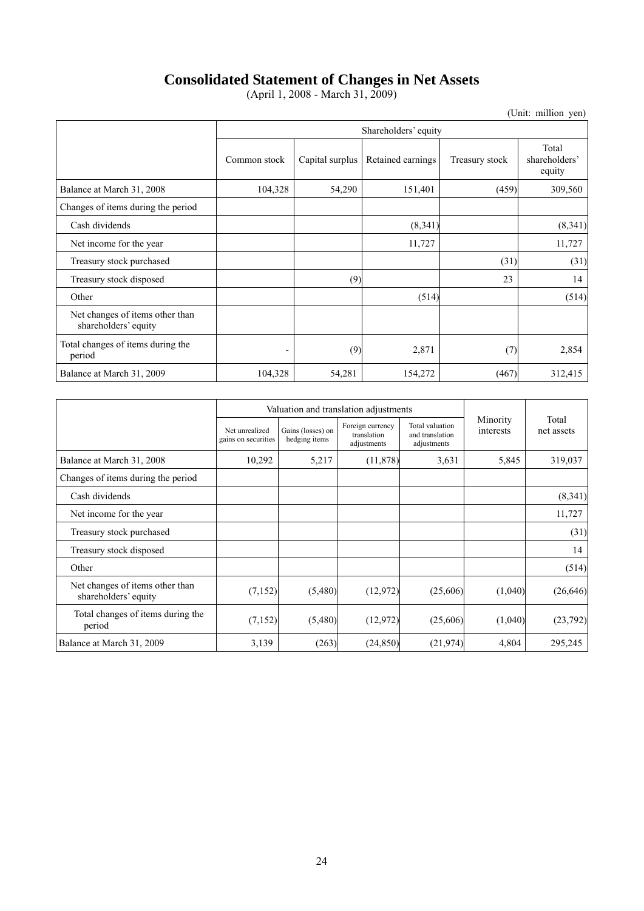# Consolidated Statement of Changes in Net Assets

(April 1, 2008 - March 31, 2009)

(Unit: million yen)

| | Shareholders' equity | | | | |
|---|---|---|---|---|---|
| | Common stock | Capital surplus | Retained earnings | Treasury stock | Total shareholders' equity |
| Balance at March 31, 2008 | 104,328 | 54,290 | 151,401 | (459) | 309,560 |
| Changes of items during the period | | | | | |
| Cash dividends | | | (8,341) | | (8,341) |
| Net income for the year | | | 11,727 | | 11,727 |
| Treasury stock purchased | | | | (31) | (31) |
| Treasury stock disposed | | (9) | | 23 | 14 |
| Other | | | (514) | | (514) |
| Net changes of items other than shareholders' equity | | | | | |
| Total changes of items during the period | - | (9) | 2,871 | (7) | 2,854 |
| Balance at March 31, 2009 | 104,328 | 54,281 | 154,272 | (467) | 312,415 |

| | Valuation and translation adjustments | | | | Minority interests | Total net assets |
|---|---|---|---|---|---|---|
| | Net unrealized gains on securities | Gains (losses) on hedging items | Foreign currency translation adjustments | Total valuation and translation adjustments | | |
| Balance at March 31, 2008 | 10,292 | 5,217 | (11,878) | 3,631 | 5,845 | 319,037 |
| Changes of items during the period | | | | | | |
| Cash dividends | | | | | | (8,341) |
| Net income for the year | | | | | | 11,727 |
| Treasury stock purchased | | | | | | (31) |
| Treasury stock disposed | | | | | | 14 |
| Other | | | | | | (514) |
| Net changes of items other than shareholders' equity | (7,152) | (5,480) | (12,972) | (25,606) | (1,040) | (26,646) |
| Total changes of items during the period | (7,152) | (5,480) | (12,972) | (25,606) | (1,040) | (23,792) |
| Balance at March 31, 2009 | 3,139 | (263) | (24,850) | (21,974) | 4,804 | 295,245 |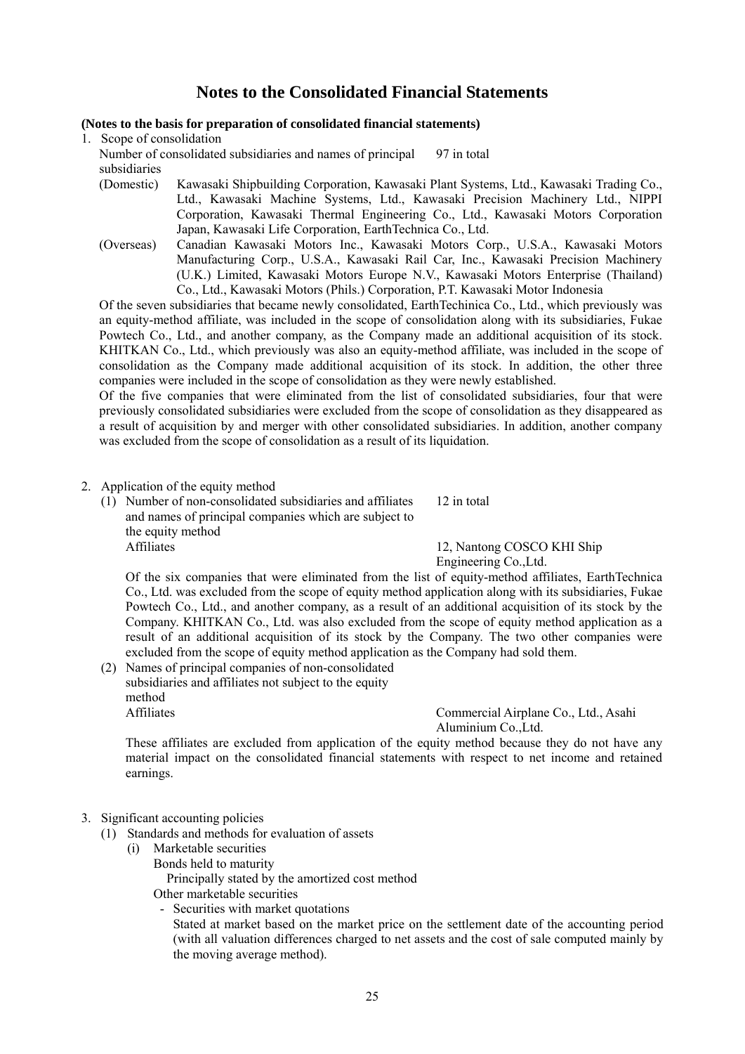# Notes to the Consolidated Financial Statements

**(Notes to the basis for preparation of consolidated financial statements)**

1. Scope of consolidation

   Number of consolidated subsidiaries and names of principal subsidiaries    97 in total

   (Domestic) Kawasaki Shipbuilding Corporation, Kawasaki Plant Systems, Ltd., Kawasaki Trading Co., Ltd., Kawasaki Machine Systems, Ltd., Kawasaki Precision Machinery Ltd., NIPPI Corporation, Kawasaki Thermal Engineering Co., Ltd., Kawasaki Motors Corporation Japan, Kawasaki Life Corporation, EarthTechnica Co., Ltd.

   (Overseas) Canadian Kawasaki Motors Inc., Kawasaki Motors Corp., U.S.A., Kawasaki Motors Manufacturing Corp., U.S.A., Kawasaki Rail Car, Inc., Kawasaki Precision Machinery (U.K.) Limited, Kawasaki Motors Europe N.V., Kawasaki Motors Enterprise (Thailand) Co., Ltd., Kawasaki Motors (Phils.) Corporation, P.T. Kawasaki Motor Indonesia

   Of the seven subsidiaries that became newly consolidated, EarthTechinica Co., Ltd., which previously was an equity-method affiliate, was included in the scope of consolidation along with its subsidiaries, Fukae Powtech Co., Ltd., and another company, as the Company made an additional acquisition of its stock. KHITKAN Co., Ltd., which previously was also an equity-method affiliate, was included in the scope of consolidation as the Company made additional acquisition of its stock. In addition, the other three companies were included in the scope of consolidation as they were newly established.

   Of the five companies that were eliminated from the list of consolidated subsidiaries, four that were previously consolidated subsidiaries were excluded from the scope of consolidation as they disappeared as a result of acquisition by and merger with other consolidated subsidiaries. In addition, another company was excluded from the scope of consolidation as a result of its liquidation.

2. Application of the equity method

   (1) Number of non-consolidated subsidiaries and affiliates and names of principal companies which are subject to the equity method    12 in total

   Affiliates    12, Nantong COSCO KHI Ship Engineering Co.,Ltd.

   Of the six companies that were eliminated from the list of equity-method affiliates, EarthTechnica Co., Ltd. was excluded from the scope of equity method application along with its subsidiaries, Fukae Powtech Co., Ltd., and another company, as a result of an additional acquisition of its stock by the Company. KHITKAN Co., Ltd. was also excluded from the scope of equity method application as a result of an additional acquisition of its stock by the Company. The two other companies were excluded from the scope of equity method application as the Company had sold them.

   (2) Names of principal companies of non-consolidated subsidiaries and affiliates not subject to the equity method

   Affiliates    Commercial Airplane Co., Ltd., Asahi Aluminium Co.,Ltd.

   These affiliates are excluded from application of the equity method because they do not have any material impact on the consolidated financial statements with respect to net income and retained earnings.

3. Significant accounting policies

   (1) Standards and methods for evaluation of assets

      (i) Marketable securities

      Bonds held to maturity

      Principally stated by the amortized cost method

      Other marketable securities

      - Securities with market quotations

        Stated at market based on the market price on the settlement date of the accounting period (with all valuation differences charged to net assets and the cost of sale computed mainly by the moving average method).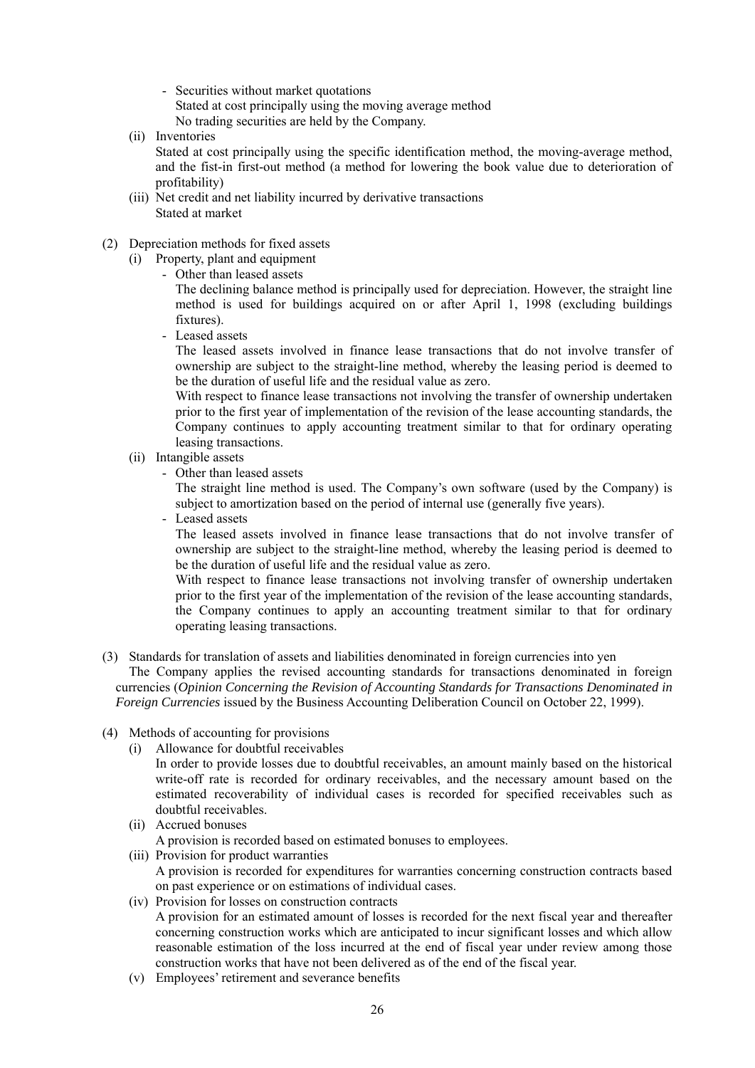- Securities without market quotations
  Stated at cost principally using the moving average method
  No trading securities are held by the Company.

(ii) Inventories
Stated at cost principally using the specific identification method, the moving-average method, and the fist-in first-out method (a method for lowering the book value due to deterioration of profitability)

(iii) Net credit and net liability incurred by derivative transactions
Stated at market

(2) Depreciation methods for fixed assets

(i) Property, plant and equipment

- Other than leased assets
  The declining balance method is principally used for depreciation. However, the straight line method is used for buildings acquired on or after April 1, 1998 (excluding buildings fixtures).
- Leased assets
  The leased assets involved in finance lease transactions that do not involve transfer of ownership are subject to the straight-line method, whereby the leasing period is deemed to be the duration of useful life and the residual value as zero.
  With respect to finance lease transactions not involving the transfer of ownership undertaken prior to the first year of implementation of the revision of the lease accounting standards, the Company continues to apply accounting treatment similar to that for ordinary operating leasing transactions.

(ii) Intangible assets

- Other than leased assets
  The straight line method is used. The Company's own software (used by the Company) is subject to amortization based on the period of internal use (generally five years).
- Leased assets
  The leased assets involved in finance lease transactions that do not involve transfer of ownership are subject to the straight-line method, whereby the leasing period is deemed to be the duration of useful life and the residual value as zero.
  With respect to finance lease transactions not involving transfer of ownership undertaken prior to the first year of the implementation of the revision of the lease accounting standards, the Company continues to apply an accounting treatment similar to that for ordinary operating leasing transactions.

(3) Standards for translation of assets and liabilities denominated in foreign currencies into yen
The Company applies the revised accounting standards for transactions denominated in foreign currencies (*Opinion Concerning the Revision of Accounting Standards for Transactions Denominated in Foreign Currencies* issued by the Business Accounting Deliberation Council on October 22, 1999).

(4) Methods of accounting for provisions

(i) Allowance for doubtful receivables
In order to provide losses due to doubtful receivables, an amount mainly based on the historical write-off rate is recorded for ordinary receivables, and the necessary amount based on the estimated recoverability of individual cases is recorded for specified receivables such as doubtful receivables.

(ii) Accrued bonuses
A provision is recorded based on estimated bonuses to employees.

(iii) Provision for product warranties
A provision is recorded for expenditures for warranties concerning construction contracts based on past experience or on estimations of individual cases.

(iv) Provision for losses on construction contracts
A provision for an estimated amount of losses is recorded for the next fiscal year and thereafter concerning construction works which are anticipated to incur significant losses and which allow reasonable estimation of the loss incurred at the end of fiscal year under review among those construction works that have not been delivered as of the end of the fiscal year.

(v) Employees' retirement and severance benefits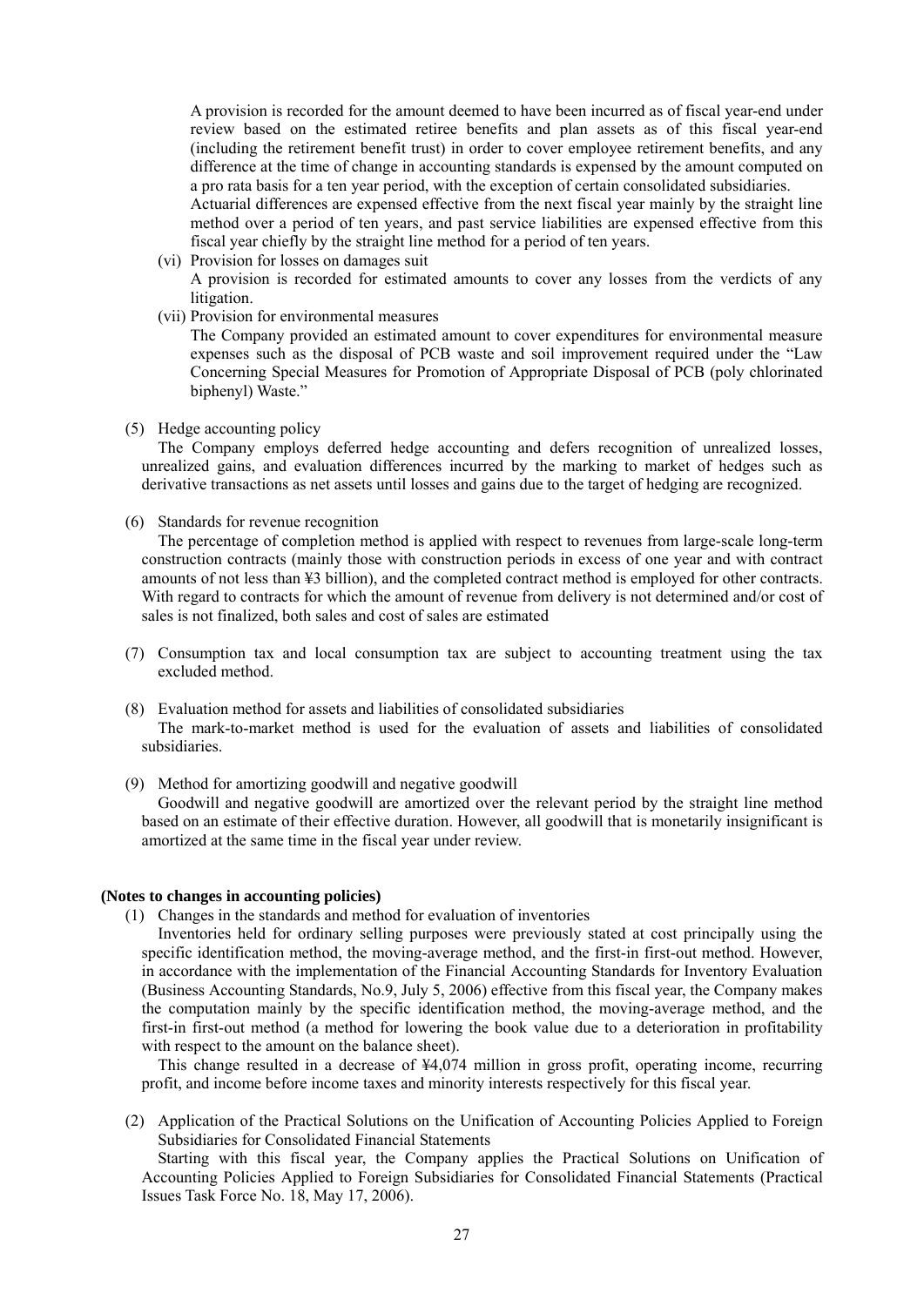A provision is recorded for the amount deemed to have been incurred as of fiscal year-end under review based on the estimated retiree benefits and plan assets as of this fiscal year-end (including the retirement benefit trust) in order to cover employee retirement benefits, and any difference at the time of change in accounting standards is expensed by the amount computed on a pro rata basis for a ten year period, with the exception of certain consolidated subsidiaries.

Actuarial differences are expensed effective from the next fiscal year mainly by the straight line method over a period of ten years, and past service liabilities are expensed effective from this fiscal year chiefly by the straight line method for a period of ten years.

(vi) Provision for losses on damages suit

A provision is recorded for estimated amounts to cover any losses from the verdicts of any litigation.

(vii) Provision for environmental measures

The Company provided an estimated amount to cover expenditures for environmental measure expenses such as the disposal of PCB waste and soil improvement required under the "Law Concerning Special Measures for Promotion of Appropriate Disposal of PCB (poly chlorinated biphenyl) Waste."

(5) Hedge accounting policy

The Company employs deferred hedge accounting and defers recognition of unrealized losses, unrealized gains, and evaluation differences incurred by the marking to market of hedges such as derivative transactions as net assets until losses and gains due to the target of hedging are recognized.

(6) Standards for revenue recognition

The percentage of completion method is applied with respect to revenues from large-scale long-term construction contracts (mainly those with construction periods in excess of one year and with contract amounts of not less than ¥3 billion), and the completed contract method is employed for other contracts. With regard to contracts for which the amount of revenue from delivery is not determined and/or cost of sales is not finalized, both sales and cost of sales are estimated

(7) Consumption tax and local consumption tax are subject to accounting treatment using the tax excluded method.

(8) Evaluation method for assets and liabilities of consolidated subsidiaries

The mark-to-market method is used for the evaluation of assets and liabilities of consolidated subsidiaries.

(9) Method for amortizing goodwill and negative goodwill

Goodwill and negative goodwill are amortized over the relevant period by the straight line method based on an estimate of their effective duration. However, all goodwill that is monetarily insignificant is amortized at the same time in the fiscal year under review.

**(Notes to changes in accounting policies)**

(1) Changes in the standards and method for evaluation of inventories

Inventories held for ordinary selling purposes were previously stated at cost principally using the specific identification method, the moving-average method, and the first-in first-out method. However, in accordance with the implementation of the Financial Accounting Standards for Inventory Evaluation (Business Accounting Standards, No.9, July 5, 2006) effective from this fiscal year, the Company makes the computation mainly by the specific identification method, the moving-average method, and the first-in first-out method (a method for lowering the book value due to a deterioration in profitability with respect to the amount on the balance sheet).

This change resulted in a decrease of ¥4,074 million in gross profit, operating income, recurring profit, and income before income taxes and minority interests respectively for this fiscal year.

(2) Application of the Practical Solutions on the Unification of Accounting Policies Applied to Foreign Subsidiaries for Consolidated Financial Statements

Starting with this fiscal year, the Company applies the Practical Solutions on Unification of Accounting Policies Applied to Foreign Subsidiaries for Consolidated Financial Statements (Practical Issues Task Force No. 18, May 17, 2006).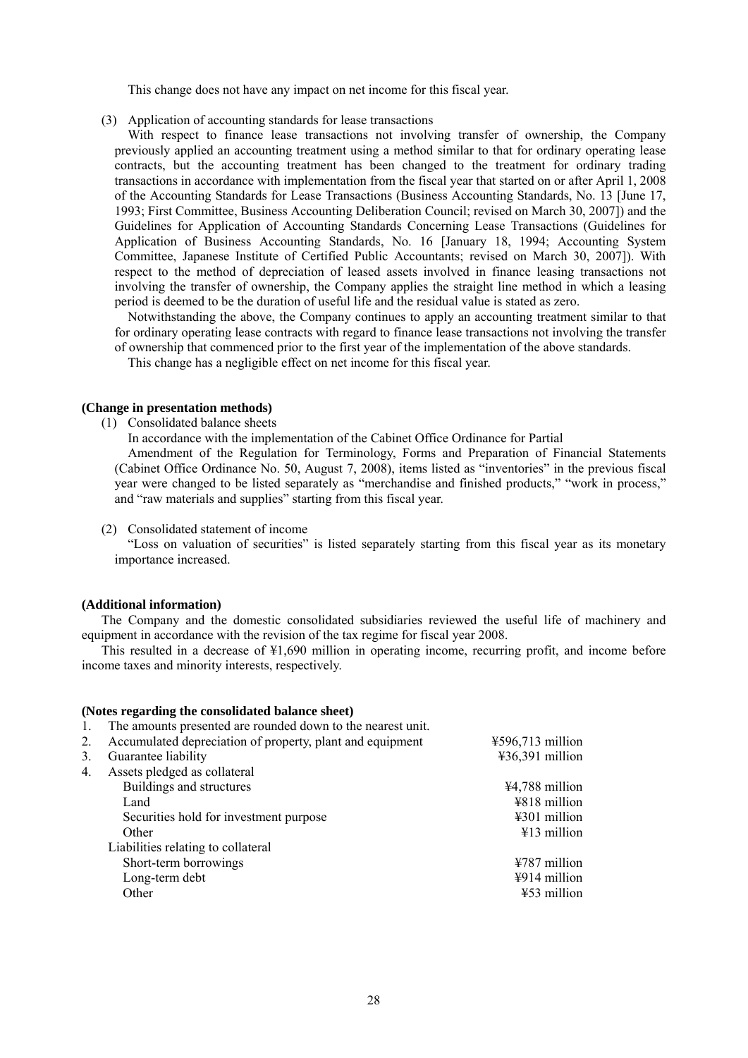This change does not have any impact on net income for this fiscal year.

(3) Application of accounting standards for lease transactions

With respect to finance lease transactions not involving transfer of ownership, the Company previously applied an accounting treatment using a method similar to that for ordinary operating lease contracts, but the accounting treatment has been changed to the treatment for ordinary trading transactions in accordance with implementation from the fiscal year that started on or after April 1, 2008 of the Accounting Standards for Lease Transactions (Business Accounting Standards, No. 13 [June 17, 1993; First Committee, Business Accounting Deliberation Council; revised on March 30, 2007]) and the Guidelines for Application of Accounting Standards Concerning Lease Transactions (Guidelines for Application of Business Accounting Standards, No. 16 [January 18, 1994; Accounting System Committee, Japanese Institute of Certified Public Accountants; revised on March 30, 2007]). With respect to the method of depreciation of leased assets involved in finance leasing transactions not involving the transfer of ownership, the Company applies the straight line method in which a leasing period is deemed to be the duration of useful life and the residual value is stated as zero.

Notwithstanding the above, the Company continues to apply an accounting treatment similar to that for ordinary operating lease contracts with regard to finance lease transactions not involving the transfer of ownership that commenced prior to the first year of the implementation of the above standards.

This change has a negligible effect on net income for this fiscal year.

**(Change in presentation methods)**

(1) Consolidated balance sheets

In accordance with the implementation of the Cabinet Office Ordinance for Partial Amendment of the Regulation for Terminology, Forms and Preparation of Financial Statements (Cabinet Office Ordinance No. 50, August 7, 2008), items listed as "inventories" in the previous fiscal year were changed to be listed separately as "merchandise and finished products," "work in process," and "raw materials and supplies" starting from this fiscal year.

(2) Consolidated statement of income

"Loss on valuation of securities" is listed separately starting from this fiscal year as its monetary importance increased.

**(Additional information)**

The Company and the domestic consolidated subsidiaries reviewed the useful life of machinery and equipment in accordance with the revision of the tax regime for fiscal year 2008.

This resulted in a decrease of ¥1,690 million in operating income, recurring profit, and income before income taxes and minority interests, respectively.

**(Notes regarding the consolidated balance sheet)**

1. The amounts presented are rounded down to the nearest unit.
2. Accumulated depreciation of property, plant and equipment ¥596,713 million
3. Guarantee liability ¥36,391 million
4. Assets pledged as collateral

| | |
|---|---|
| Buildings and structures | ¥4,788 million |
| Land | ¥818 million |
| Securities hold for investment purpose | ¥301 million |
| Other | ¥13 million |
| Liabilities relating to collateral | |
| Short-term borrowings | ¥787 million |
| Long-term debt | ¥914 million |
| Other | ¥53 million |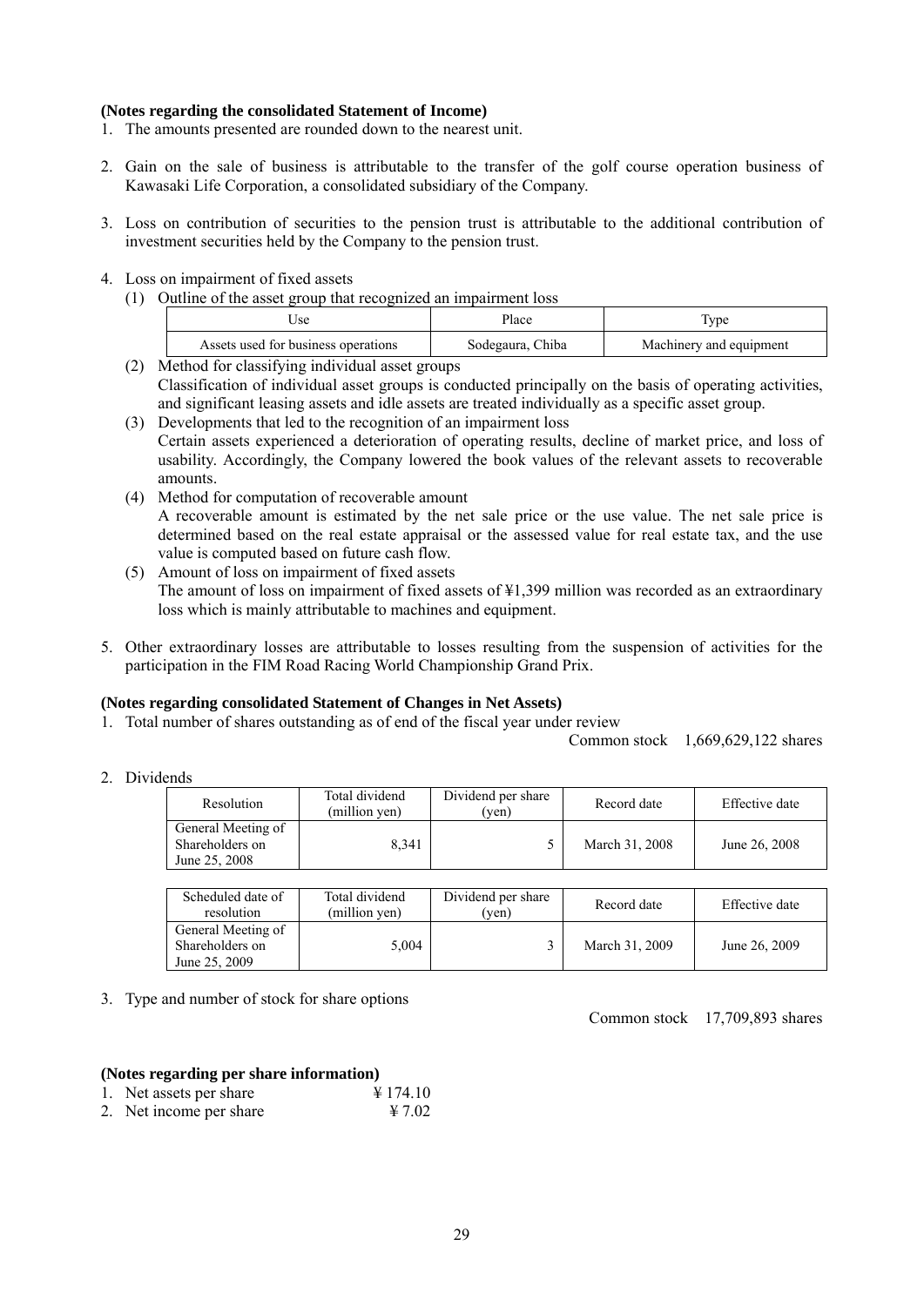**(Notes regarding the consolidated Statement of Income)**

1. The amounts presented are rounded down to the nearest unit.

2. Gain on the sale of business is attributable to the transfer of the golf course operation business of Kawasaki Life Corporation, a consolidated subsidiary of the Company.

3. Loss on contribution of securities to the pension trust is attributable to the additional contribution of investment securities held by the Company to the pension trust.

4. Loss on impairment of fixed assets
   (1) Outline of the asset group that recognized an impairment loss

| Use | Place | Type |
|---|---|---|
| Assets used for business operations | Sodegaura, Chiba | Machinery and equipment |

   (2) Method for classifying individual asset groups
   Classification of individual asset groups is conducted principally on the basis of operating activities, and significant leasing assets and idle assets are treated individually as a specific asset group.
   (3) Developments that led to the recognition of an impairment loss
   Certain assets experienced a deterioration of operating results, decline of market price, and loss of usability. Accordingly, the Company lowered the book values of the relevant assets to recoverable amounts.
   (4) Method for computation of recoverable amount
   A recoverable amount is estimated by the net sale price or the use value. The net sale price is determined based on the real estate appraisal or the assessed value for real estate tax, and the use value is computed based on future cash flow.
   (5) Amount of loss on impairment of fixed assets
   The amount of loss on impairment of fixed assets of ¥1,399 million was recorded as an extraordinary loss which is mainly attributable to machines and equipment.

5. Other extraordinary losses are attributable to losses resulting from the suspension of activities for the participation in the FIM Road Racing World Championship Grand Prix.

**(Notes regarding consolidated Statement of Changes in Net Assets)**

1. Total number of shares outstanding as of end of the fiscal year under review

   Common stock 1,669,629,122 shares

2. Dividends

| Resolution | Total dividend (million yen) | Dividend per share (yen) | Record date | Effective date |
|---|---|---|---|---|
| General Meeting of Shareholders on June 25, 2008 | 8,341 | 5 | March 31, 2008 | June 26, 2008 |

| Scheduled date of resolution | Total dividend (million yen) | Dividend per share (yen) | Record date | Effective date |
|---|---|---|---|---|
| General Meeting of Shareholders on June 25, 2009 | 5,004 | 3 | March 31, 2009 | June 26, 2009 |

3. Type and number of stock for share options

   Common stock 17,709,893 shares

**(Notes regarding per share information)**

1. Net assets per share ¥ 174.10
2. Net income per share ¥ 7.02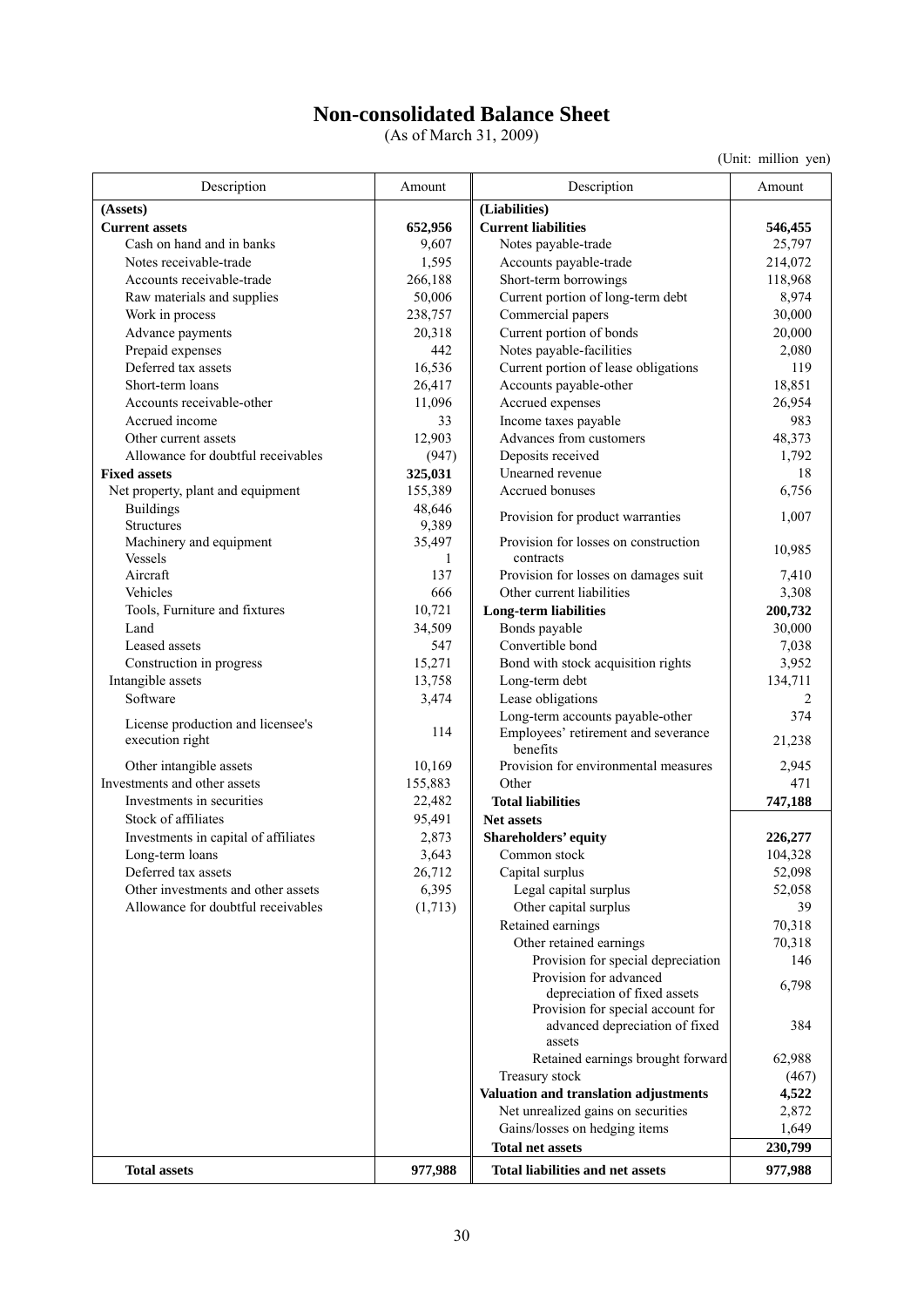# Non-consolidated Balance Sheet

(As of March 31, 2009)

(Unit: million yen)

| Description | Amount | Description | Amount |
|---|---|---|---|
| **(Assets)** | | **(Liabilities)** | |
| **Current assets** | **652,956** | **Current liabilities** | **546,455** |
| Cash on hand and in banks | 9,607 | Notes payable-trade | 25,797 |
| Notes receivable-trade | 1,595 | Accounts payable-trade | 214,072 |
| Accounts receivable-trade | 266,188 | Short-term borrowings | 118,968 |
| Raw materials and supplies | 50,006 | Current portion of long-term debt | 8,974 |
| Work in process | 238,757 | Commercial papers | 30,000 |
| Advance payments | 20,318 | Current portion of bonds | 20,000 |
| Prepaid expenses | 442 | Notes payable-facilities | 2,080 |
| Deferred tax assets | 16,536 | Current portion of lease obligations | 119 |
| Short-term loans | 26,417 | Accounts payable-other | 18,851 |
| Accounts receivable-other | 11,096 | Accrued expenses | 26,954 |
| Accrued income | 33 | Income taxes payable | 983 |
| Other current assets | 12,903 | Advances from customers | 48,373 |
| Allowance for doubtful receivables | (947) | Deposits received | 1,792 |
| **Fixed assets** | **325,031** | Unearned revenue | 18 |
| Net property, plant and equipment | 155,389 | Accrued bonuses | 6,756 |
| Buildings | 48,646 | Provision for product warranties | 1,007 |
| Structures | 9,389 | | |
| Machinery and equipment | 35,497 | Provision for losses on construction contracts | 10,985 |
| Vessels | 1 | | |
| Aircraft | 137 | Provision for losses on damages suit | 7,410 |
| Vehicles | 666 | Other current liabilities | 3,308 |
| Tools, Furniture and fixtures | 10,721 | **Long-term liabilities** | **200,732** |
| Land | 34,509 | Bonds payable | 30,000 |
| Leased assets | 547 | Convertible bond | 7,038 |
| Construction in progress | 15,271 | Bond with stock acquisition rights | 3,952 |
| Intangible assets | 13,758 | Long-term debt | 134,711 |
| Software | 3,474 | Lease obligations | 2 |
| License production and licensee's execution right | 114 | Long-term accounts payable-other | 374 |
| | | Employees' retirement and severance benefits | 21,238 |
| Other intangible assets | 10,169 | Provision for environmental measures | 2,945 |
| Investments and other assets | 155,883 | Other | 471 |
| Investments in securities | 22,482 | **Total liabilities** | **747,188** |
| Stock of affiliates | 95,491 | **Net assets** | |
| Investments in capital of affiliates | 2,873 | **Shareholders' equity** | **226,277** |
| Long-term loans | 3,643 | Common stock | 104,328 |
| Deferred tax assets | 26,712 | Capital surplus | 52,098 |
| Other investments and other assets | 6,395 | Legal capital surplus | 52,058 |
| Allowance for doubtful receivables | (1,713) | Other capital surplus | 39 |
| | | Retained earnings | 70,318 |
| | | Other retained earnings | 70,318 |
| | | Provision for special depreciation | 146 |
| | | Provision for advanced depreciation of fixed assets | 6,798 |
| | | Provision for special account for advanced depreciation of fixed assets | 384 |
| | | Retained earnings brought forward | 62,988 |
| | | Treasury stock | (467) |
| | | **Valuation and translation adjustments** | **4,522** |
| | | Net unrealized gains on securities | 2,872 |
| | | Gains/losses on hedging items | 1,649 |
| | | **Total net assets** | **230,799** |
| **Total assets** | **977,988** | **Total liabilities and net assets** | **977,988** |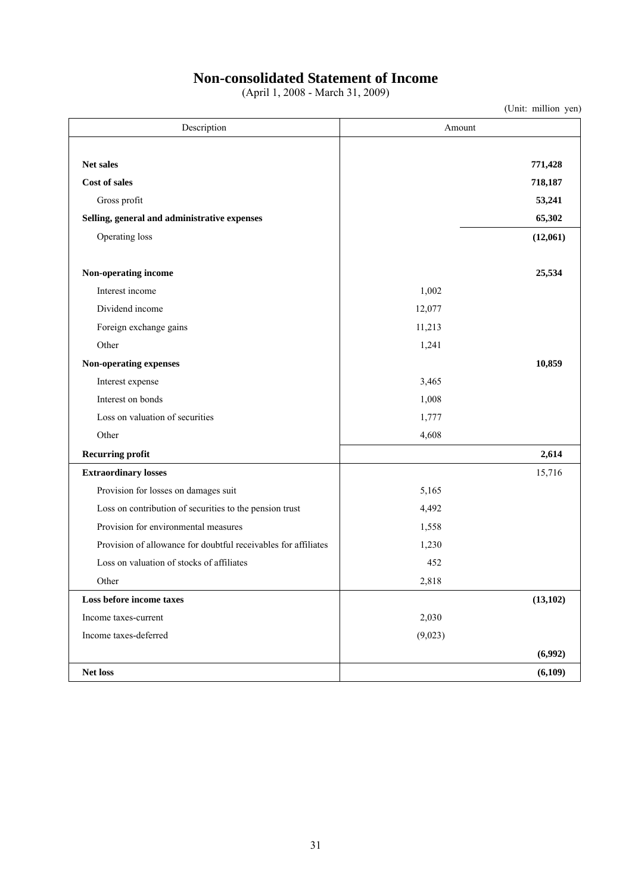# Non-consolidated Statement of Income

(April 1, 2008 - March 31, 2009)

(Unit: million yen)

| Description | Amount | |
|---|---|---|
| **Net sales** | | **771,428** |
| **Cost of sales** | | **718,187** |
| Gross profit | | **53,241** |
| **Selling, general and administrative expenses** | | **65,302** |
| Operating loss | | **(12,061)** |
| **Non-operating income** | | **25,534** |
| Interest income | 1,002 | |
| Dividend income | 12,077 | |
| Foreign exchange gains | 11,213 | |
| Other | 1,241 | |
| **Non-operating expenses** | | **10,859** |
| Interest expense | 3,465 | |
| Interest on bonds | 1,008 | |
| Loss on valuation of securities | 1,777 | |
| Other | 4,608 | |
| **Recurring profit** | | **2,614** |
| **Extraordinary losses** | | 15,716 |
| Provision for losses on damages suit | 5,165 | |
| Loss on contribution of securities to the pension trust | 4,492 | |
| Provision for environmental measures | 1,558 | |
| Provision of allowance for doubtful receivables for affiliates | 1,230 | |
| Loss on valuation of stocks of affiliates | 452 | |
| Other | 2,818 | |
| **Loss before income taxes** | | **(13,102)** |
| Income taxes-current | 2,030 | |
| Income taxes-deferred | (9,023) | |
| | | **(6,992)** |
| **Net loss** | | **(6,109)** |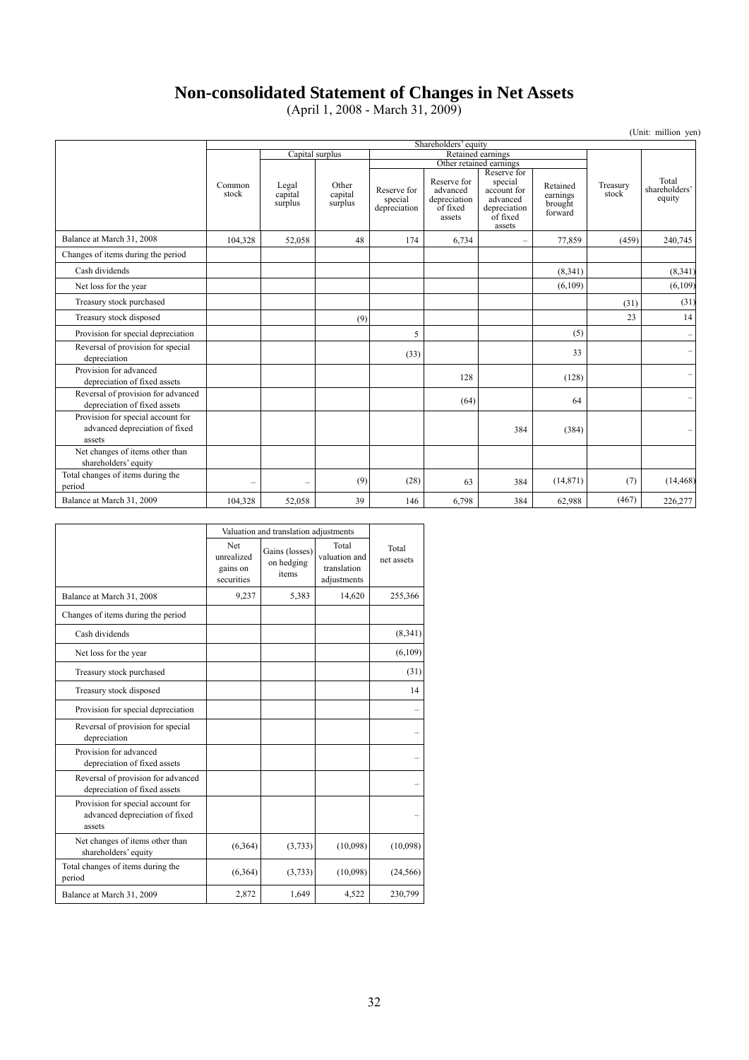# Non-consolidated Statement of Changes in Net Assets

(April 1, 2008 - March 31, 2009)

(Unit: million yen)

| | Shareholders' equity | | | | | | | | |
|---|---|---|---|---|---|---|---|---|---|
| | | Capital surplus | | Retained earnings | | | | | |
| | | | | Other retained earnings | | | | | |
| | Common stock | Legal capital surplus | Other capital surplus | Reserve for special depreciation | Reserve for advanced depreciation of fixed assets | Reserve for special account for advanced depreciation of fixed assets | Retained earnings brought forward | Treasury stock | Total shareholders' equity |
| Balance at March 31, 2008 | 104,328 | 52,058 | 48 | 174 | 6,734 | – | 77,859 | (459) | 240,745 |
| Changes of items during the period | | | | | | | | | |
| Cash dividends | | | | | | | (8,341) | | (8,341) |
| Net loss for the year | | | | | | | (6,109) | | (6,109) |
| Treasury stock purchased | | | | | | | | (31) | (31) |
| Treasury stock disposed | | | (9) | | | | | 23 | 14 |
| Provision for special depreciation | | | | 5 | | | (5) | | – |
| Reversal of provision for special depreciation | | | | (33) | | | 33 | | – |
| Provision for advanced depreciation of fixed assets | | | | | 128 | | (128) | | – |
| Reversal of provision for advanced depreciation of fixed assets | | | | | (64) | | 64 | | – |
| Provision for special account for advanced depreciation of fixed assets | | | | | | 384 | (384) | | – |
| Net changes of items other than shareholders' equity | | | | | | | | | |
| Total changes of items during the period | – | – | (9) | (28) | 63 | 384 | (14,871) | (7) | (14,468) |
| Balance at March 31, 2009 | 104,328 | 52,058 | 39 | 146 | 6,798 | 384 | 62,988 | (467) | 226,277 |

| | Valuation and translation adjustments | | | |
|---|---|---|---|---|
| | Net unrealized gains on securities | Gains (losses) on hedging items | Total valuation and translation adjustments | Total net assets |
| Balance at March 31, 2008 | 9,237 | 5,383 | 14,620 | 255,366 |
| Changes of items during the period | | | | |
| Cash dividends | | | | (8,341) |
| Net loss for the year | | | | (6,109) |
| Treasury stock purchased | | | | (31) |
| Treasury stock disposed | | | | 14 |
| Provision for special depreciation | | | | – |
| Reversal of provision for special depreciation | | | | – |
| Provision for advanced depreciation of fixed assets | | | | – |
| Reversal of provision for advanced depreciation of fixed assets | | | | – |
| Provision for special account for advanced depreciation of fixed assets | | | | – |
| Net changes of items other than shareholders' equity | (6,364) | (3,733) | (10,098) | (10,098) |
| Total changes of items during the period | (6,364) | (3,733) | (10,098) | (24,566) |
| Balance at March 31, 2009 | 2,872 | 1,649 | 4,522 | 230,799 |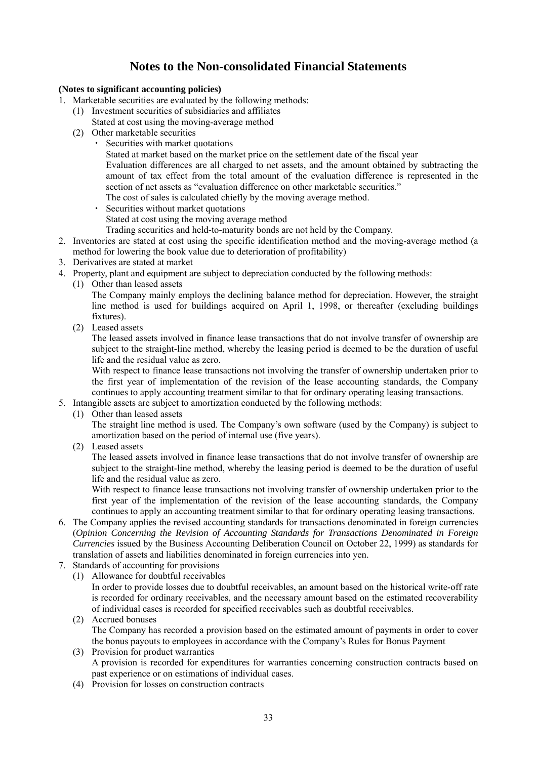# Notes to the Non-consolidated Financial Statements

**(Notes to significant accounting policies)**

1. Marketable securities are evaluated by the following methods:
   (1) Investment securities of subsidiaries and affiliates
       Stated at cost using the moving-average method
   (2) Other marketable securities
       ・ Securities with market quotations
         Stated at market based on the market price on the settlement date of the fiscal year
         Evaluation differences are all charged to net assets, and the amount obtained by subtracting the amount of tax effect from the total amount of the evaluation difference is represented in the section of net assets as "evaluation difference on other marketable securities."
         The cost of sales is calculated chiefly by the moving average method.
       ・ Securities without market quotations
         Stated at cost using the moving average method
         Trading securities and held-to-maturity bonds are not held by the Company.
2. Inventories are stated at cost using the specific identification method and the moving-average method (a method for lowering the book value due to deterioration of profitability)
3. Derivatives are stated at market
4. Property, plant and equipment are subject to depreciation conducted by the following methods:
   (1) Other than leased assets
       The Company mainly employs the declining balance method for depreciation. However, the straight line method is used for buildings acquired on April 1, 1998, or thereafter (excluding buildings fixtures).
   (2) Leased assets
       The leased assets involved in finance lease transactions that do not involve transfer of ownership are subject to the straight-line method, whereby the leasing period is deemed to be the duration of useful life and the residual value as zero.
       With respect to finance lease transactions not involving the transfer of ownership undertaken prior to the first year of implementation of the revision of the lease accounting standards, the Company continues to apply accounting treatment similar to that for ordinary operating leasing transactions.
5. Intangible assets are subject to amortization conducted by the following methods:
   (1) Other than leased assets
       The straight line method is used. The Company's own software (used by the Company) is subject to amortization based on the period of internal use (five years).
   (2) Leased assets
       The leased assets involved in finance lease transactions that do not involve transfer of ownership are subject to the straight-line method, whereby the leasing period is deemed to be the duration of useful life and the residual value as zero.
       With respect to finance lease transactions not involving transfer of ownership undertaken prior to the first year of the implementation of the revision of the lease accounting standards, the Company continues to apply an accounting treatment similar to that for ordinary operating leasing transactions.
6. The Company applies the revised accounting standards for transactions denominated in foreign currencies (*Opinion Concerning the Revision of Accounting Standards for Transactions Denominated in Foreign Currencies* issued by the Business Accounting Deliberation Council on October 22, 1999) as standards for translation of assets and liabilities denominated in foreign currencies into yen.
7. Standards of accounting for provisions
   (1) Allowance for doubtful receivables
       In order to provide losses due to doubtful receivables, an amount based on the historical write-off rate is recorded for ordinary receivables, and the necessary amount based on the estimated recoverability of individual cases is recorded for specified receivables such as doubtful receivables.
   (2) Accrued bonuses
       The Company has recorded a provision based on the estimated amount of payments in order to cover the bonus payouts to employees in accordance with the Company's Rules for Bonus Payment
   (3) Provision for product warranties
       A provision is recorded for expenditures for warranties concerning construction contracts based on past experience or on estimations of individual cases.
   (4) Provision for losses on construction contracts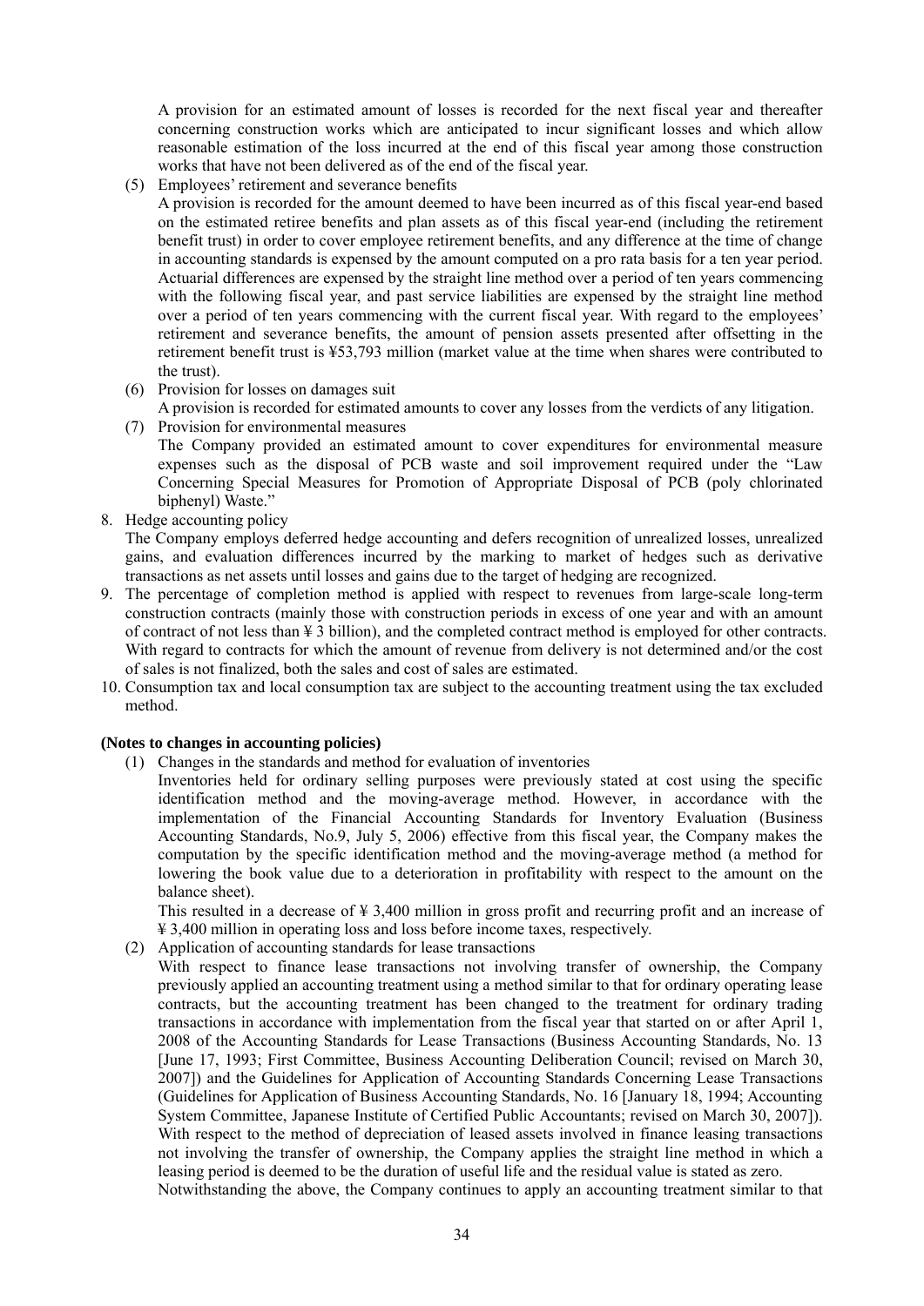A provision for an estimated amount of losses is recorded for the next fiscal year and thereafter concerning construction works which are anticipated to incur significant losses and which allow reasonable estimation of the loss incurred at the end of this fiscal year among those construction works that have not been delivered as of the end of the fiscal year.

(5) Employees' retirement and severance benefits

A provision is recorded for the amount deemed to have been incurred as of this fiscal year-end based on the estimated retiree benefits and plan assets as of this fiscal year-end (including the retirement benefit trust) in order to cover employee retirement benefits, and any difference at the time of change in accounting standards is expensed by the amount computed on a pro rata basis for a ten year period. Actuarial differences are expensed by the straight line method over a period of ten years commencing with the following fiscal year, and past service liabilities are expensed by the straight line method over a period of ten years commencing with the current fiscal year. With regard to the employees' retirement and severance benefits, the amount of pension assets presented after offsetting in the retirement benefit trust is ¥53,793 million (market value at the time when shares were contributed to the trust).

(6) Provision for losses on damages suit

A provision is recorded for estimated amounts to cover any losses from the verdicts of any litigation.

(7) Provision for environmental measures

The Company provided an estimated amount to cover expenditures for environmental measure expenses such as the disposal of PCB waste and soil improvement required under the "Law Concerning Special Measures for Promotion of Appropriate Disposal of PCB (poly chlorinated biphenyl) Waste."

8. Hedge accounting policy

The Company employs deferred hedge accounting and defers recognition of unrealized losses, unrealized gains, and evaluation differences incurred by the marking to market of hedges such as derivative transactions as net assets until losses and gains due to the target of hedging are recognized.

9. The percentage of completion method is applied with respect to revenues from large-scale long-term construction contracts (mainly those with construction periods in excess of one year and with an amount of contract of not less than ¥ 3 billion), and the completed contract method is employed for other contracts. With regard to contracts for which the amount of revenue from delivery is not determined and/or the cost of sales is not finalized, both the sales and cost of sales are estimated.

10. Consumption tax and local consumption tax are subject to the accounting treatment using the tax excluded method.

**(Notes to changes in accounting policies)**

(1) Changes in the standards and method for evaluation of inventories

Inventories held for ordinary selling purposes were previously stated at cost using the specific identification method and the moving-average method. However, in accordance with the implementation of the Financial Accounting Standards for Inventory Evaluation (Business Accounting Standards, No.9, July 5, 2006) effective from this fiscal year, the Company makes the computation by the specific identification method and the moving-average method (a method for lowering the book value due to a deterioration in profitability with respect to the amount on the balance sheet).

This resulted in a decrease of ¥ 3,400 million in gross profit and recurring profit and an increase of ¥ 3,400 million in operating loss and loss before income taxes, respectively.

(2) Application of accounting standards for lease transactions

With respect to finance lease transactions not involving transfer of ownership, the Company previously applied an accounting treatment using a method similar to that for ordinary operating lease contracts, but the accounting treatment has been changed to the treatment for ordinary trading transactions in accordance with implementation from the fiscal year that started on or after April 1, 2008 of the Accounting Standards for Lease Transactions (Business Accounting Standards, No. 13 [June 17, 1993; First Committee, Business Accounting Deliberation Council; revised on March 30, 2007]) and the Guidelines for Application of Accounting Standards Concerning Lease Transactions (Guidelines for Application of Business Accounting Standards, No. 16 [January 18, 1994; Accounting System Committee, Japanese Institute of Certified Public Accountants; revised on March 30, 2007]). With respect to the method of depreciation of leased assets involved in finance leasing transactions not involving the transfer of ownership, the Company applies the straight line method in which a leasing period is deemed to be the duration of useful life and the residual value is stated as zero.

Notwithstanding the above, the Company continues to apply an accounting treatment similar to that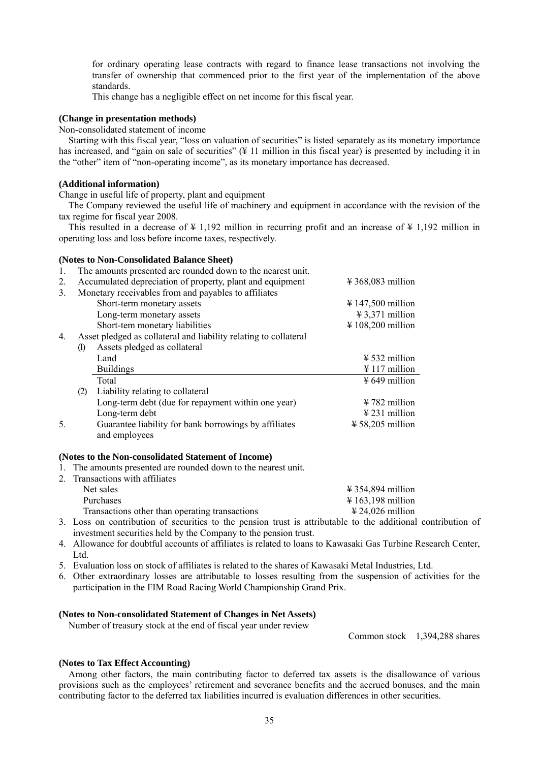for ordinary operating lease contracts with regard to finance lease transactions not involving the transfer of ownership that commenced prior to the first year of the implementation of the above standards.

This change has a negligible effect on net income for this fiscal year.

**(Change in presentation methods)**

Non-consolidated statement of income

Starting with this fiscal year, "loss on valuation of securities" is listed separately as its monetary importance has increased, and "gain on sale of securities" (¥ 11 million in this fiscal year) is presented by including it in the "other" item of "non-operating income", as its monetary importance has decreased.

**(Additional information)**

Change in useful life of property, plant and equipment

The Company reviewed the useful life of machinery and equipment in accordance with the revision of the tax regime for fiscal year 2008.

This resulted in a decrease of ¥ 1,192 million in recurring profit and an increase of ¥ 1,192 million in operating loss and loss before income taxes, respectively.

**(Notes to Non-Consolidated Balance Sheet)**

1. The amounts presented are rounded down to the nearest unit.
2. Accumulated depreciation of property, plant and equipment ¥ 368,083 million
3. Monetary receivables from and payables to affiliates

| | |
|---|---|
| Short-term monetary assets | ¥ 147,500 million |
| Long-term monetary assets | ¥ 3,371 million |
| Short-tem monetary liabilities | ¥ 108,200 million |

4. Asset pledged as collateral and liability relating to collateral

(1) Assets pledged as collateral

| | |
|---|---|
| Land | ¥ 532 million |
| Buildings | ¥ 117 million |
| Total | ¥ 649 million |

(2) Liability relating to collateral

| | |
|---|---|
| Long-term debt (due for repayment within one year) | ¥ 782 million |
| Long-term debt | ¥ 231 million |

5. Guarantee liability for bank borrowings by affiliates and employees ¥ 58,205 million

**(Notes to the Non-consolidated Statement of Income)**

1. The amounts presented are rounded down to the nearest unit.
2. Transactions with affiliates

| | |
|---|---|
| Net sales | ¥ 354,894 million |
| Purchases | ¥ 163,198 million |
| Transactions other than operating transactions | ¥ 24,026 million |

3. Loss on contribution of securities to the pension trust is attributable to the additional contribution of investment securities held by the Company to the pension trust.
4. Allowance for doubtful accounts of affiliates is related to loans to Kawasaki Gas Turbine Research Center, Ltd.
5. Evaluation loss on stock of affiliates is related to the shares of Kawasaki Metal Industries, Ltd.
6. Other extraordinary losses are attributable to losses resulting from the suspension of activities for the participation in the FIM Road Racing World Championship Grand Prix.

**(Notes to Non-consolidated Statement of Changes in Net Assets)**

Number of treasury stock at the end of fiscal year under review

Common stock 1,394,288 shares

**(Notes to Tax Effect Accounting)**

Among other factors, the main contributing factor to deferred tax assets is the disallowance of various provisions such as the employees' retirement and severance benefits and the accrued bonuses, and the main contributing factor to the deferred tax liabilities incurred is evaluation differences in other securities.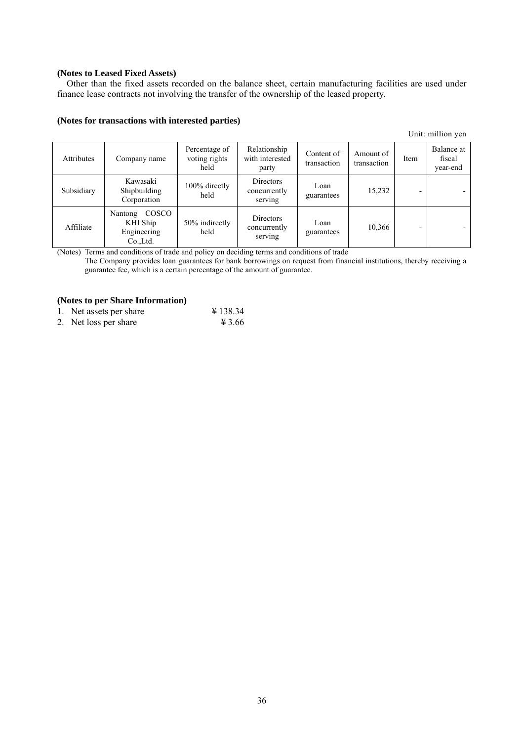### (Notes to Leased Fixed Assets)

Other than the fixed assets recorded on the balance sheet, certain manufacturing facilities are used under finance lease contracts not involving the transfer of the ownership of the leased property.

### (Notes for transactions with interested parties)

Unit: million yen

| Attributes | Company name | Percentage of voting rights held | Relationship with interested party | Content of transaction | Amount of transaction | Item | Balance at fiscal year-end |
|---|---|---|---|---|---|---|---|
| Subsidiary | Kawasaki Shipbuilding Corporation | 100% directly held | Directors concurrently serving | Loan guarantees | 15,232 | - | - |
| Affiliate | Nantong COSCO KHI Ship Engineering Co.,Ltd. | 50% indirectly held | Directors concurrently serving | Loan guarantees | 10,366 | - | - |

(Notes) Terms and conditions of trade and policy on deciding terms and conditions of trade
The Company provides loan guarantees for bank borrowings on request from financial institutions, thereby receiving a guarantee fee, which is a certain percentage of the amount of guarantee.

### (Notes to per Share Information)

1. Net assets per share ¥ 138.34
2. Net loss per share ¥ 3.66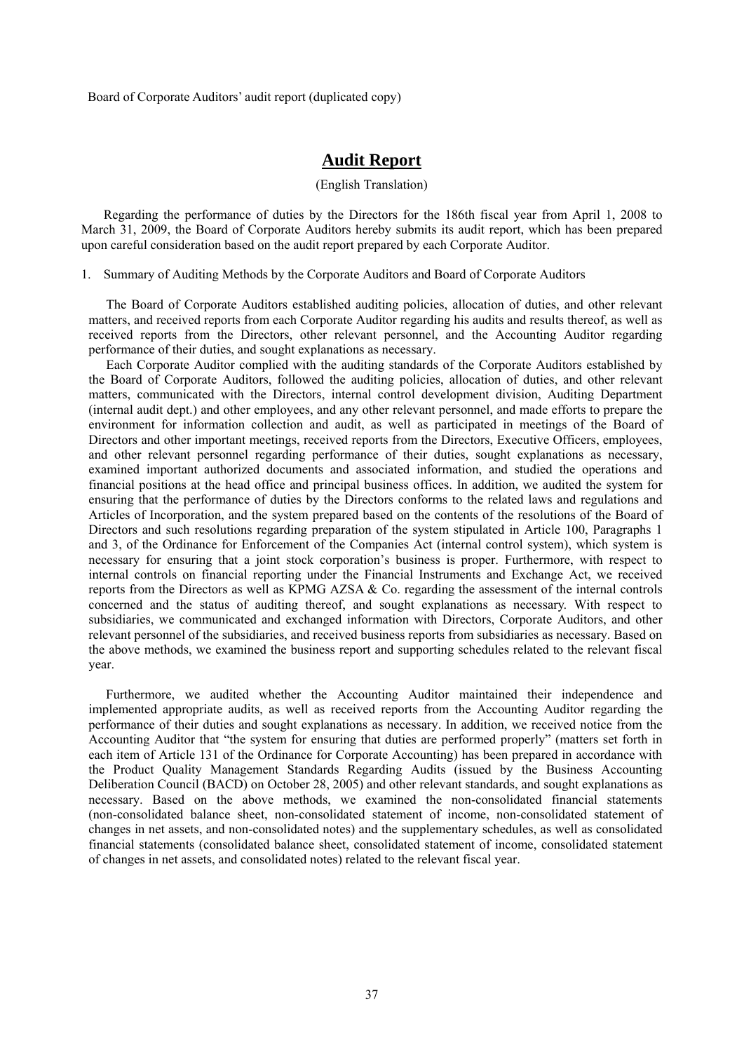Board of Corporate Auditors' audit report (duplicated copy)

# Audit Report

(English Translation)

Regarding the performance of duties by the Directors for the 186th fiscal year from April 1, 2008 to March 31, 2009, the Board of Corporate Auditors hereby submits its audit report, which has been prepared upon careful consideration based on the audit report prepared by each Corporate Auditor.

1. Summary of Auditing Methods by the Corporate Auditors and Board of Corporate Auditors

The Board of Corporate Auditors established auditing policies, allocation of duties, and other relevant matters, and received reports from each Corporate Auditor regarding his audits and results thereof, as well as received reports from the Directors, other relevant personnel, and the Accounting Auditor regarding performance of their duties, and sought explanations as necessary.

Each Corporate Auditor complied with the auditing standards of the Corporate Auditors established by the Board of Corporate Auditors, followed the auditing policies, allocation of duties, and other relevant matters, communicated with the Directors, internal control development division, Auditing Department (internal audit dept.) and other employees, and any other relevant personnel, and made efforts to prepare the environment for information collection and audit, as well as participated in meetings of the Board of Directors and other important meetings, received reports from the Directors, Executive Officers, employees, and other relevant personnel regarding performance of their duties, sought explanations as necessary, examined important authorized documents and associated information, and studied the operations and financial positions at the head office and principal business offices. In addition, we audited the system for ensuring that the performance of duties by the Directors conforms to the related laws and regulations and Articles of Incorporation, and the system prepared based on the contents of the resolutions of the Board of Directors and such resolutions regarding preparation of the system stipulated in Article 100, Paragraphs 1 and 3, of the Ordinance for Enforcement of the Companies Act (internal control system), which system is necessary for ensuring that a joint stock corporation's business is proper. Furthermore, with respect to internal controls on financial reporting under the Financial Instruments and Exchange Act, we received reports from the Directors as well as KPMG AZSA & Co. regarding the assessment of the internal controls concerned and the status of auditing thereof, and sought explanations as necessary. With respect to subsidiaries, we communicated and exchanged information with Directors, Corporate Auditors, and other relevant personnel of the subsidiaries, and received business reports from subsidiaries as necessary. Based on the above methods, we examined the business report and supporting schedules related to the relevant fiscal year.

Furthermore, we audited whether the Accounting Auditor maintained their independence and implemented appropriate audits, as well as received reports from the Accounting Auditor regarding the performance of their duties and sought explanations as necessary. In addition, we received notice from the Accounting Auditor that "the system for ensuring that duties are performed properly" (matters set forth in each item of Article 131 of the Ordinance for Corporate Accounting) has been prepared in accordance with the Product Quality Management Standards Regarding Audits (issued by the Business Accounting Deliberation Council (BACD) on October 28, 2005) and other relevant standards, and sought explanations as necessary. Based on the above methods, we examined the non-consolidated financial statements (non-consolidated balance sheet, non-consolidated statement of income, non-consolidated statement of changes in net assets, and non-consolidated notes) and the supplementary schedules, as well as consolidated financial statements (consolidated balance sheet, consolidated statement of income, consolidated statement of changes in net assets, and consolidated notes) related to the relevant fiscal year.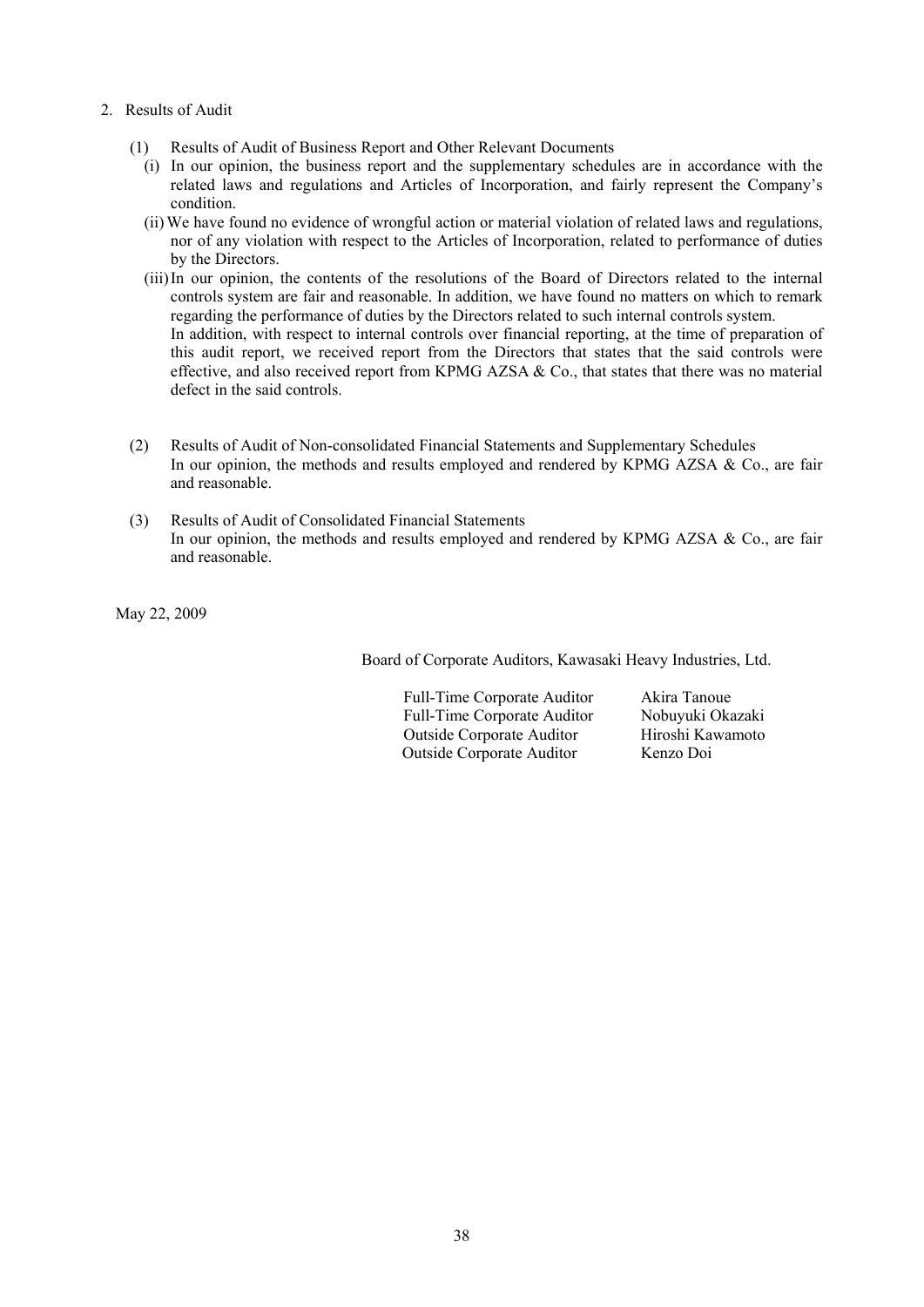## 2. Results of Audit

(1) Results of Audit of Business Report and Other Relevant Documents

(i) In our opinion, the business report and the supplementary schedules are in accordance with the related laws and regulations and Articles of Incorporation, and fairly represent the Company's condition.

(ii) We have found no evidence of wrongful action or material violation of related laws and regulations, nor of any violation with respect to the Articles of Incorporation, related to performance of duties by the Directors.

(iii) In our opinion, the contents of the resolutions of the Board of Directors related to the internal controls system are fair and reasonable. In addition, we have found no matters on which to remark regarding the performance of duties by the Directors related to such internal controls system.
In addition, with respect to internal controls over financial reporting, at the time of preparation of this audit report, we received report from the Directors that states that the said controls were effective, and also received report from KPMG AZSA & Co., that states that there was no material defect in the said controls.

(2) Results of Audit of Non-consolidated Financial Statements and Supplementary Schedules
In our opinion, the methods and results employed and rendered by KPMG AZSA & Co., are fair and reasonable.

(3) Results of Audit of Consolidated Financial Statements
In our opinion, the methods and results employed and rendered by KPMG AZSA & Co., are fair and reasonable.

May 22, 2009

Board of Corporate Auditors, Kawasaki Heavy Industries, Ltd.

| | |
|---|---|
| Full-Time Corporate Auditor | Akira Tanoue |
| Full-Time Corporate Auditor | Nobuyuki Okazaki |
| Outside Corporate Auditor | Hiroshi Kawamoto |
| Outside Corporate Auditor | Kenzo Doi |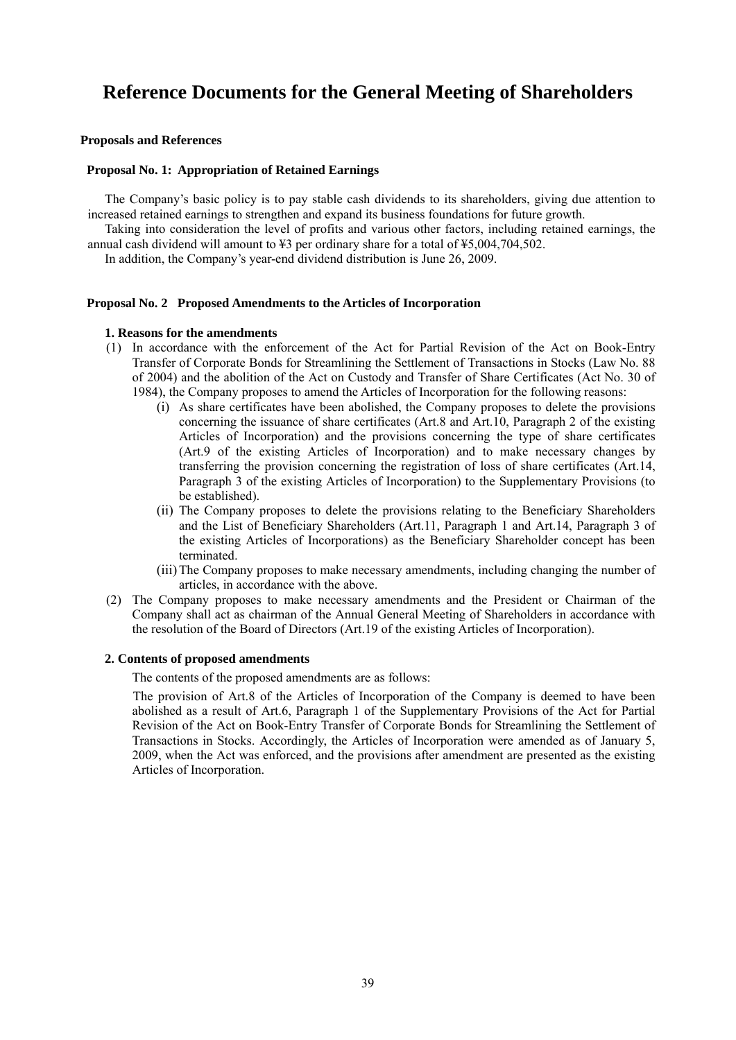# Reference Documents for the General Meeting of Shareholders

**Proposals and References**

**Proposal No. 1: Appropriation of Retained Earnings**

The Company's basic policy is to pay stable cash dividends to its shareholders, giving due attention to increased retained earnings to strengthen and expand its business foundations for future growth.

Taking into consideration the level of profits and various other factors, including retained earnings, the annual cash dividend will amount to ¥3 per ordinary share for a total of ¥5,004,704,502.

In addition, the Company's year-end dividend distribution is June 26, 2009.

**Proposal No. 2 Proposed Amendments to the Articles of Incorporation**

**1. Reasons for the amendments**

(1) In accordance with the enforcement of the Act for Partial Revision of the Act on Book-Entry Transfer of Corporate Bonds for Streamlining the Settlement of Transactions in Stocks (Law No. 88 of 2004) and the abolition of the Act on Custody and Transfer of Share Certificates (Act No. 30 of 1984), the Company proposes to amend the Articles of Incorporation for the following reasons:

(i) As share certificates have been abolished, the Company proposes to delete the provisions concerning the issuance of share certificates (Art.8 and Art.10, Paragraph 2 of the existing Articles of Incorporation) and the provisions concerning the type of share certificates (Art.9 of the existing Articles of Incorporation) and to make necessary changes by transferring the provision concerning the registration of loss of share certificates (Art.14, Paragraph 3 of the existing Articles of Incorporation) to the Supplementary Provisions (to be established).

(ii) The Company proposes to delete the provisions relating to the Beneficiary Shareholders and the List of Beneficiary Shareholders (Art.11, Paragraph 1 and Art.14, Paragraph 3 of the existing Articles of Incorporations) as the Beneficiary Shareholder concept has been terminated.

(iii) The Company proposes to make necessary amendments, including changing the number of articles, in accordance with the above.

(2) The Company proposes to make necessary amendments and the President or Chairman of the Company shall act as chairman of the Annual General Meeting of Shareholders in accordance with the resolution of the Board of Directors (Art.19 of the existing Articles of Incorporation).

**2. Contents of proposed amendments**

The contents of the proposed amendments are as follows:

The provision of Art.8 of the Articles of Incorporation of the Company is deemed to have been abolished as a result of Art.6, Paragraph 1 of the Supplementary Provisions of the Act for Partial Revision of the Act on Book-Entry Transfer of Corporate Bonds for Streamlining the Settlement of Transactions in Stocks. Accordingly, the Articles of Incorporation were amended as of January 5, 2009, when the Act was enforced, and the provisions after amendment are presented as the existing Articles of Incorporation.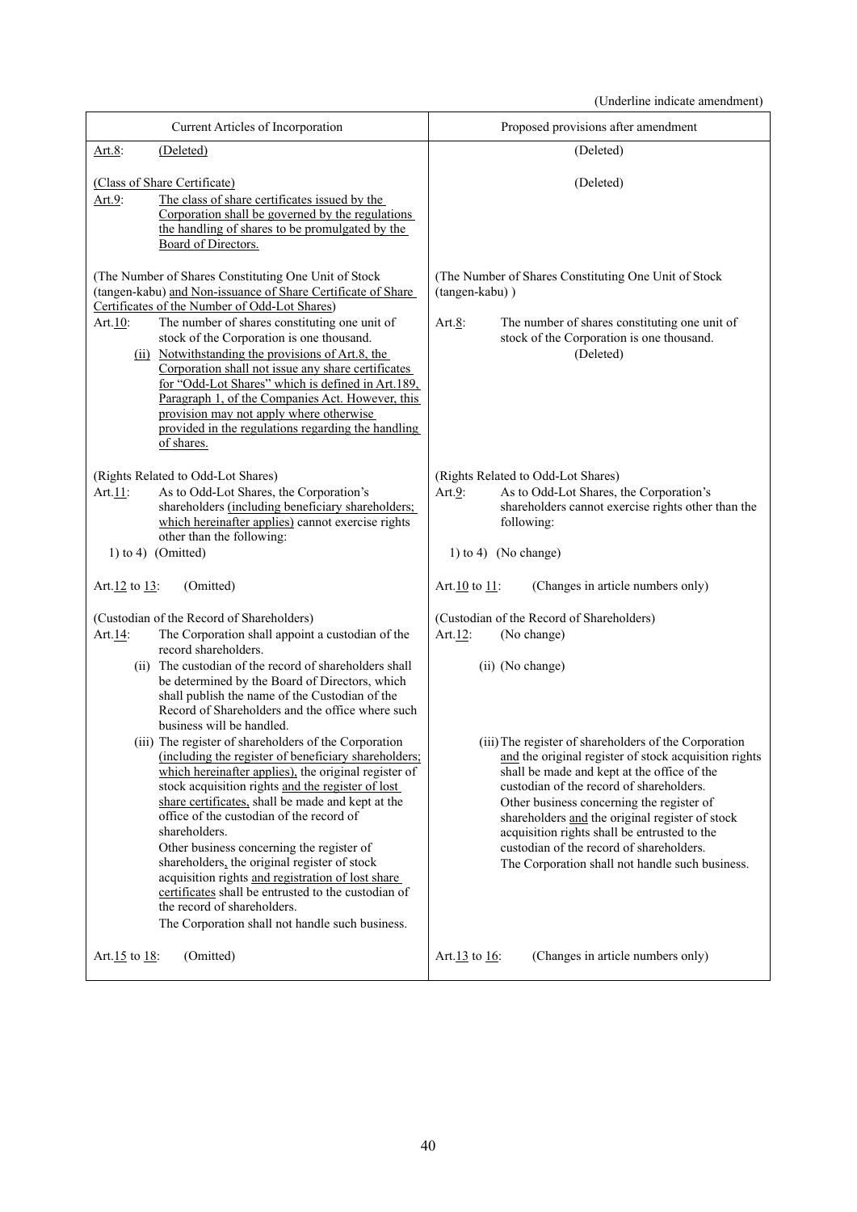(Underline indicate amendment)

| Current Articles of Incorporation | Proposed provisions after amendment |
|---|---|
| <u>Art.8</u>: <u>(Deleted)</u> | (Deleted) |
| <u>(Class of Share Certificate)</u><br><u>Art.9</u>: <u>The class of share certificates issued by the Corporation shall be governed by the regulations the handling of shares to be promulgated by the Board of Directors.</u> | (Deleted) |
| (The Number of Shares Constituting One Unit of Stock (tangen-kabu) <u>and Non-issuance of Share Certificate of Share Certificates of the Number of Odd-Lot Shares</u>)<br>Art.<u>10</u>: The number of shares constituting one unit of stock of the Corporation is one thousand.<br><u>(ii) Notwithstanding the provisions of Art.8, the Corporation shall not issue any share certificates for "Odd-Lot Shares" which is defined in Art.189, Paragraph 1, of the Companies Act. However, this provision may not apply where otherwise provided in the regulations regarding the handling of shares.</u> | (The Number of Shares Constituting One Unit of Stock (tangen-kabu) )<br>Art.<u>8</u>: The number of shares constituting one unit of stock of the Corporation is one thousand.<br>(Deleted) |
| (Rights Related to Odd-Lot Shares)<br>Art.<u>11</u>: As to Odd-Lot Shares, the Corporation's shareholders <u>(including beneficiary shareholders; which hereinafter applies)</u> cannot exercise rights other than the following:<br>1) to 4) (Omitted) | (Rights Related to Odd-Lot Shares)<br>Art.<u>9</u>: As to Odd-Lot Shares, the Corporation's shareholders cannot exercise rights other than the following:<br>1) to 4) (No change) |
| Art.<u>12</u> to <u>13</u>: (Omitted) | Art.<u>10</u> to <u>11</u>: (Changes in article numbers only) |
| (Custodian of the Record of Shareholders)<br>Art.<u>14</u>: The Corporation shall appoint a custodian of the record shareholders.<br>(ii) The custodian of the record of shareholders shall be determined by the Board of Directors, which shall publish the name of the Custodian of the Record of Shareholders and the office where such business will be handled.<br>(iii) The register of shareholders of the Corporation <u>(including the register of beneficiary shareholders; which hereinafter applies)</u>, the original register of stock acquisition rights <u>and the register of lost share certificates,</u> shall be made and kept at the office of the custodian of the record of shareholders.<br>Other business concerning the register of shareholders<u>,</u> the original register of stock acquisition rights <u>and registration of lost share certificates</u> shall be entrusted to the custodian of the record of shareholders.<br>The Corporation shall not handle such business. | (Custodian of the Record of Shareholders)<br>Art.<u>12</u>: (No change)<br>(ii) (No change)<br>(iii) The register of shareholders of the Corporation <u>and</u> the original register of stock acquisition rights shall be made and kept at the office of the custodian of the record of shareholders.<br>Other business concerning the register of shareholders <u>and</u> the original register of stock acquisition rights shall be entrusted to the custodian of the record of shareholders.<br>The Corporation shall not handle such business. |
| Art.<u>15</u> to <u>18</u>: (Omitted) | Art.<u>13</u> to <u>16</u>: (Changes in article numbers only) |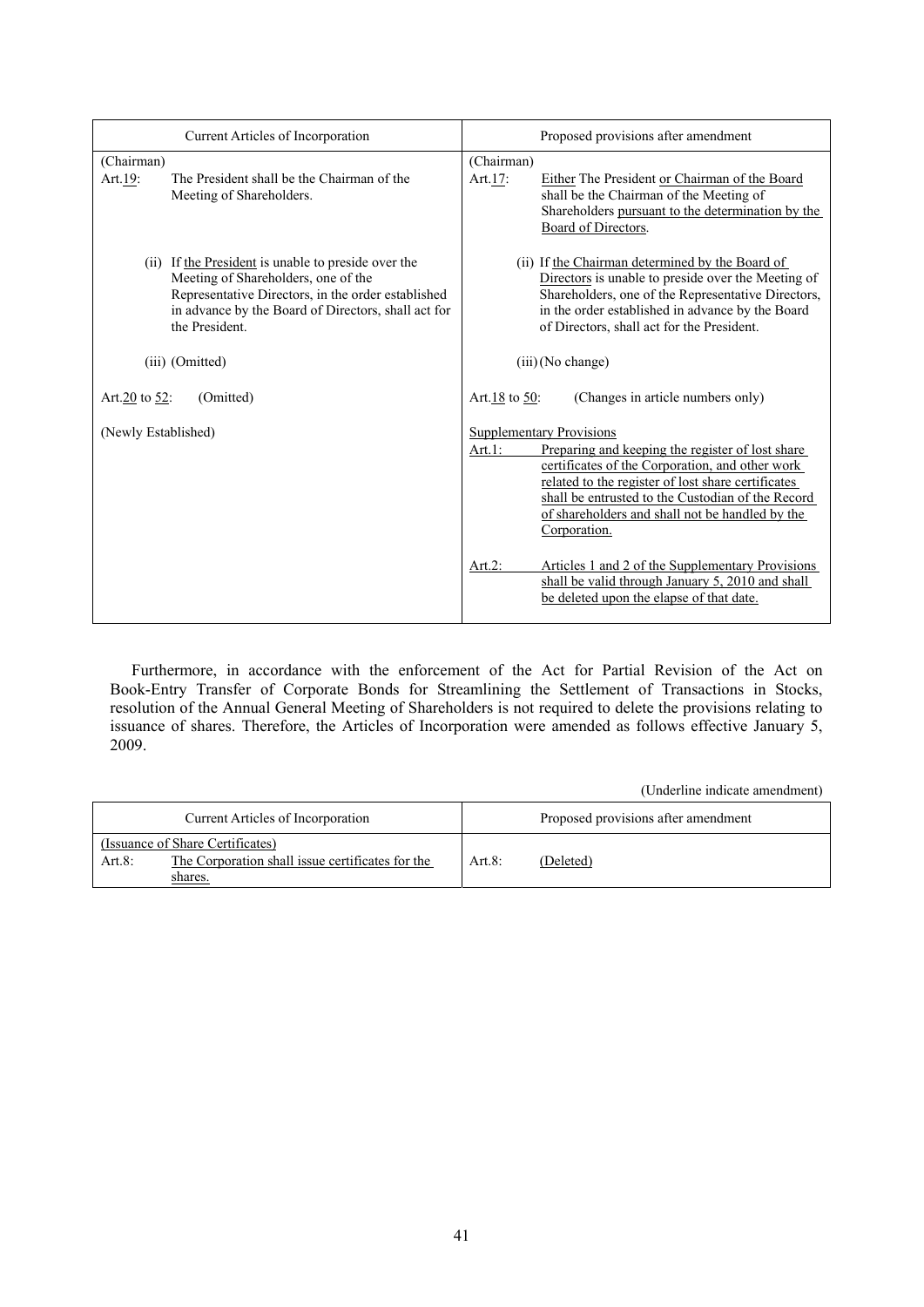| Current Articles of Incorporation | Proposed provisions after amendment |
|---|---|
| (Chairman)<br>Art.19: The President shall be the Chairman of the Meeting of Shareholders. | (Chairman)<br>Art.17: Either The President or Chairman of the Board shall be the Chairman of the Meeting of Shareholders pursuant to the determination by the Board of Directors. |
| (ii) If the President is unable to preside over the Meeting of Shareholders, one of the Representative Directors, in the order established in advance by the Board of Directors, shall act for the President. | (ii) If the Chairman determined by the Board of Directors is unable to preside over the Meeting of Shareholders, one of the Representative Directors, in the order established in advance by the Board of Directors, shall act for the President. |
| (iii) (Omitted) | (iii) (No change) |
| Art.20 to 52: (Omitted) | Art.18 to 50: (Changes in article numbers only) |
| (Newly Established) | Supplementary Provisions<br>Art.1: Preparing and keeping the register of lost share certificates of the Corporation, and other work related to the register of lost share certificates shall be entrusted to the Custodian of the Record of shareholders and shall not be handled by the Corporation.<br><br>Art.2: Articles 1 and 2 of the Supplementary Provisions shall be valid through January 5, 2010 and shall be deleted upon the elapse of that date. |

Furthermore, in accordance with the enforcement of the Act for Partial Revision of the Act on Book-Entry Transfer of Corporate Bonds for Streamlining the Settlement of Transactions in Stocks, resolution of the Annual General Meeting of Shareholders is not required to delete the provisions relating to issuance of shares. Therefore, the Articles of Incorporation were amended as follows effective January 5, 2009.

(Underline indicate amendment)

| Current Articles of Incorporation | Proposed provisions after amendment |
|---|---|
| (Issuance of Share Certificates)<br>Art.8: The Corporation shall issue certificates for the shares. | Art.8: (Deleted) |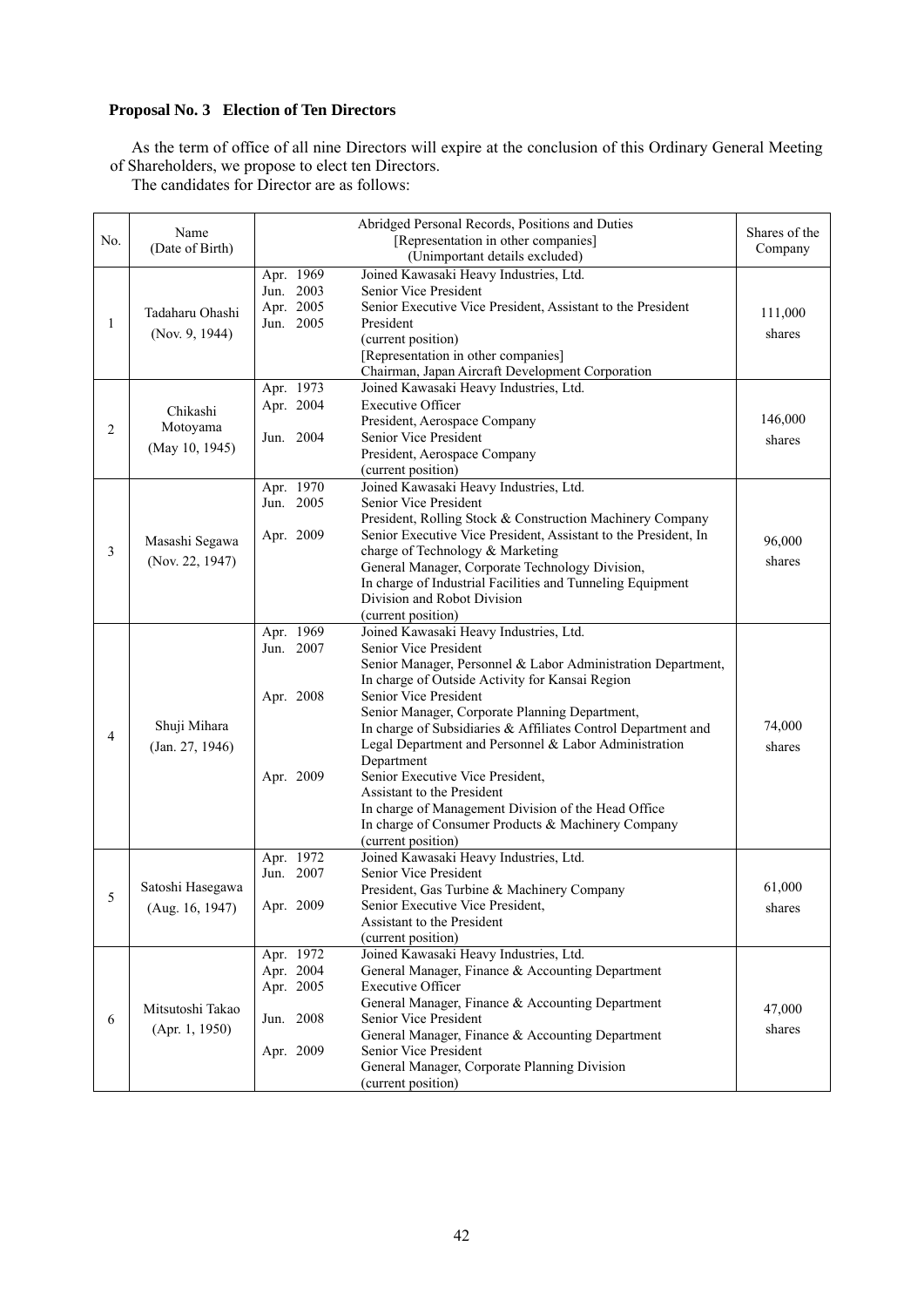**Proposal No. 3 Election of Ten Directors**

As the term of office of all nine Directors will expire at the conclusion of this Ordinary General Meeting of Shareholders, we propose to elect ten Directors.

The candidates for Director are as follows:

| No. | Name (Date of Birth) | Abridged Personal Records, Positions and Duties [Representation in other companies] (Unimportant details excluded) | | Shares of the Company |
|---|---|---|---|---|
| 1 | Tadaharu Ohashi (Nov. 9, 1944) | Apr. 1969<br>Jun. 2003<br>Apr. 2005<br>Jun. 2005 | Joined Kawasaki Heavy Industries, Ltd.<br>Senior Vice President<br>Senior Executive Vice President, Assistant to the President<br>President<br>(current position)<br>[Representation in other companies]<br>Chairman, Japan Aircraft Development Corporation | 111,000 shares |
| 2 | Chikashi Motoyama (May 10, 1945) | Apr. 1973<br>Apr. 2004<br><br>Jun. 2004 | Joined Kawasaki Heavy Industries, Ltd.<br>Executive Officer<br>President, Aerospace Company<br>Senior Vice President<br>President, Aerospace Company<br>(current position) | 146,000 shares |
| 3 | Masashi Segawa (Nov. 22, 1947) | Apr. 1970<br>Jun. 2005<br><br>Apr. 2009 | Joined Kawasaki Heavy Industries, Ltd.<br>Senior Vice President<br>President, Rolling Stock & Construction Machinery Company<br>Senior Executive Vice President, Assistant to the President, In charge of Technology & Marketing<br>General Manager, Corporate Technology Division,<br>In charge of Industrial Facilities and Tunneling Equipment Division and Robot Division<br>(current position) | 96,000 shares |
| 4 | Shuji Mihara (Jan. 27, 1946) | Apr. 1969<br>Jun. 2007<br><br><br>Apr. 2008<br><br><br><br>Apr. 2009 | Joined Kawasaki Heavy Industries, Ltd.<br>Senior Vice President<br>Senior Manager, Personnel & Labor Administration Department,<br>In charge of Outside Activity for Kansai Region<br>Senior Vice President<br>Senior Manager, Corporate Planning Department,<br>In charge of Subsidiaries & Affiliates Control Department and Legal Department and Personnel & Labor Administration Department<br>Senior Executive Vice President,<br>Assistant to the President<br>In charge of Management Division of the Head Office<br>In charge of Consumer Products & Machinery Company<br>(current position) | 74,000 shares |
| 5 | Satoshi Hasegawa (Aug. 16, 1947) | Apr. 1972<br>Jun. 2007<br><br>Apr. 2009 | Joined Kawasaki Heavy Industries, Ltd.<br>Senior Vice President<br>President, Gas Turbine & Machinery Company<br>Senior Executive Vice President,<br>Assistant to the President<br>(current position) | 61,000 shares |
| 6 | Mitsutoshi Takao (Apr. 1, 1950) | Apr. 1972<br>Apr. 2004<br>Apr. 2005<br><br>Jun. 2008<br><br>Apr. 2009 | Joined Kawasaki Heavy Industries, Ltd.<br>General Manager, Finance & Accounting Department<br>Executive Officer<br>General Manager, Finance & Accounting Department<br>Senior Vice President<br>General Manager, Finance & Accounting Department<br>Senior Vice President<br>General Manager, Corporate Planning Division<br>(current position) | 47,000 shares |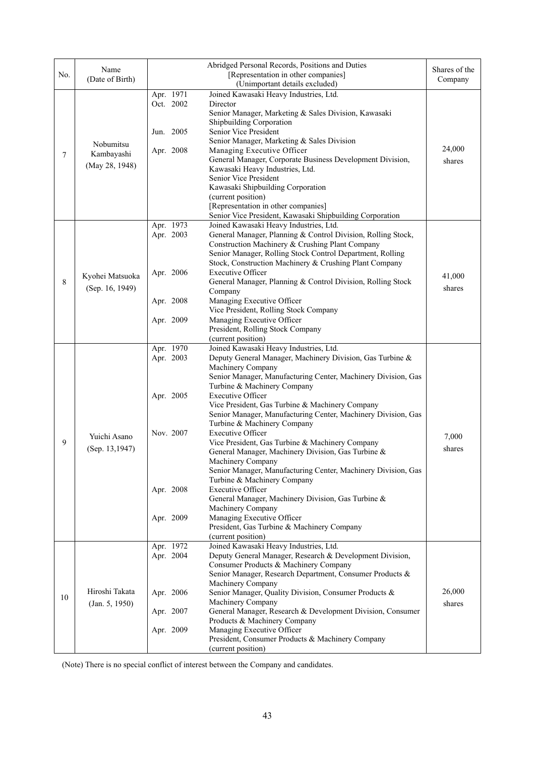| No. | Name (Date of Birth) | Abridged Personal Records, Positions and Duties [Representation in other companies] (Unimportant details excluded) | Shares of the Company |
|---|---|---|---|
| 7 | Nobumitsu Kambayashi (May 28, 1948) | Apr. 1971 Joined Kawasaki Heavy Industries, Ltd.<br>Oct. 2002 Director<br>Senior Manager, Marketing & Sales Division, Kawasaki Shipbuilding Corporation<br>Jun. 2005 Senior Vice President<br>Senior Manager, Marketing & Sales Division<br>Apr. 2008 Managing Executive Officer<br>General Manager, Corporate Business Development Division, Kawasaki Heavy Industries, Ltd.<br>Senior Vice President<br>Kawasaki Shipbuilding Corporation<br>(current position)<br>[Representation in other companies]<br>Senior Vice President, Kawasaki Shipbuilding Corporation | 24,000 shares |
| 8 | Kyohei Matsuoka (Sep. 16, 1949) | Apr. 1973 Joined Kawasaki Heavy Industries, Ltd.<br>Apr. 2003 General Manager, Planning & Control Division, Rolling Stock, Construction Machinery & Crushing Plant Company<br>Senior Manager, Rolling Stock Control Department, Rolling Stock, Construction Machinery & Crushing Plant Company<br>Apr. 2006 Executive Officer<br>General Manager, Planning & Control Division, Rolling Stock Company<br>Apr. 2008 Managing Executive Officer<br>Vice President, Rolling Stock Company<br>Apr. 2009 Managing Executive Officer<br>President, Rolling Stock Company<br>(current position) | 41,000 shares |
| 9 | Yuichi Asano (Sep. 13,1947) | Apr. 1970 Joined Kawasaki Heavy Industries, Ltd.<br>Apr. 2003 Deputy General Manager, Machinery Division, Gas Turbine & Machinery Company<br>Senior Manager, Manufacturing Center, Machinery Division, Gas Turbine & Machinery Company<br>Apr. 2005 Executive Officer<br>Vice President, Gas Turbine & Machinery Company<br>Senior Manager, Manufacturing Center, Machinery Division, Gas Turbine & Machinery Company<br>Nov. 2007 Executive Officer<br>Vice President, Gas Turbine & Machinery Company<br>General Manager, Machinery Division, Gas Turbine & Machinery Company<br>Senior Manager, Manufacturing Center, Machinery Division, Gas Turbine & Machinery Company<br>Apr. 2008 Executive Officer<br>General Manager, Machinery Division, Gas Turbine & Machinery Company<br>Apr. 2009 Managing Executive Officer<br>President, Gas Turbine & Machinery Company<br>(current position) | 7,000 shares |
| 10 | Hiroshi Takata (Jan. 5, 1950) | Apr. 1972 Joined Kawasaki Heavy Industries, Ltd.<br>Apr. 2004 Deputy General Manager, Research & Development Division, Consumer Products & Machinery Company<br>Senior Manager, Research Department, Consumer Products & Machinery Company<br>Apr. 2006 Senior Manager, Quality Division, Consumer Products & Machinery Company<br>Apr. 2007 General Manager, Research & Development Division, Consumer Products & Machinery Company<br>Apr. 2009 Managing Executive Officer<br>President, Consumer Products & Machinery Company<br>(current position) | 26,000 shares |

(Note) There is no special conflict of interest between the Company and candidates.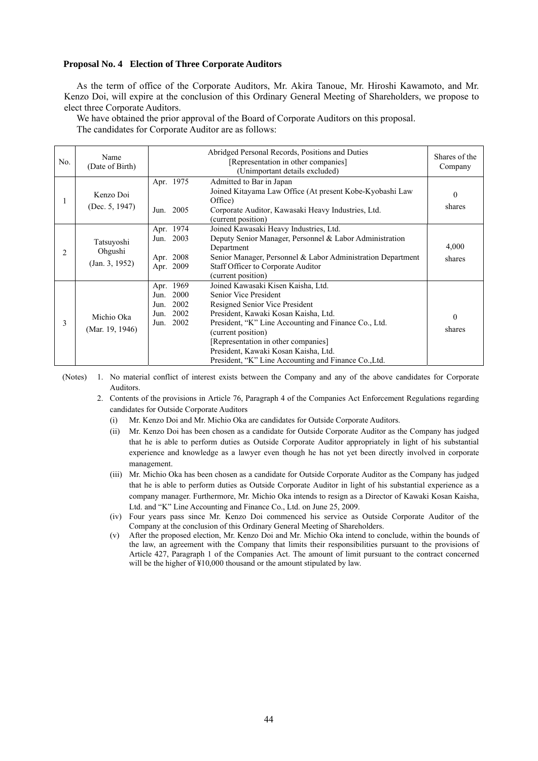**Proposal No. 4 Election of Three Corporate Auditors**

As the term of office of the Corporate Auditors, Mr. Akira Tanoue, Mr. Hiroshi Kawamoto, and Mr. Kenzo Doi, will expire at the conclusion of this Ordinary General Meeting of Shareholders, we propose to elect three Corporate Auditors.

We have obtained the prior approval of the Board of Corporate Auditors on this proposal.

The candidates for Corporate Auditor are as follows:

| No. | Name (Date of Birth) | Abridged Personal Records, Positions and Duties [Representation in other companies] (Unimportant details excluded) | | Shares of the Company |
|---|---|---|---|---|
| 1 | Kenzo Doi (Dec. 5, 1947) | Apr. 1975<br><br>Jun. 2005 | Admitted to Bar in Japan<br>Joined Kitayama Law Office (At present Kobe-Kyobashi Law Office)<br>Corporate Auditor, Kawasaki Heavy Industries, Ltd. (current position) | 0 shares |
| 2 | Tatsuyoshi Ohgushi (Jan. 3, 1952) | Apr. 1974<br>Jun. 2003<br><br>Apr. 2008<br>Apr. 2009 | Joined Kawasaki Heavy Industries, Ltd.<br>Deputy Senior Manager, Personnel & Labor Administration Department<br>Senior Manager, Personnel & Labor Administration Department<br>Staff Officer to Corporate Auditor (current position) | 4,000 shares |
| 3 | Michio Oka (Mar. 19, 1946) | Apr. 1969<br>Jun. 2000<br>Jun. 2002<br>Jun. 2002<br>Jun. 2002 | Joined Kawasaki Kisen Kaisha, Ltd.<br>Senior Vice President<br>Resigned Senior Vice President<br>President, Kawaki Kosan Kaisha, Ltd.<br>President, "K" Line Accounting and Finance Co., Ltd. (current position)<br>[Representation in other companies]<br>President, Kawaki Kosan Kaisha, Ltd.<br>President, "K" Line Accounting and Finance Co.,Ltd. | 0 shares |

(Notes)

1. No material conflict of interest exists between the Company and any of the above candidates for Corporate Auditors.
2. Contents of the provisions in Article 76, Paragraph 4 of the Companies Act Enforcement Regulations regarding candidates for Outside Corporate Auditors
   - (i) Mr. Kenzo Doi and Mr. Michio Oka are candidates for Outside Corporate Auditors.
   - (ii) Mr. Kenzo Doi has been chosen as a candidate for Outside Corporate Auditor as the Company has judged that he is able to perform duties as Outside Corporate Auditor appropriately in light of his substantial experience and knowledge as a lawyer even though he has not yet been directly involved in corporate management.
   - (iii) Mr. Michio Oka has been chosen as a candidate for Outside Corporate Auditor as the Company has judged that he is able to perform duties as Outside Corporate Auditor in light of his substantial experience as a company manager. Furthermore, Mr. Michio Oka intends to resign as a Director of Kawaki Kosan Kaisha, Ltd. and "K" Line Accounting and Finance Co., Ltd. on June 25, 2009.
   - (iv) Four years pass since Mr. Kenzo Doi commenced his service as Outside Corporate Auditor of the Company at the conclusion of this Ordinary General Meeting of Shareholders.
   - (v) After the proposed election, Mr. Kenzo Doi and Mr. Michio Oka intend to conclude, within the bounds of the law, an agreement with the Company that limits their responsibilities pursuant to the provisions of Article 427, Paragraph 1 of the Companies Act. The amount of limit pursuant to the contract concerned will be the higher of ¥10,000 thousand or the amount stipulated by law.